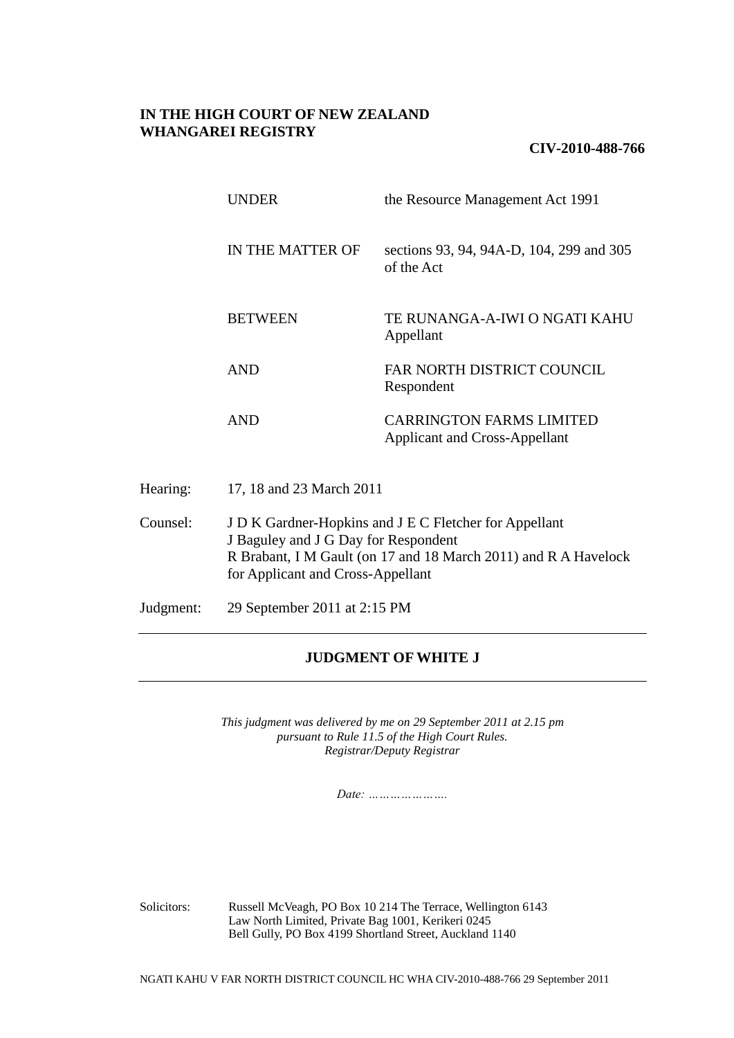**IN THE HIGH COURT OF NEW ZEALAND**
**WHANGAREI REGISTRY**

**CIV-2010-488-766**

| | |
|---|---|
| UNDER | the Resource Management Act 1991 |
| IN THE MATTER OF | sections 93, 94, 94A-D, 104, 299 and 305 of the Act |
| BETWEEN | TE RUNANGA-A-IWI O NGATI KAHU<br>Appellant |
| AND | FAR NORTH DISTRICT COUNCIL<br>Respondent |
| AND | CARRINGTON FARMS LIMITED<br>Applicant and Cross-Appellant |

| | |
|---|---|
| Hearing: | 17, 18 and 23 March 2011 |
| Counsel: | J D K Gardner-Hopkins and J E C Fletcher for Appellant<br>J Baguley and J G Day for Respondent<br>R Brabant, I M Gault (on 17 and 18 March 2011) and R A Havelock for Applicant and Cross-Appellant |
| Judgment: | 29 September 2011 at 2:15 PM |

---

**JUDGMENT OF WHITE J**

---

*This judgment was delivered by me on 29 September 2011 at 2.15 pm pursuant to Rule 11.5 of the High Court Rules.*
*Registrar/Deputy Registrar*

*Date: ………………….*

Solicitors:
Russell McVeagh, PO Box 10 214 The Terrace, Wellington 6143
Law North Limited, Private Bag 1001, Kerikeri 0245
Bell Gully, PO Box 4199 Shortland Street, Auckland 1140

NGATI KAHU V FAR NORTH DISTRICT COUNCIL HC WHA CIV-2010-488-766 29 September 2011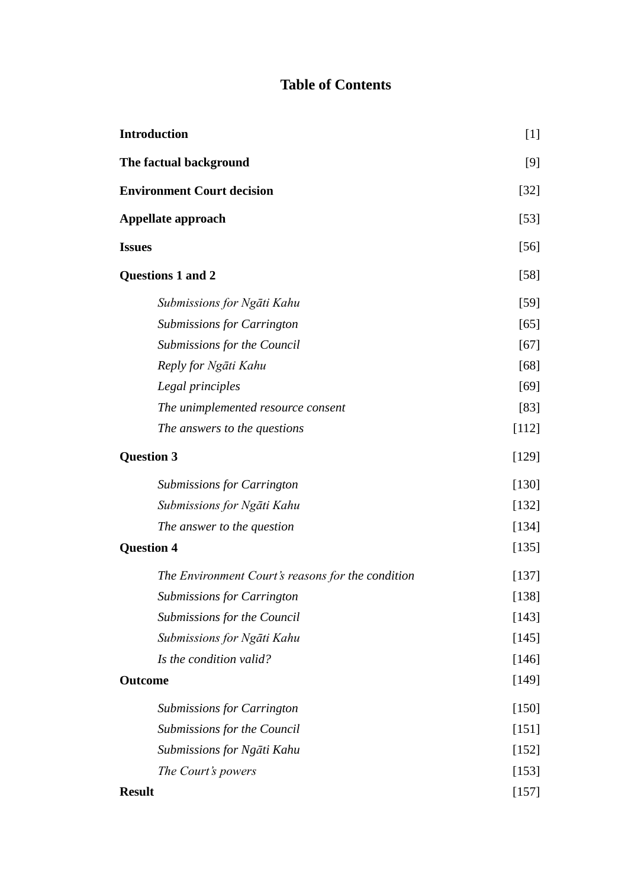# Table of Contents

| | |
|---|---|
| **Introduction** | [1] |
| **The factual background** | [9] |
| **Environment Court decision** | [32] |
| **Appellate approach** | [53] |
| **Issues** | [56] |
| **Questions 1 and 2** | [58] |
| *Submissions for Ngāti Kahu* | [59] |
| *Submissions for Carrington* | [65] |
| *Submissions for the Council* | [67] |
| *Reply for Ngāti Kahu* | [68] |
| *Legal principles* | [69] |
| *The unimplemented resource consent* | [83] |
| *The answers to the questions* | [112] |
| **Question 3** | [129] |
| *Submissions for Carrington* | [130] |
| *Submissions for Ngāti Kahu* | [132] |
| *The answer to the question* | [134] |
| **Question 4** | [135] |
| *The Environment Court's reasons for the condition* | [137] |
| *Submissions for Carrington* | [138] |
| *Submissions for the Council* | [143] |
| *Submissions for Ngāti Kahu* | [145] |
| *Is the condition valid?* | [146] |
| **Outcome** | [149] |
| *Submissions for Carrington* | [150] |
| *Submissions for the Council* | [151] |
| *Submissions for Ngāti Kahu* | [152] |
| *The Court's powers* | [153] |
| **Result** | [157] |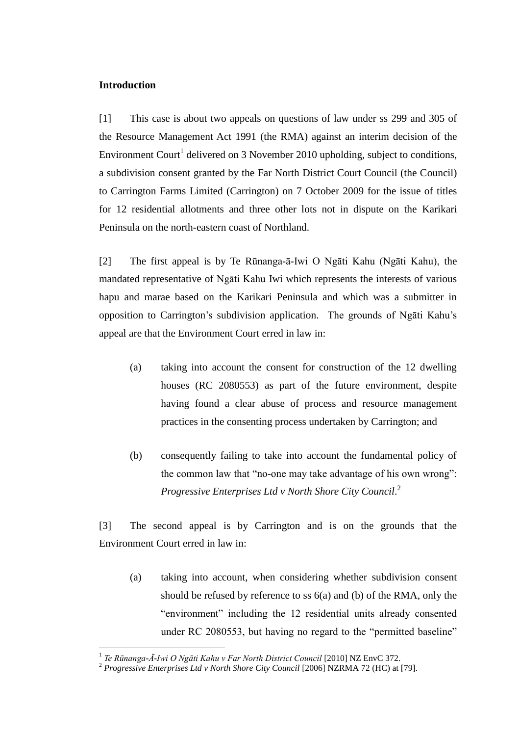**Introduction**

[1] This case is about two appeals on questions of law under ss 299 and 305 of the Resource Management Act 1991 (the RMA) against an interim decision of the Environment Court[1] delivered on 3 November 2010 upholding, subject to conditions, a subdivision consent granted by the Far North District Court Council (the Council) to Carrington Farms Limited (Carrington) on 7 October 2009 for the issue of titles for 12 residential allotments and three other lots not in dispute on the Karikari Peninsula on the north-eastern coast of Northland.

[2] The first appeal is by Te Rūnanga-ā-Iwi O Ngāti Kahu (Ngāti Kahu), the mandated representative of Ngāti Kahu Iwi which represents the interests of various hapu and marae based on the Karikari Peninsula and which was a submitter in opposition to Carrington's subdivision application. The grounds of Ngāti Kahu's appeal are that the Environment Court erred in law in:

(a) taking into account the consent for construction of the 12 dwelling houses (RC 2080553) as part of the future environment, despite having found a clear abuse of process and resource management practices in the consenting process undertaken by Carrington; and

(b) consequently failing to take into account the fundamental policy of the common law that "no-one may take advantage of his own wrong": *Progressive Enterprises Ltd v North Shore City Council*.[2]

[3] The second appeal is by Carrington and is on the grounds that the Environment Court erred in law in:

(a) taking into account, when considering whether subdivision consent should be refused by reference to ss 6(a) and (b) of the RMA, only the "environment" including the 12 residential units already consented under RC 2080553, but having no regard to the "permitted baseline"

---

[1] *Te Rūnanga-Ā-Iwi O Ngāti Kahu v Far North District Council* [2010] NZ EnvC 372.

[2] *Progressive Enterprises Ltd v North Shore City Council* [2006] NZRMA 72 (HC) at [79].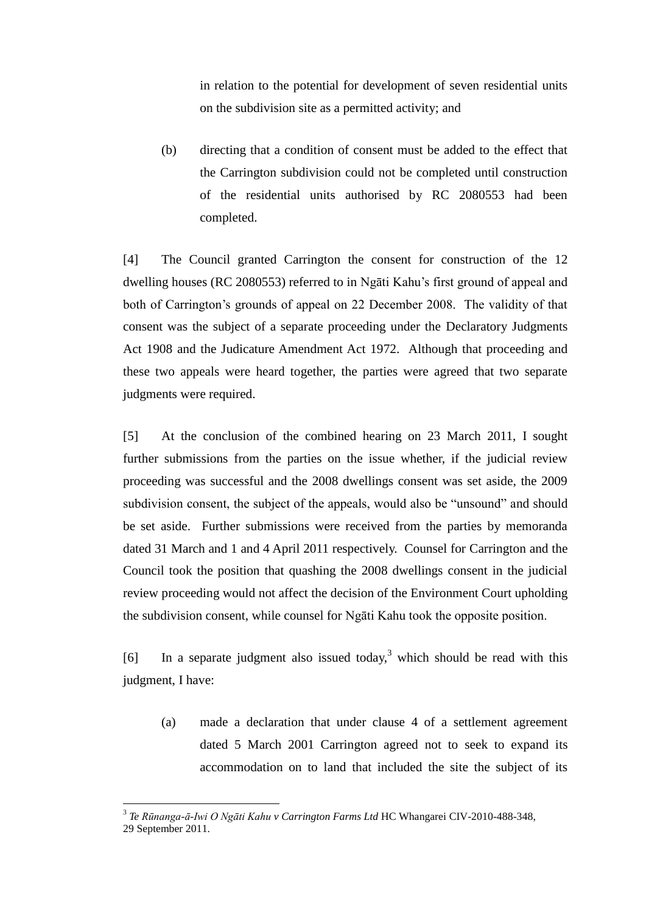in relation to the potential for development of seven residential units on the subdivision site as a permitted activity; and

(b) directing that a condition of consent must be added to the effect that the Carrington subdivision could not be completed until construction of the residential units authorised by RC 2080553 had been completed.

[4] The Council granted Carrington the consent for construction of the 12 dwelling houses (RC 2080553) referred to in Ngāti Kahu's first ground of appeal and both of Carrington's grounds of appeal on 22 December 2008. The validity of that consent was the subject of a separate proceeding under the Declaratory Judgments Act 1908 and the Judicature Amendment Act 1972. Although that proceeding and these two appeals were heard together, the parties were agreed that two separate judgments were required.

[5] At the conclusion of the combined hearing on 23 March 2011, I sought further submissions from the parties on the issue whether, if the judicial review proceeding was successful and the 2008 dwellings consent was set aside, the 2009 subdivision consent, the subject of the appeals, would also be "unsound" and should be set aside. Further submissions were received from the parties by memoranda dated 31 March and 1 and 4 April 2011 respectively. Counsel for Carrington and the Council took the position that quashing the 2008 dwellings consent in the judicial review proceeding would not affect the decision of the Environment Court upholding the subdivision consent, while counsel for Ngāti Kahu took the opposite position.

[6] In a separate judgment also issued today,[3] which should be read with this judgment, I have:

(a) made a declaration that under clause 4 of a settlement agreement dated 5 March 2001 Carrington agreed not to seek to expand its accommodation on to land that included the site the subject of its

---

[3] *Te Rūnanga-ā-Iwi O Ngāti Kahu v Carrington Farms Ltd* HC Whangarei CIV-2010-488-348, 29 September 2011.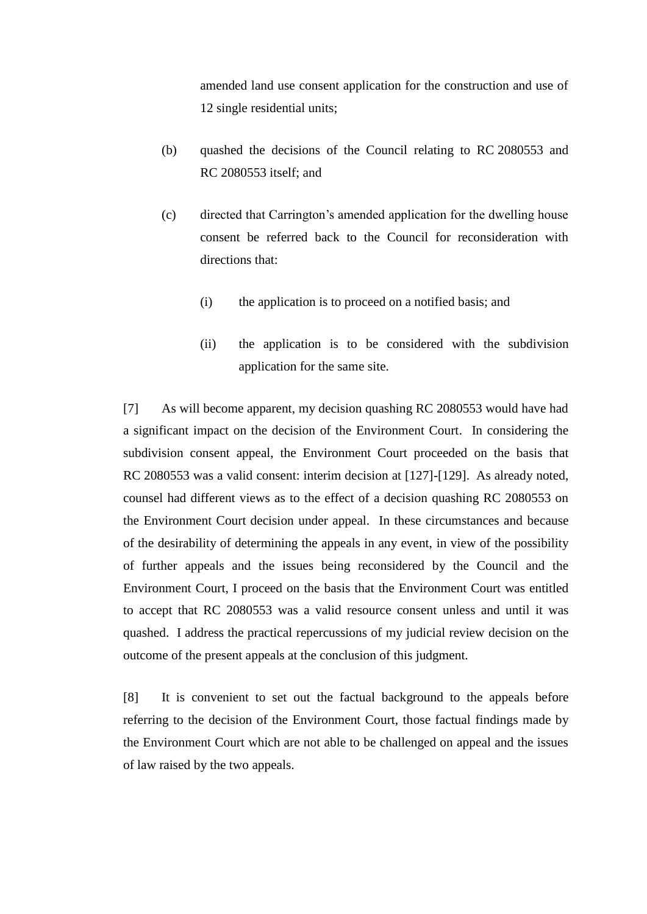amended land use consent application for the construction and use of 12 single residential units;

(b) quashed the decisions of the Council relating to RC 2080553 and RC 2080553 itself; and

(c) directed that Carrington's amended application for the dwelling house consent be referred back to the Council for reconsideration with directions that:

   (i) the application is to proceed on a notified basis; and

   (ii) the application is to be considered with the subdivision application for the same site.

[7] As will become apparent, my decision quashing RC 2080553 would have had a significant impact on the decision of the Environment Court. In considering the subdivision consent appeal, the Environment Court proceeded on the basis that RC 2080553 was a valid consent: interim decision at [127]-[129]. As already noted, counsel had different views as to the effect of a decision quashing RC 2080553 on the Environment Court decision under appeal. In these circumstances and because of the desirability of determining the appeals in any event, in view of the possibility of further appeals and the issues being reconsidered by the Council and the Environment Court, I proceed on the basis that the Environment Court was entitled to accept that RC 2080553 was a valid resource consent unless and until it was quashed. I address the practical repercussions of my judicial review decision on the outcome of the present appeals at the conclusion of this judgment.

[8] It is convenient to set out the factual background to the appeals before referring to the decision of the Environment Court, those factual findings made by the Environment Court which are not able to be challenged on appeal and the issues of law raised by the two appeals.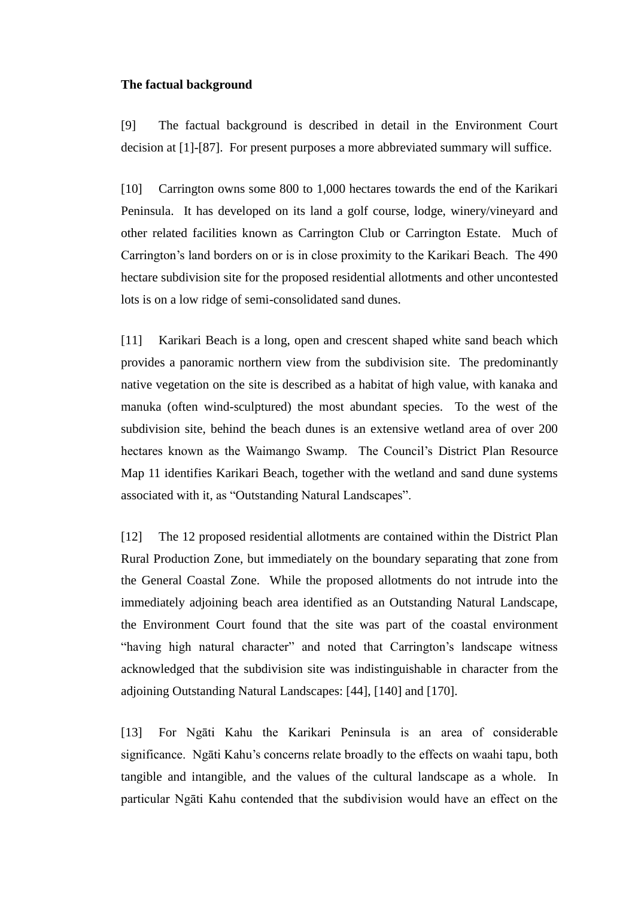**The factual background**

[9] The factual background is described in detail in the Environment Court decision at [1]-[87]. For present purposes a more abbreviated summary will suffice.

[10] Carrington owns some 800 to 1,000 hectares towards the end of the Karikari Peninsula. It has developed on its land a golf course, lodge, winery/vineyard and other related facilities known as Carrington Club or Carrington Estate. Much of Carrington's land borders on or is in close proximity to the Karikari Beach. The 490 hectare subdivision site for the proposed residential allotments and other uncontested lots is on a low ridge of semi-consolidated sand dunes.

[11] Karikari Beach is a long, open and crescent shaped white sand beach which provides a panoramic northern view from the subdivision site. The predominantly native vegetation on the site is described as a habitat of high value, with kanaka and manuka (often wind-sculptured) the most abundant species. To the west of the subdivision site, behind the beach dunes is an extensive wetland area of over 200 hectares known as the Waimango Swamp. The Council's District Plan Resource Map 11 identifies Karikari Beach, together with the wetland and sand dune systems associated with it, as "Outstanding Natural Landscapes".

[12] The 12 proposed residential allotments are contained within the District Plan Rural Production Zone, but immediately on the boundary separating that zone from the General Coastal Zone. While the proposed allotments do not intrude into the immediately adjoining beach area identified as an Outstanding Natural Landscape, the Environment Court found that the site was part of the coastal environment "having high natural character" and noted that Carrington's landscape witness acknowledged that the subdivision site was indistinguishable in character from the adjoining Outstanding Natural Landscapes: [44], [140] and [170].

[13] For Ngāti Kahu the Karikari Peninsula is an area of considerable significance. Ngāti Kahu's concerns relate broadly to the effects on waahi tapu, both tangible and intangible, and the values of the cultural landscape as a whole. In particular Ngāti Kahu contended that the subdivision would have an effect on the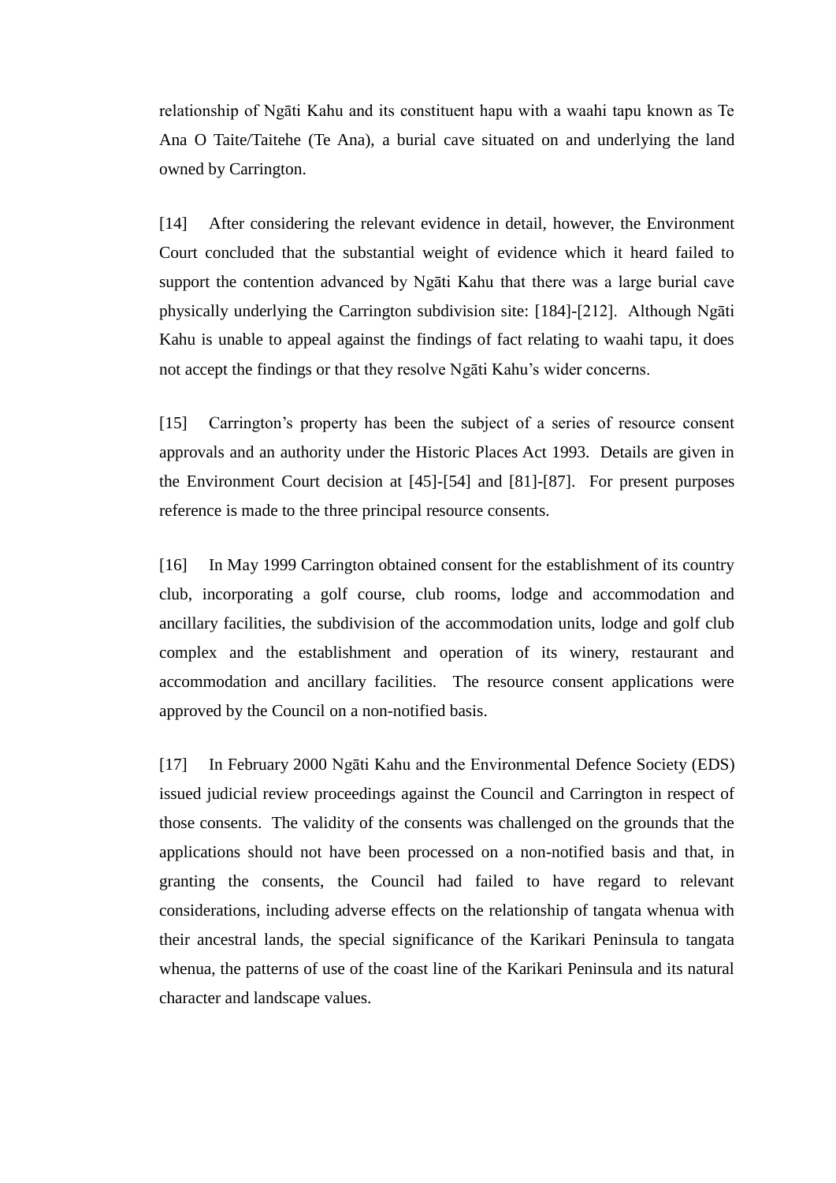relationship of Ngāti Kahu and its constituent hapu with a waahi tapu known as Te Ana O Taite/Taitehe (Te Ana), a burial cave situated on and underlying the land owned by Carrington.

[14] After considering the relevant evidence in detail, however, the Environment Court concluded that the substantial weight of evidence which it heard failed to support the contention advanced by Ngāti Kahu that there was a large burial cave physically underlying the Carrington subdivision site: [184]-[212]. Although Ngāti Kahu is unable to appeal against the findings of fact relating to waahi tapu, it does not accept the findings or that they resolve Ngāti Kahu's wider concerns.

[15] Carrington's property has been the subject of a series of resource consent approvals and an authority under the Historic Places Act 1993. Details are given in the Environment Court decision at [45]-[54] and [81]-[87]. For present purposes reference is made to the three principal resource consents.

[16] In May 1999 Carrington obtained consent for the establishment of its country club, incorporating a golf course, club rooms, lodge and accommodation and ancillary facilities, the subdivision of the accommodation units, lodge and golf club complex and the establishment and operation of its winery, restaurant and accommodation and ancillary facilities. The resource consent applications were approved by the Council on a non-notified basis.

[17] In February 2000 Ngāti Kahu and the Environmental Defence Society (EDS) issued judicial review proceedings against the Council and Carrington in respect of those consents. The validity of the consents was challenged on the grounds that the applications should not have been processed on a non-notified basis and that, in granting the consents, the Council had failed to have regard to relevant considerations, including adverse effects on the relationship of tangata whenua with their ancestral lands, the special significance of the Karikari Peninsula to tangata whenua, the patterns of use of the coast line of the Karikari Peninsula and its natural character and landscape values.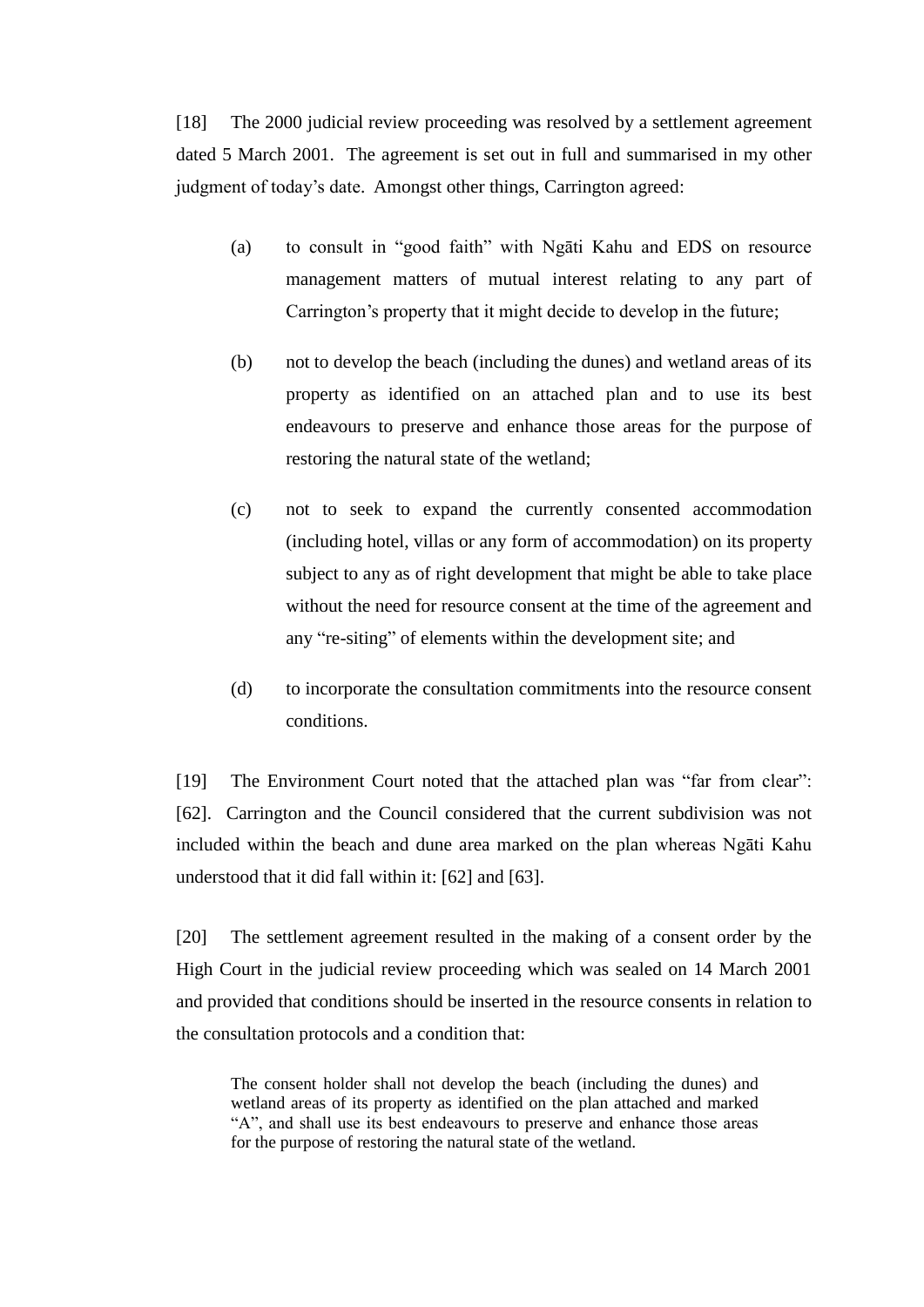[18] The 2000 judicial review proceeding was resolved by a settlement agreement dated 5 March 2001. The agreement is set out in full and summarised in my other judgment of today's date. Amongst other things, Carrington agreed:

(a) to consult in "good faith" with Ngāti Kahu and EDS on resource management matters of mutual interest relating to any part of Carrington's property that it might decide to develop in the future;

(b) not to develop the beach (including the dunes) and wetland areas of its property as identified on an attached plan and to use its best endeavours to preserve and enhance those areas for the purpose of restoring the natural state of the wetland;

(c) not to seek to expand the currently consented accommodation (including hotel, villas or any form of accommodation) on its property subject to any as of right development that might be able to take place without the need for resource consent at the time of the agreement and any "re-siting" of elements within the development site; and

(d) to incorporate the consultation commitments into the resource consent conditions.

[19] The Environment Court noted that the attached plan was "far from clear": [62]. Carrington and the Council considered that the current subdivision was not included within the beach and dune area marked on the plan whereas Ngāti Kahu understood that it did fall within it: [62] and [63].

[20] The settlement agreement resulted in the making of a consent order by the High Court in the judicial review proceeding which was sealed on 14 March 2001 and provided that conditions should be inserted in the resource consents in relation to the consultation protocols and a condition that:

> The consent holder shall not develop the beach (including the dunes) and wetland areas of its property as identified on the plan attached and marked "A", and shall use its best endeavours to preserve and enhance those areas for the purpose of restoring the natural state of the wetland.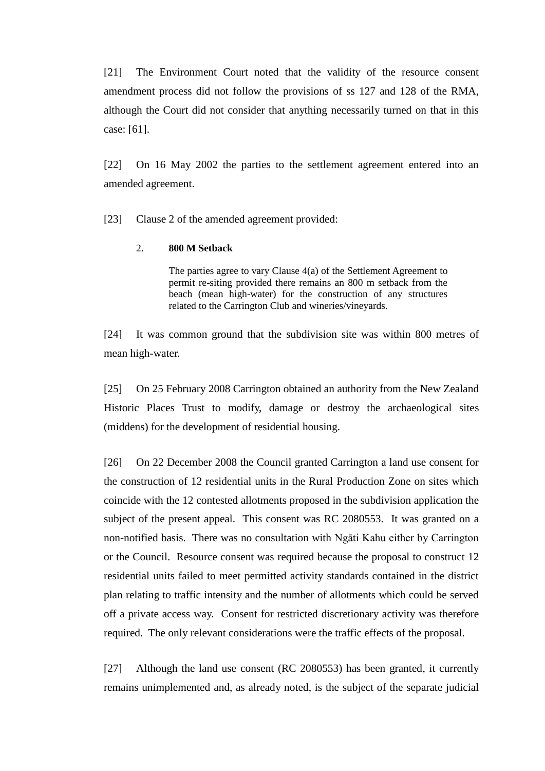[21] The Environment Court noted that the validity of the resource consent amendment process did not follow the provisions of ss 127 and 128 of the RMA, although the Court did not consider that anything necessarily turned on that in this case: [61].

[22] On 16 May 2002 the parties to the settlement agreement entered into an amended agreement.

[23] Clause 2 of the amended agreement provided:

> 2. **800 M Setback**
>
> The parties agree to vary Clause 4(a) of the Settlement Agreement to permit re-siting provided there remains an 800 m setback from the beach (mean high-water) for the construction of any structures related to the Carrington Club and wineries/vineyards.

[24] It was common ground that the subdivision site was within 800 metres of mean high-water.

[25] On 25 February 2008 Carrington obtained an authority from the New Zealand Historic Places Trust to modify, damage or destroy the archaeological sites (middens) for the development of residential housing.

[26] On 22 December 2008 the Council granted Carrington a land use consent for the construction of 12 residential units in the Rural Production Zone on sites which coincide with the 12 contested allotments proposed in the subdivision application the subject of the present appeal. This consent was RC 2080553. It was granted on a non-notified basis. There was no consultation with Ngāti Kahu either by Carrington or the Council. Resource consent was required because the proposal to construct 12 residential units failed to meet permitted activity standards contained in the district plan relating to traffic intensity and the number of allotments which could be served off a private access way. Consent for restricted discretionary activity was therefore required. The only relevant considerations were the traffic effects of the proposal.

[27] Although the land use consent (RC 2080553) has been granted, it currently remains unimplemented and, as already noted, is the subject of the separate judicial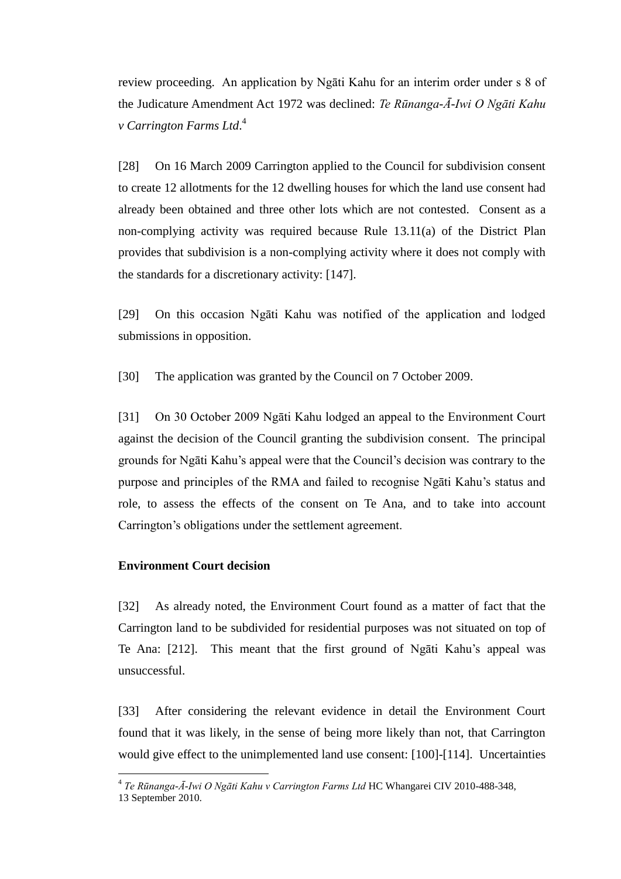review proceeding. An application by Ngāti Kahu for an interim order under s 8 of the Judicature Amendment Act 1972 was declined: *Te Rūnanga-Ā-Iwi O Ngāti Kahu v Carrington Farms Ltd*.[4]

[28] On 16 March 2009 Carrington applied to the Council for subdivision consent to create 12 allotments for the 12 dwelling houses for which the land use consent had already been obtained and three other lots which are not contested. Consent as a non-complying activity was required because Rule 13.11(a) of the District Plan provides that subdivision is a non-complying activity where it does not comply with the standards for a discretionary activity: [147].

[29] On this occasion Ngāti Kahu was notified of the application and lodged submissions in opposition.

[30] The application was granted by the Council on 7 October 2009.

[31] On 30 October 2009 Ngāti Kahu lodged an appeal to the Environment Court against the decision of the Council granting the subdivision consent. The principal grounds for Ngāti Kahu's appeal were that the Council's decision was contrary to the purpose and principles of the RMA and failed to recognise Ngāti Kahu's status and role, to assess the effects of the consent on Te Ana, and to take into account Carrington's obligations under the settlement agreement.

**Environment Court decision**

[32] As already noted, the Environment Court found as a matter of fact that the Carrington land to be subdivided for residential purposes was not situated on top of Te Ana: [212]. This meant that the first ground of Ngāti Kahu's appeal was unsuccessful.

[33] After considering the relevant evidence in detail the Environment Court found that it was likely, in the sense of being more likely than not, that Carrington would give effect to the unimplemented land use consent: [100]-[114]. Uncertainties

[4] *Te Rūnanga-Ā-Iwi O Ngāti Kahu v Carrington Farms Ltd* HC Whangarei CIV 2010-488-348, 13 September 2010.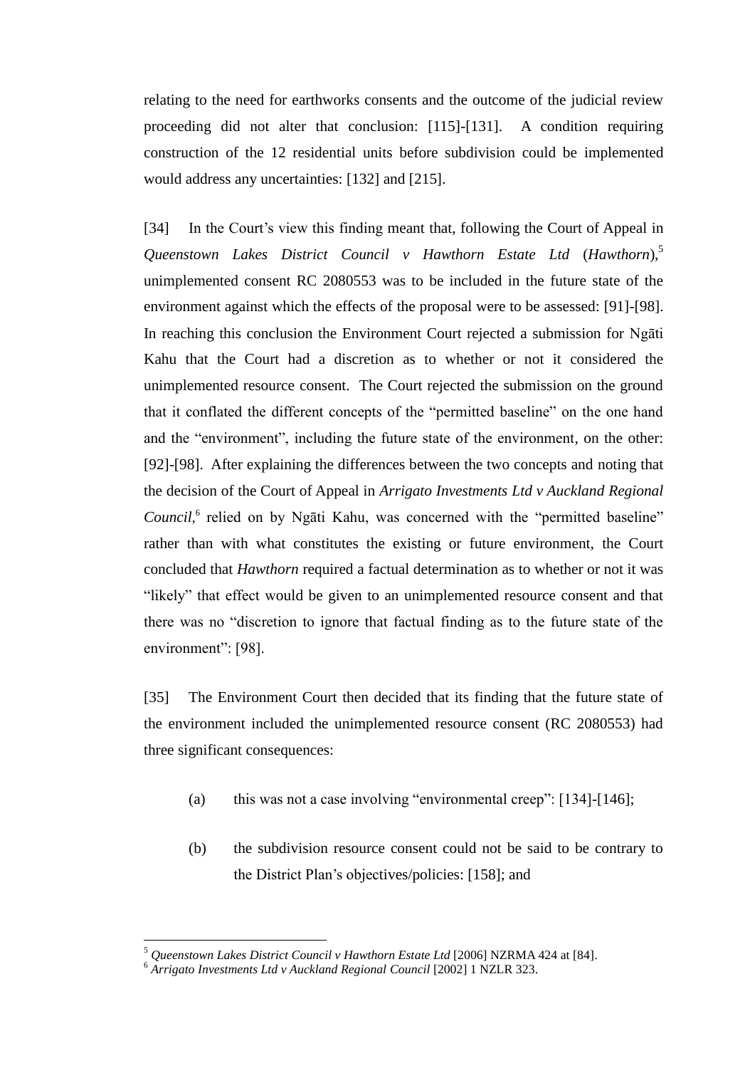relating to the need for earthworks consents and the outcome of the judicial review proceeding did not alter that conclusion: [115]-[131]. A condition requiring construction of the 12 residential units before subdivision could be implemented would address any uncertainties: [132] and [215].

[34] In the Court's view this finding meant that, following the Court of Appeal in *Queenstown Lakes District Council v Hawthorn Estate Ltd* (*Hawthorn*),[5] unimplemented consent RC 2080553 was to be included in the future state of the environment against which the effects of the proposal were to be assessed: [91]-[98]. In reaching this conclusion the Environment Court rejected a submission for Ngāti Kahu that the Court had a discretion as to whether or not it considered the unimplemented resource consent. The Court rejected the submission on the ground that it conflated the different concepts of the "permitted baseline" on the one hand and the "environment", including the future state of the environment, on the other: [92]-[98]. After explaining the differences between the two concepts and noting that the decision of the Court of Appeal in *Arrigato Investments Ltd v Auckland Regional Council*,[6] relied on by Ngāti Kahu, was concerned with the "permitted baseline" rather than with what constitutes the existing or future environment, the Court concluded that *Hawthorn* required a factual determination as to whether or not it was "likely" that effect would be given to an unimplemented resource consent and that there was no "discretion to ignore that factual finding as to the future state of the environment": [98].

[35] The Environment Court then decided that its finding that the future state of the environment included the unimplemented resource consent (RC 2080553) had three significant consequences:

(a) this was not a case involving "environmental creep": [134]-[146];

(b) the subdivision resource consent could not be said to be contrary to the District Plan's objectives/policies: [158]; and

---

[5] *Queenstown Lakes District Council v Hawthorn Estate Ltd* [2006] NZRMA 424 at [84].

[6] *Arrigato Investments Ltd v Auckland Regional Council* [2002] 1 NZLR 323.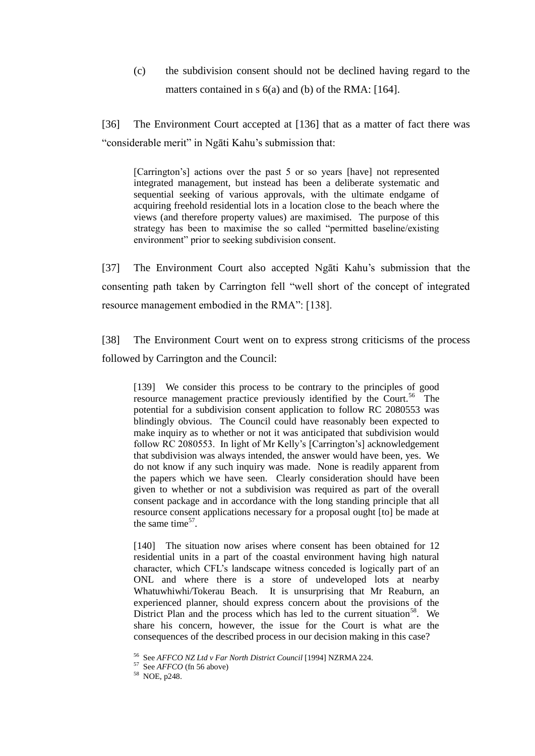(c) the subdivision consent should not be declined having regard to the matters contained in s 6(a) and (b) of the RMA: [164].

[36] The Environment Court accepted at [136] that as a matter of fact there was "considerable merit" in Ngāti Kahu's submission that:

> [Carrington's] actions over the past 5 or so years [have] not represented integrated management, but instead has been a deliberate systematic and sequential seeking of various approvals, with the ultimate endgame of acquiring freehold residential lots in a location close to the beach where the views (and therefore property values) are maximised. The purpose of this strategy has been to maximise the so called "permitted baseline/existing environment" prior to seeking subdivision consent.

[37] The Environment Court also accepted Ngāti Kahu's submission that the consenting path taken by Carrington fell "well short of the concept of integrated resource management embodied in the RMA": [138].

[38] The Environment Court went on to express strong criticisms of the process followed by Carrington and the Council:

> [139] We consider this process to be contrary to the principles of good resource management practice previously identified by the Court.[56] The potential for a subdivision consent application to follow RC 2080553 was blindingly obvious. The Council could have reasonably been expected to make inquiry as to whether or not it was anticipated that subdivision would follow RC 2080553. In light of Mr Kelly's [Carrington's] acknowledgement that subdivision was always intended, the answer would have been, yes. We do not know if any such inquiry was made. None is readily apparent from the papers which we have seen. Clearly consideration should have been given to whether or not a subdivision was required as part of the overall consent package and in accordance with the long standing principle that all resource consent applications necessary for a proposal ought [to] be made at the same time[57].
>
> [140] The situation now arises where consent has been obtained for 12 residential units in a part of the coastal environment having high natural character, which CFL's landscape witness conceded is logically part of an ONL and where there is a store of undeveloped lots at nearby Whatuwhiwhi/Tokerau Beach. It is unsurprising that Mr Reaburn, an experienced planner, should express concern about the provisions of the District Plan and the process which has led to the current situation[58]. We share his concern, however, the issue for the Court is what are the consequences of the described process in our decision making in this case?

[56] See *AFFCO NZ Ltd v Far North District Council* [1994] NZRMA 224.

[57] See *AFFCO* (fn 56 above)

[58] NOE, p248.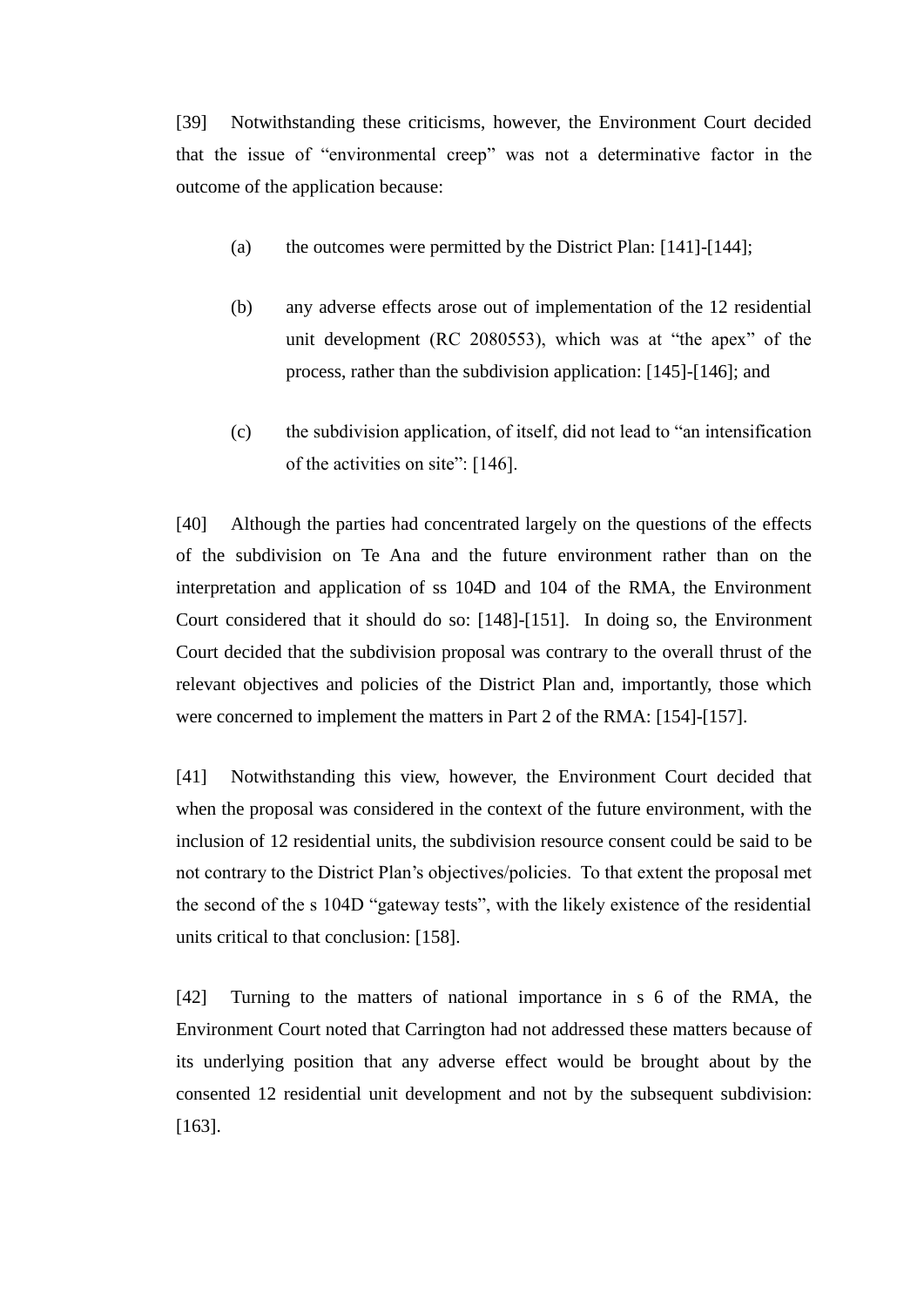[39] Notwithstanding these criticisms, however, the Environment Court decided that the issue of "environmental creep" was not a determinative factor in the outcome of the application because:

(a) the outcomes were permitted by the District Plan: [141]-[144];

(b) any adverse effects arose out of implementation of the 12 residential unit development (RC 2080553), which was at "the apex" of the process, rather than the subdivision application: [145]-[146]; and

(c) the subdivision application, of itself, did not lead to "an intensification of the activities on site": [146].

[40] Although the parties had concentrated largely on the questions of the effects of the subdivision on Te Ana and the future environment rather than on the interpretation and application of ss 104D and 104 of the RMA, the Environment Court considered that it should do so: [148]-[151]. In doing so, the Environment Court decided that the subdivision proposal was contrary to the overall thrust of the relevant objectives and policies of the District Plan and, importantly, those which were concerned to implement the matters in Part 2 of the RMA: [154]-[157].

[41] Notwithstanding this view, however, the Environment Court decided that when the proposal was considered in the context of the future environment, with the inclusion of 12 residential units, the subdivision resource consent could be said to be not contrary to the District Plan's objectives/policies. To that extent the proposal met the second of the s 104D "gateway tests", with the likely existence of the residential units critical to that conclusion: [158].

[42] Turning to the matters of national importance in s 6 of the RMA, the Environment Court noted that Carrington had not addressed these matters because of its underlying position that any adverse effect would be brought about by the consented 12 residential unit development and not by the subsequent subdivision: [163].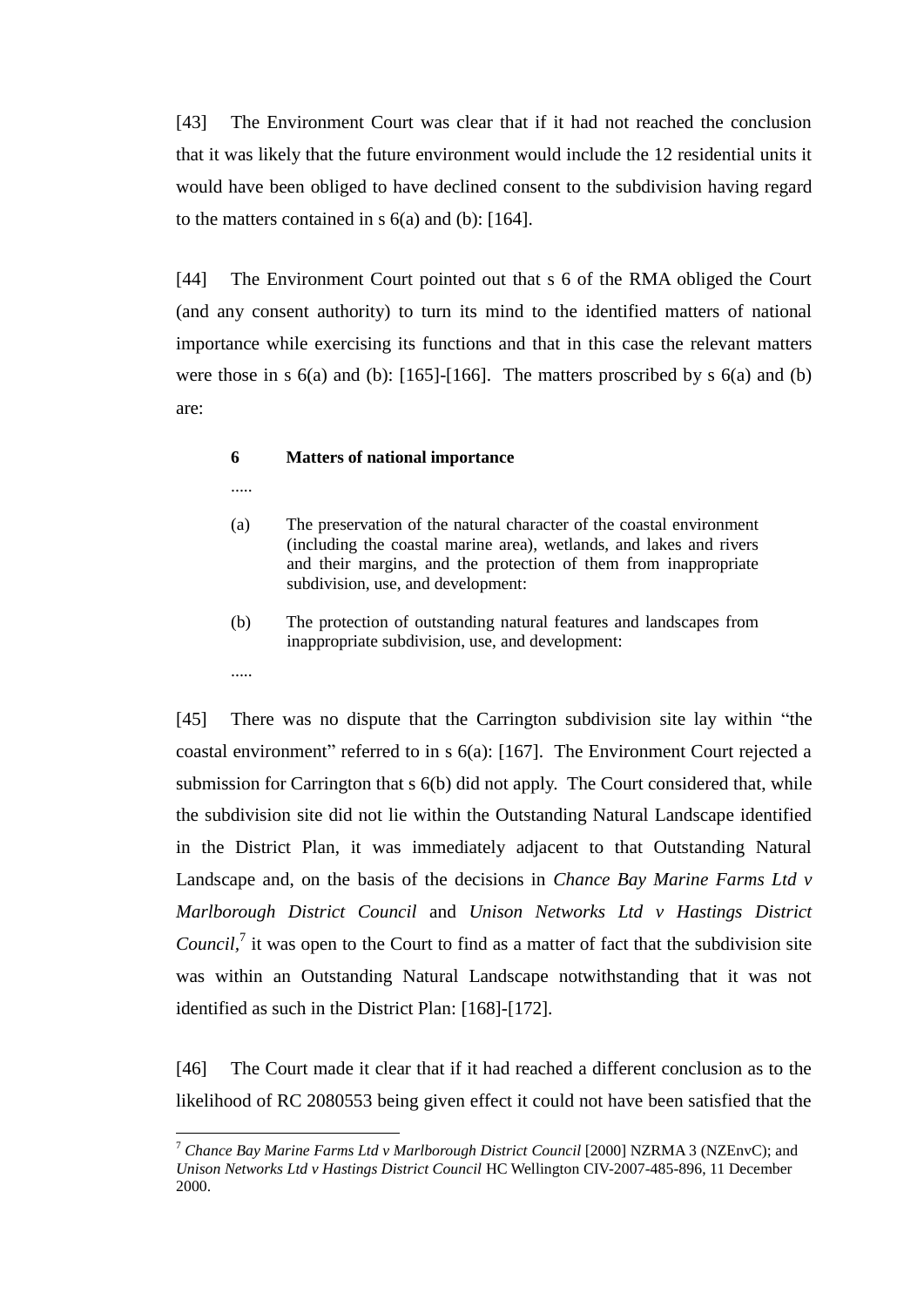[43] The Environment Court was clear that if it had not reached the conclusion that it was likely that the future environment would include the 12 residential units it would have been obliged to have declined consent to the subdivision having regard to the matters contained in s 6(a) and (b): [164].

[44] The Environment Court pointed out that s 6 of the RMA obliged the Court (and any consent authority) to turn its mind to the identified matters of national importance while exercising its functions and that in this case the relevant matters were those in s 6(a) and (b): [165]-[166]. The matters proscribed by s 6(a) and (b) are:

> **6 Matters of national importance**
>
> .....
>
> (a) The preservation of the natural character of the coastal environment (including the coastal marine area), wetlands, and lakes and rivers and their margins, and the protection of them from inappropriate subdivision, use, and development:
>
> (b) The protection of outstanding natural features and landscapes from inappropriate subdivision, use, and development:
>
> .....

[45] There was no dispute that the Carrington subdivision site lay within "the coastal environment" referred to in s 6(a): [167]. The Environment Court rejected a submission for Carrington that s 6(b) did not apply. The Court considered that, while the subdivision site did not lie within the Outstanding Natural Landscape identified in the District Plan, it was immediately adjacent to that Outstanding Natural Landscape and, on the basis of the decisions in *Chance Bay Marine Farms Ltd v Marlborough District Council* and *Unison Networks Ltd v Hastings District Council*,[7] it was open to the Court to find as a matter of fact that the subdivision site was within an Outstanding Natural Landscape notwithstanding that it was not identified as such in the District Plan: [168]-[172].

[46] The Court made it clear that if it had reached a different conclusion as to the likelihood of RC 2080553 being given effect it could not have been satisfied that the

---

[7] *Chance Bay Marine Farms Ltd v Marlborough District Council* [2000] NZRMA 3 (NZEnvC); and *Unison Networks Ltd v Hastings District Council* HC Wellington CIV-2007-485-896, 11 December 2000.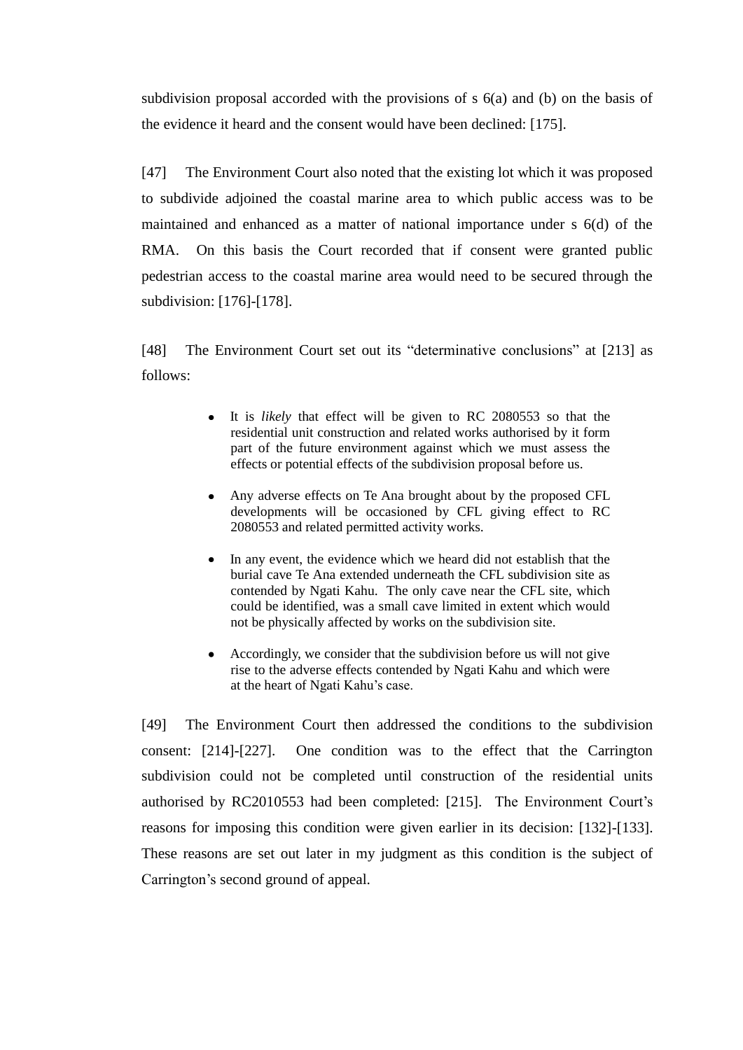subdivision proposal accorded with the provisions of s 6(a) and (b) on the basis of the evidence it heard and the consent would have been declined: [175].

[47] The Environment Court also noted that the existing lot which it was proposed to subdivide adjoined the coastal marine area to which public access was to be maintained and enhanced as a matter of national importance under s 6(d) of the RMA. On this basis the Court recorded that if consent were granted public pedestrian access to the coastal marine area would need to be secured through the subdivision: [176]-[178].

[48] The Environment Court set out its "determinative conclusions" at [213] as follows:

> - It is *likely* that effect will be given to RC 2080553 so that the residential unit construction and related works authorised by it form part of the future environment against which we must assess the effects or potential effects of the subdivision proposal before us.
> - Any adverse effects on Te Ana brought about by the proposed CFL developments will be occasioned by CFL giving effect to RC 2080553 and related permitted activity works.
> - In any event, the evidence which we heard did not establish that the burial cave Te Ana extended underneath the CFL subdivision site as contended by Ngati Kahu. The only cave near the CFL site, which could be identified, was a small cave limited in extent which would not be physically affected by works on the subdivision site.
> - Accordingly, we consider that the subdivision before us will not give rise to the adverse effects contended by Ngati Kahu and which were at the heart of Ngati Kahu's case.

[49] The Environment Court then addressed the conditions to the subdivision consent: [214]-[227]. One condition was to the effect that the Carrington subdivision could not be completed until construction of the residential units authorised by RC2010553 had been completed: [215]. The Environment Court's reasons for imposing this condition were given earlier in its decision: [132]-[133]. These reasons are set out later in my judgment as this condition is the subject of Carrington's second ground of appeal.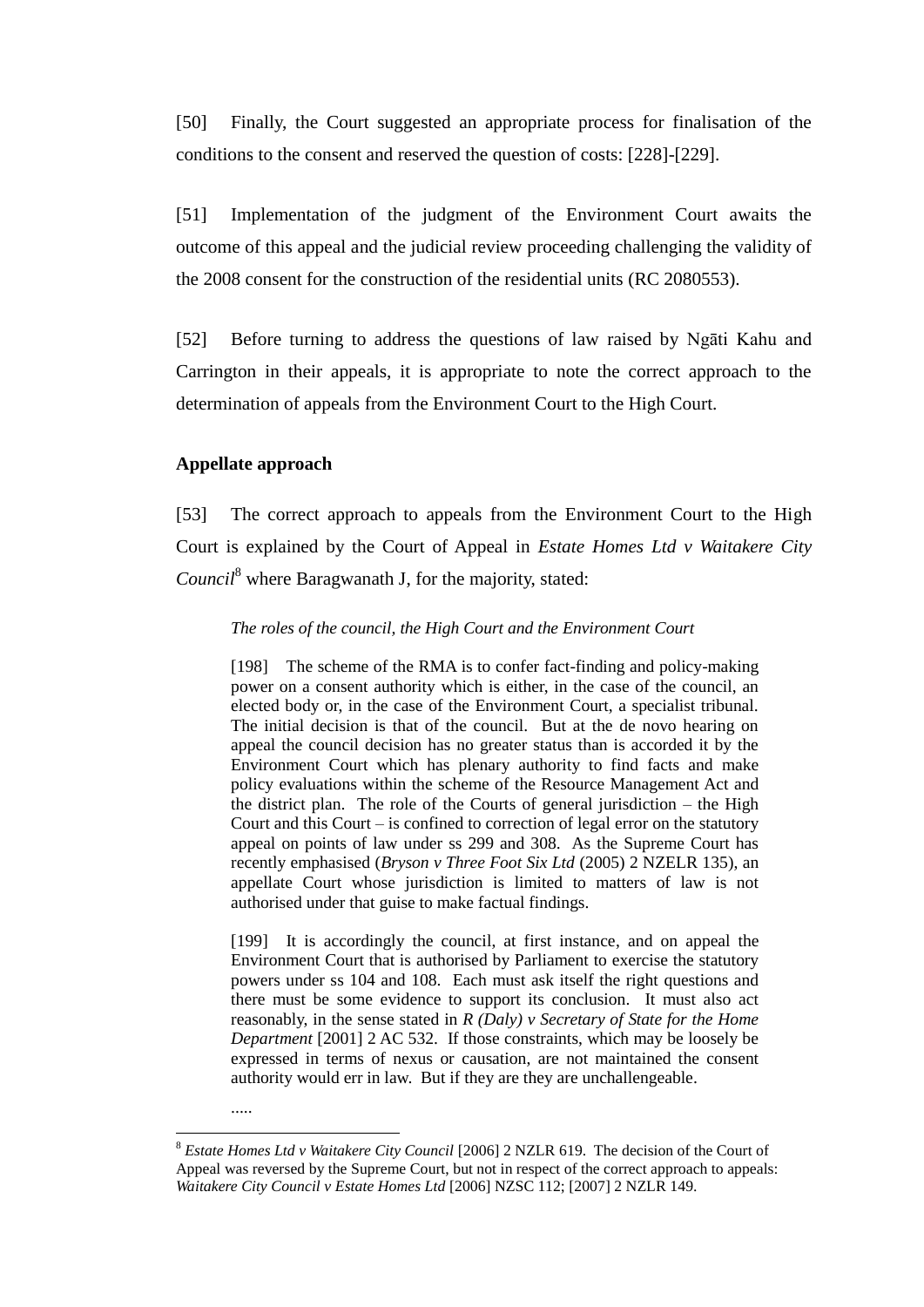[50] Finally, the Court suggested an appropriate process for finalisation of the conditions to the consent and reserved the question of costs: [228]-[229].

[51] Implementation of the judgment of the Environment Court awaits the outcome of this appeal and the judicial review proceeding challenging the validity of the 2008 consent for the construction of the residential units (RC 2080553).

[52] Before turning to address the questions of law raised by Ngāti Kahu and Carrington in their appeals, it is appropriate to note the correct approach to the determination of appeals from the Environment Court to the High Court.

## Appellate approach

[53] The correct approach to appeals from the Environment Court to the High Court is explained by the Court of Appeal in *Estate Homes Ltd v Waitakere City Council*[8] where Baragwanath J, for the majority, stated:

> *The roles of the council, the High Court and the Environment Court*
>
> [198] The scheme of the RMA is to confer fact-finding and policy-making power on a consent authority which is either, in the case of the council, an elected body or, in the case of the Environment Court, a specialist tribunal. The initial decision is that of the council. But at the de novo hearing on appeal the council decision has no greater status than is accorded it by the Environment Court which has plenary authority to find facts and make policy evaluations within the scheme of the Resource Management Act and the district plan. The role of the Courts of general jurisdiction – the High Court and this Court – is confined to correction of legal error on the statutory appeal on points of law under ss 299 and 308. As the Supreme Court has recently emphasised (*Bryson v Three Foot Six Ltd* (2005) 2 NZELR 135), an appellate Court whose jurisdiction is limited to matters of law is not authorised under that guise to make factual findings.
>
> [199] It is accordingly the council, at first instance, and on appeal the Environment Court that is authorised by Parliament to exercise the statutory powers under ss 104 and 108. Each must ask itself the right questions and there must be some evidence to support its conclusion. It must also act reasonably, in the sense stated in *R (Daly) v Secretary of State for the Home Department* [2001] 2 AC 532. If those constraints, which may be loosely be expressed in terms of nexus or causation, are not maintained the consent authority would err in law. But if they are they are unchallengeable.
>
> .....

---

[8] *Estate Homes Ltd v Waitakere City Council* [2006] 2 NZLR 619. The decision of the Court of Appeal was reversed by the Supreme Court, but not in respect of the correct approach to appeals: *Waitakere City Council v Estate Homes Ltd* [2006] NZSC 112; [2007] 2 NZLR 149.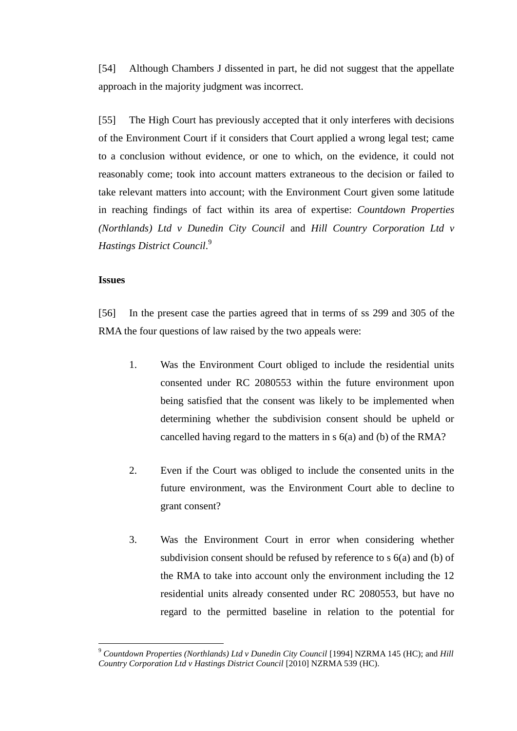[54] Although Chambers J dissented in part, he did not suggest that the appellate approach in the majority judgment was incorrect.

[55] The High Court has previously accepted that it only interferes with decisions of the Environment Court if it considers that Court applied a wrong legal test; came to a conclusion without evidence, or one to which, on the evidence, it could not reasonably come; took into account matters extraneous to the decision or failed to take relevant matters into account; with the Environment Court given some latitude in reaching findings of fact within its area of expertise: *Countdown Properties (Northlands) Ltd v Dunedin City Council* and *Hill Country Corporation Ltd v Hastings District Council*.[9]

**Issues**

[56] In the present case the parties agreed that in terms of ss 299 and 305 of the RMA the four questions of law raised by the two appeals were:

1. Was the Environment Court obliged to include the residential units consented under RC 2080553 within the future environment upon being satisfied that the consent was likely to be implemented when determining whether the subdivision consent should be upheld or cancelled having regard to the matters in s 6(a) and (b) of the RMA?

2. Even if the Court was obliged to include the consented units in the future environment, was the Environment Court able to decline to grant consent?

3. Was the Environment Court in error when considering whether subdivision consent should be refused by reference to s 6(a) and (b) of the RMA to take into account only the environment including the 12 residential units already consented under RC 2080553, but have no regard to the permitted baseline in relation to the potential for

[9] *Countdown Properties (Northlands) Ltd v Dunedin City Council* [1994] NZRMA 145 (HC); and *Hill Country Corporation Ltd v Hastings District Council* [2010] NZRMA 539 (HC).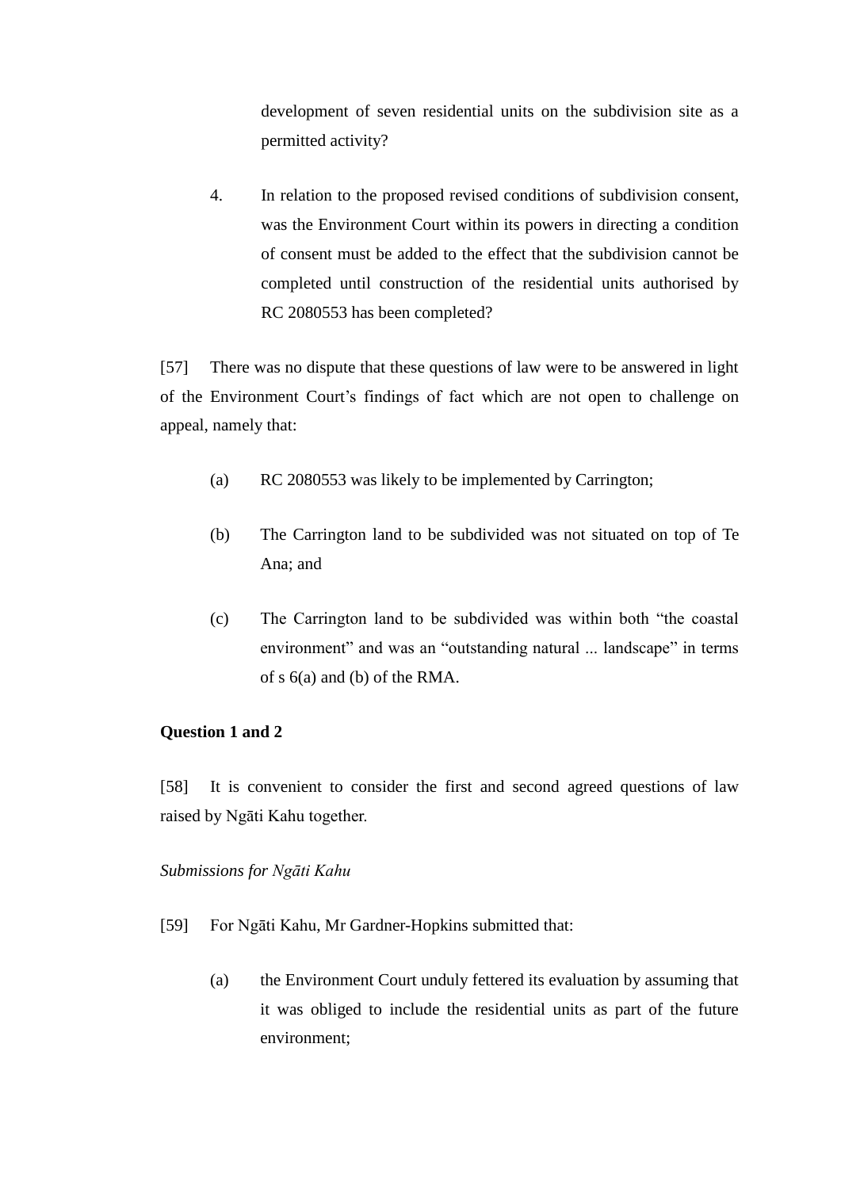development of seven residential units on the subdivision site as a permitted activity?

4. In relation to the proposed revised conditions of subdivision consent, was the Environment Court within its powers in directing a condition of consent must be added to the effect that the subdivision cannot be completed until construction of the residential units authorised by RC 2080553 has been completed?

[57] There was no dispute that these questions of law were to be answered in light of the Environment Court's findings of fact which are not open to challenge on appeal, namely that:

(a) RC 2080553 was likely to be implemented by Carrington;

(b) The Carrington land to be subdivided was not situated on top of Te Ana; and

(c) The Carrington land to be subdivided was within both "the coastal environment" and was an "outstanding natural ... landscape" in terms of s 6(a) and (b) of the RMA.

**Question 1 and 2**

[58] It is convenient to consider the first and second agreed questions of law raised by Ngāti Kahu together.

*Submissions for Ngāti Kahu*

[59] For Ngāti Kahu, Mr Gardner-Hopkins submitted that:

(a) the Environment Court unduly fettered its evaluation by assuming that it was obliged to include the residential units as part of the future environment;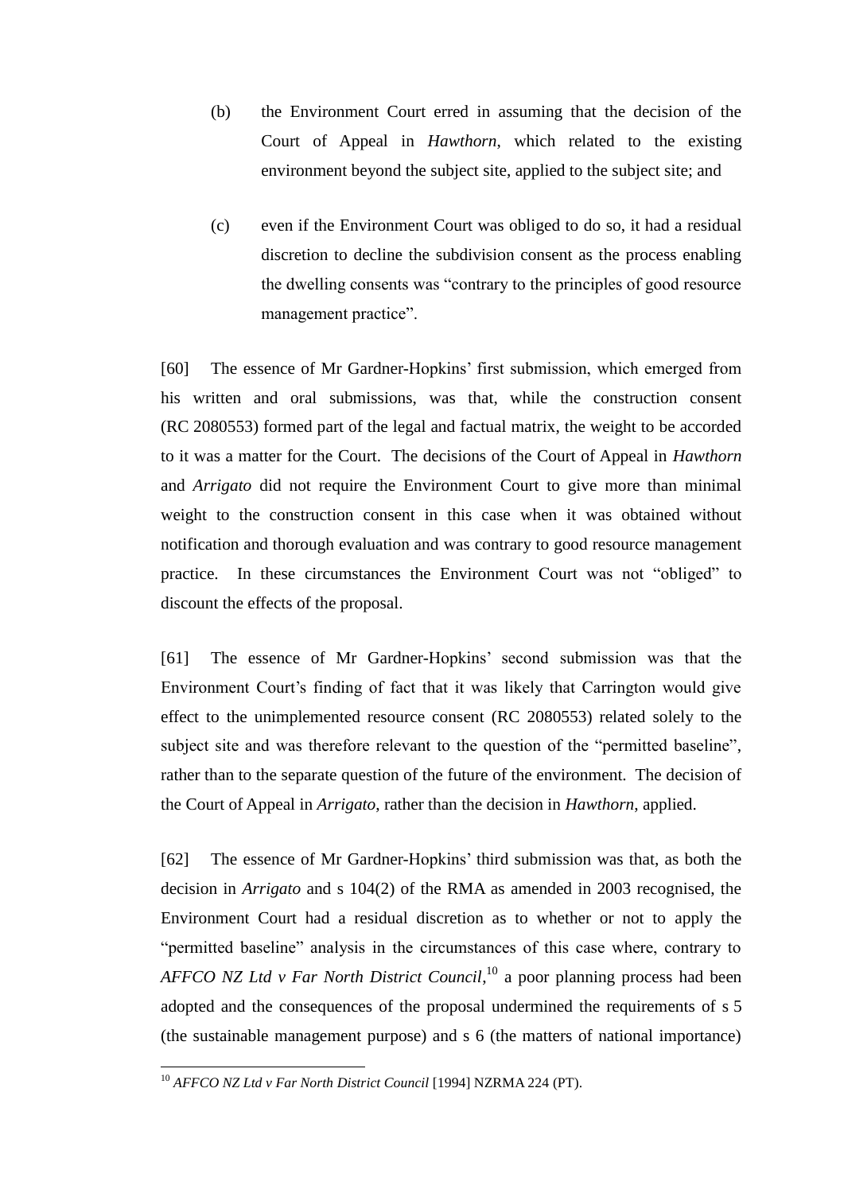(b) the Environment Court erred in assuming that the decision of the Court of Appeal in *Hawthorn*, which related to the existing environment beyond the subject site, applied to the subject site; and

(c) even if the Environment Court was obliged to do so, it had a residual discretion to decline the subdivision consent as the process enabling the dwelling consents was "contrary to the principles of good resource management practice".

[60] The essence of Mr Gardner-Hopkins' first submission, which emerged from his written and oral submissions, was that, while the construction consent (RC 2080553) formed part of the legal and factual matrix, the weight to be accorded to it was a matter for the Court. The decisions of the Court of Appeal in *Hawthorn* and *Arrigato* did not require the Environment Court to give more than minimal weight to the construction consent in this case when it was obtained without notification and thorough evaluation and was contrary to good resource management practice. In these circumstances the Environment Court was not "obliged" to discount the effects of the proposal.

[61] The essence of Mr Gardner-Hopkins' second submission was that the Environment Court's finding of fact that it was likely that Carrington would give effect to the unimplemented resource consent (RC 2080553) related solely to the subject site and was therefore relevant to the question of the "permitted baseline", rather than to the separate question of the future of the environment. The decision of the Court of Appeal in *Arrigato*, rather than the decision in *Hawthorn*, applied.

[62] The essence of Mr Gardner-Hopkins' third submission was that, as both the decision in *Arrigato* and s 104(2) of the RMA as amended in 2003 recognised, the Environment Court had a residual discretion as to whether or not to apply the "permitted baseline" analysis in the circumstances of this case where, contrary to *AFFCO NZ Ltd v Far North District Council*,[10] a poor planning process had been adopted and the consequences of the proposal undermined the requirements of s 5 (the sustainable management purpose) and s 6 (the matters of national importance)

[10] *AFFCO NZ Ltd v Far North District Council* [1994] NZRMA 224 (PT).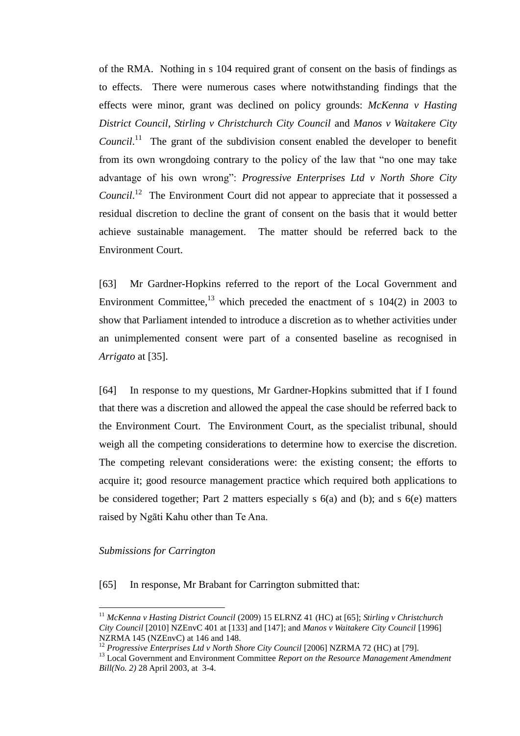of the RMA. Nothing in s 104 required grant of consent on the basis of findings as to effects. There were numerous cases where notwithstanding findings that the effects were minor, grant was declined on policy grounds: *McKenna v Hasting District Council*, *Stirling v Christchurch City Council* and *Manos v Waitakere City Council*.[11] The grant of the subdivision consent enabled the developer to benefit from its own wrongdoing contrary to the policy of the law that "no one may take advantage of his own wrong": *Progressive Enterprises Ltd v North Shore City Council*.[12] The Environment Court did not appear to appreciate that it possessed a residual discretion to decline the grant of consent on the basis that it would better achieve sustainable management. The matter should be referred back to the Environment Court.

[63] Mr Gardner-Hopkins referred to the report of the Local Government and Environment Committee,[13] which preceded the enactment of s 104(2) in 2003 to show that Parliament intended to introduce a discretion as to whether activities under an unimplemented consent were part of a consented baseline as recognised in *Arrigato* at [35].

[64] In response to my questions, Mr Gardner-Hopkins submitted that if I found that there was a discretion and allowed the appeal the case should be referred back to the Environment Court. The Environment Court, as the specialist tribunal, should weigh all the competing considerations to determine how to exercise the discretion. The competing relevant considerations were: the existing consent; the efforts to acquire it; good resource management practice which required both applications to be considered together; Part 2 matters especially s 6(a) and (b); and s 6(e) matters raised by Ngāti Kahu other than Te Ana.

*Submissions for Carrington*

[65] In response, Mr Brabant for Carrington submitted that:

---

[11] *McKenna v Hasting District Council* (2009) 15 ELRNZ 41 (HC) at [65]; *Stirling v Christchurch City Council* [2010] NZEnvC 401 at [133] and [147]; and *Manos v Waitakere City Council* [1996] NZRMA 145 (NZEnvC) at 146 and 148.

[12] *Progressive Enterprises Ltd v North Shore City Council* [2006] NZRMA 72 (HC) at [79].

[13] Local Government and Environment Committee *Report on the Resource Management Amendment Bill(No. 2)* 28 April 2003, at 3-4.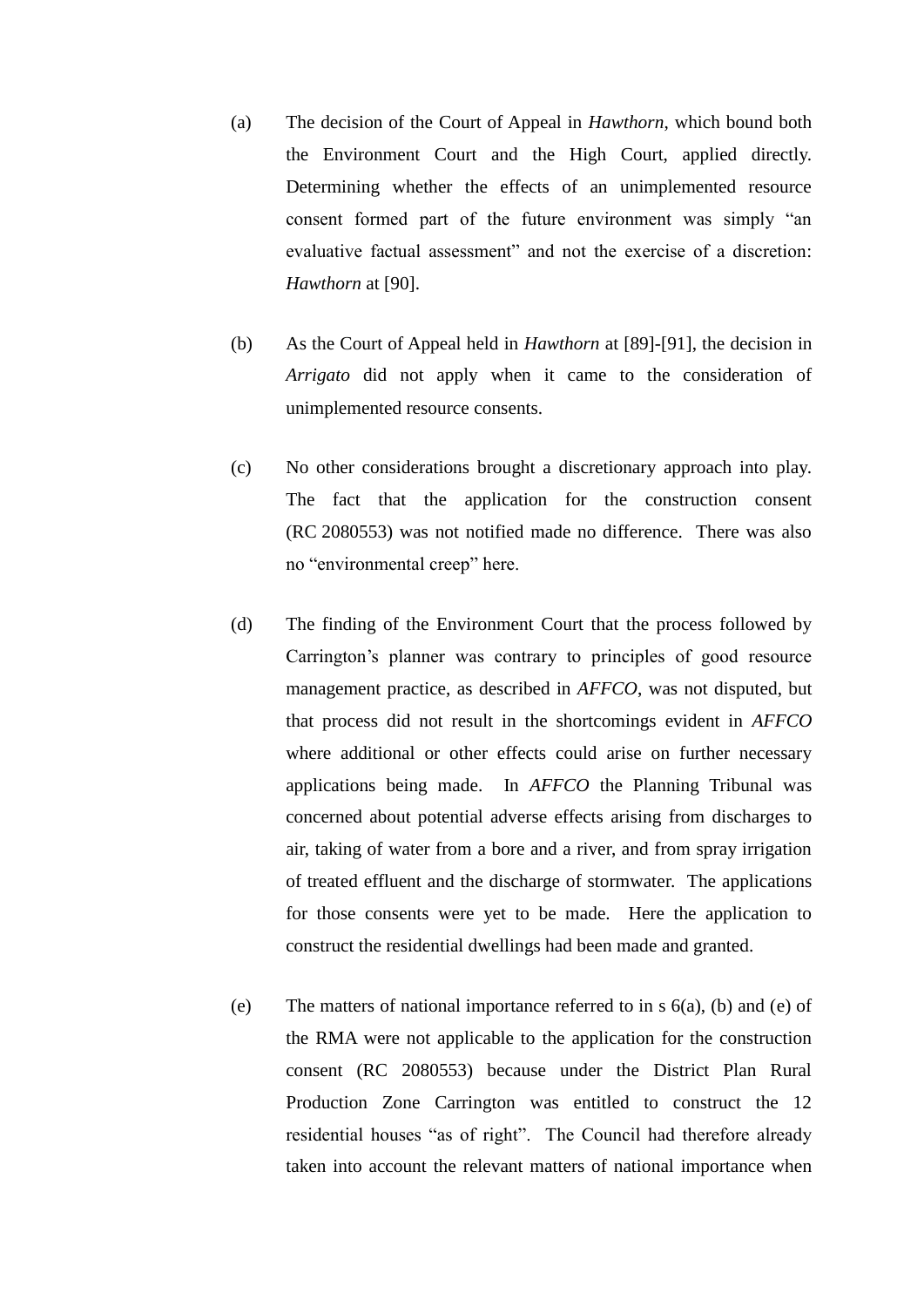(a) The decision of the Court of Appeal in *Hawthorn*, which bound both the Environment Court and the High Court, applied directly. Determining whether the effects of an unimplemented resource consent formed part of the future environment was simply "an evaluative factual assessment" and not the exercise of a discretion: *Hawthorn* at [90].

(b) As the Court of Appeal held in *Hawthorn* at [89]-[91], the decision in *Arrigato* did not apply when it came to the consideration of unimplemented resource consents.

(c) No other considerations brought a discretionary approach into play. The fact that the application for the construction consent (RC 2080553) was not notified made no difference. There was also no "environmental creep" here.

(d) The finding of the Environment Court that the process followed by Carrington's planner was contrary to principles of good resource management practice, as described in *AFFCO*, was not disputed, but that process did not result in the shortcomings evident in *AFFCO* where additional or other effects could arise on further necessary applications being made. In *AFFCO* the Planning Tribunal was concerned about potential adverse effects arising from discharges to air, taking of water from a bore and a river, and from spray irrigation of treated effluent and the discharge of stormwater. The applications for those consents were yet to be made. Here the application to construct the residential dwellings had been made and granted.

(e) The matters of national importance referred to in s 6(a), (b) and (e) of the RMA were not applicable to the application for the construction consent (RC 2080553) because under the District Plan Rural Production Zone Carrington was entitled to construct the 12 residential houses "as of right". The Council had therefore already taken into account the relevant matters of national importance when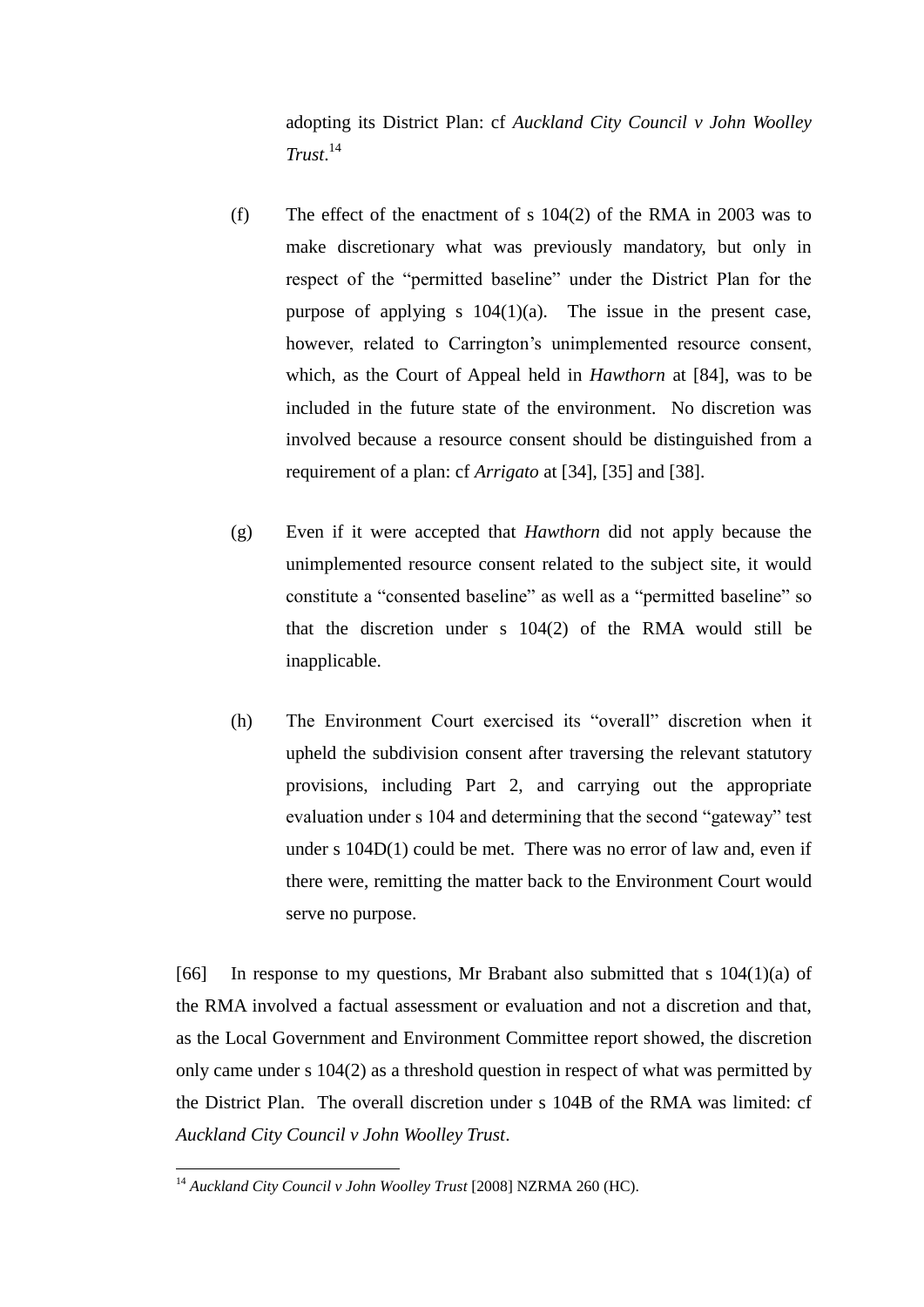adopting its District Plan: cf *Auckland City Council v John Woolley Trust*.[14]

(f) The effect of the enactment of s 104(2) of the RMA in 2003 was to make discretionary what was previously mandatory, but only in respect of the "permitted baseline" under the District Plan for the purpose of applying s 104(1)(a). The issue in the present case, however, related to Carrington's unimplemented resource consent, which, as the Court of Appeal held in *Hawthorn* at [84], was to be included in the future state of the environment. No discretion was involved because a resource consent should be distinguished from a requirement of a plan: cf *Arrigato* at [34], [35] and [38].

(g) Even if it were accepted that *Hawthorn* did not apply because the unimplemented resource consent related to the subject site, it would constitute a "consented baseline" as well as a "permitted baseline" so that the discretion under s 104(2) of the RMA would still be inapplicable.

(h) The Environment Court exercised its "overall" discretion when it upheld the subdivision consent after traversing the relevant statutory provisions, including Part 2, and carrying out the appropriate evaluation under s 104 and determining that the second "gateway" test under s 104D(1) could be met. There was no error of law and, even if there were, remitting the matter back to the Environment Court would serve no purpose.

[66] In response to my questions, Mr Brabant also submitted that s 104(1)(a) of the RMA involved a factual assessment or evaluation and not a discretion and that, as the Local Government and Environment Committee report showed, the discretion only came under s 104(2) as a threshold question in respect of what was permitted by the District Plan. The overall discretion under s 104B of the RMA was limited: cf *Auckland City Council v John Woolley Trust*.

---

[14] *Auckland City Council v John Woolley Trust* [2008] NZRMA 260 (HC).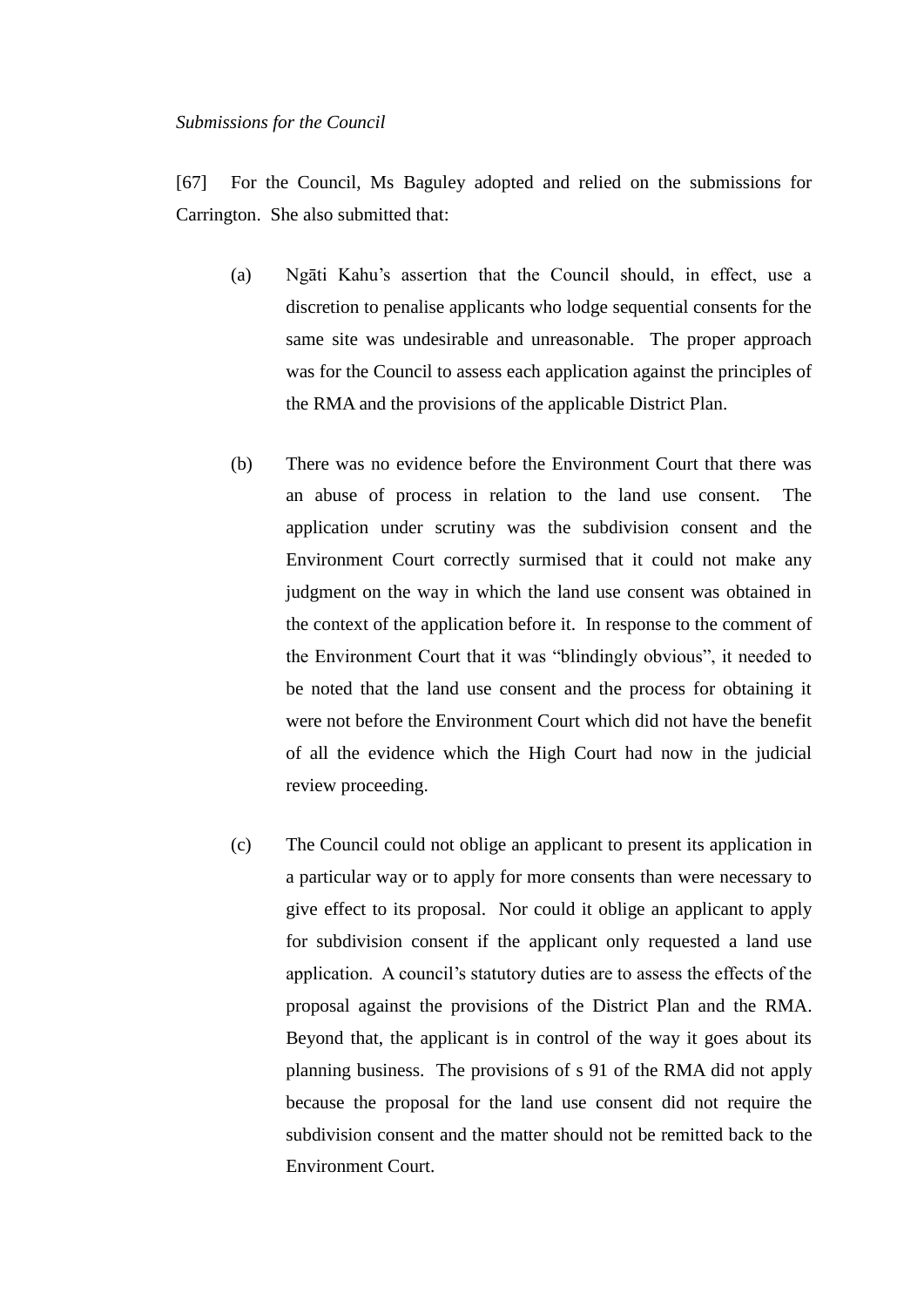*Submissions for the Council*

[67] For the Council, Ms Baguley adopted and relied on the submissions for Carrington. She also submitted that:

(a) Ngāti Kahu's assertion that the Council should, in effect, use a discretion to penalise applicants who lodge sequential consents for the same site was undesirable and unreasonable. The proper approach was for the Council to assess each application against the principles of the RMA and the provisions of the applicable District Plan.

(b) There was no evidence before the Environment Court that there was an abuse of process in relation to the land use consent. The application under scrutiny was the subdivision consent and the Environment Court correctly surmised that it could not make any judgment on the way in which the land use consent was obtained in the context of the application before it. In response to the comment of the Environment Court that it was "blindingly obvious", it needed to be noted that the land use consent and the process for obtaining it were not before the Environment Court which did not have the benefit of all the evidence which the High Court had now in the judicial review proceeding.

(c) The Council could not oblige an applicant to present its application in a particular way or to apply for more consents than were necessary to give effect to its proposal. Nor could it oblige an applicant to apply for subdivision consent if the applicant only requested a land use application. A council's statutory duties are to assess the effects of the proposal against the provisions of the District Plan and the RMA. Beyond that, the applicant is in control of the way it goes about its planning business. The provisions of s 91 of the RMA did not apply because the proposal for the land use consent did not require the subdivision consent and the matter should not be remitted back to the Environment Court.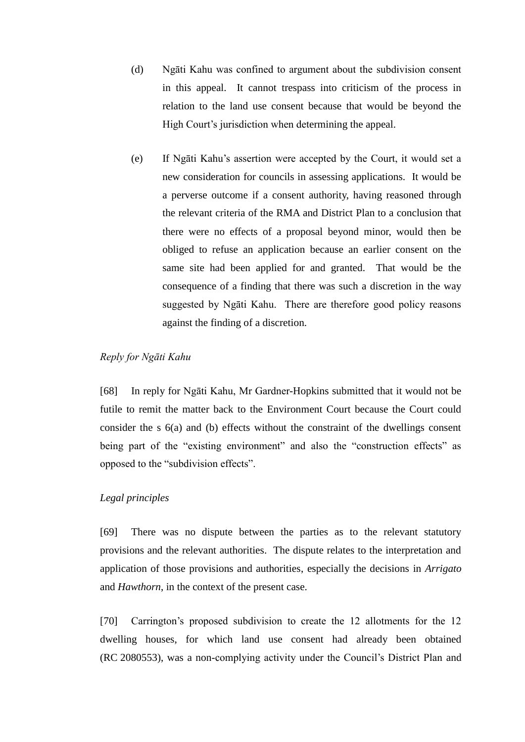(d) Ngāti Kahu was confined to argument about the subdivision consent in this appeal. It cannot trespass into criticism of the process in relation to the land use consent because that would be beyond the High Court's jurisdiction when determining the appeal.

(e) If Ngāti Kahu's assertion were accepted by the Court, it would set a new consideration for councils in assessing applications. It would be a perverse outcome if a consent authority, having reasoned through the relevant criteria of the RMA and District Plan to a conclusion that there were no effects of a proposal beyond minor, would then be obliged to refuse an application because an earlier consent on the same site had been applied for and granted. That would be the consequence of a finding that there was such a discretion in the way suggested by Ngāti Kahu. There are therefore good policy reasons against the finding of a discretion.

*Reply for Ngāti Kahu*

[68] In reply for Ngāti Kahu, Mr Gardner-Hopkins submitted that it would not be futile to remit the matter back to the Environment Court because the Court could consider the s 6(a) and (b) effects without the constraint of the dwellings consent being part of the "existing environment" and also the "construction effects" as opposed to the "subdivision effects".

*Legal principles*

[69] There was no dispute between the parties as to the relevant statutory provisions and the relevant authorities. The dispute relates to the interpretation and application of those provisions and authorities, especially the decisions in *Arrigato* and *Hawthorn*, in the context of the present case.

[70] Carrington's proposed subdivision to create the 12 allotments for the 12 dwelling houses, for which land use consent had already been obtained (RC 2080553), was a non-complying activity under the Council's District Plan and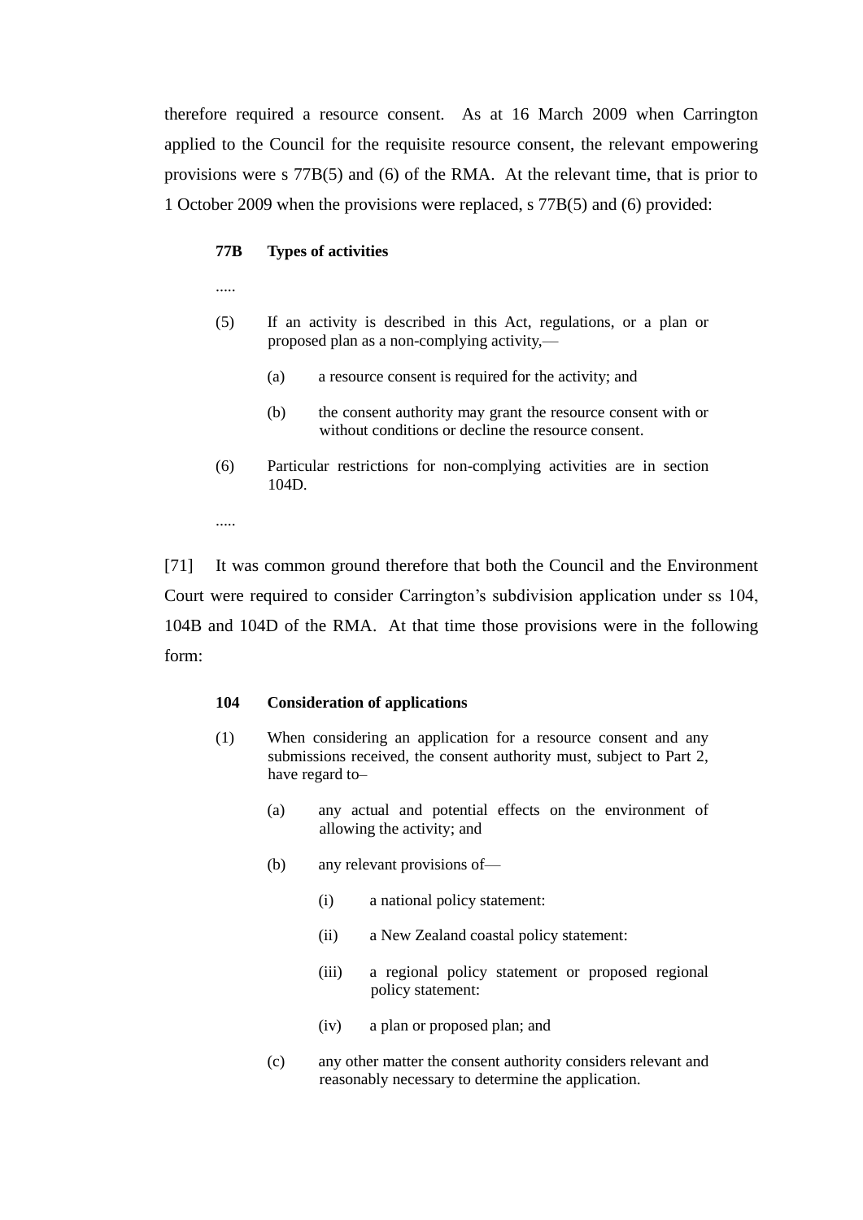therefore required a resource consent. As at 16 March 2009 when Carrington applied to the Council for the requisite resource consent, the relevant empowering provisions were s 77B(5) and (6) of the RMA. At the relevant time, that is prior to 1 October 2009 when the provisions were replaced, s 77B(5) and (6) provided:

> **77B Types of activities**
>
> .....
>
> (5) If an activity is described in this Act, regulations, or a plan or proposed plan as a non-complying activity,—
>
> (a) a resource consent is required for the activity; and
>
> (b) the consent authority may grant the resource consent with or without conditions or decline the resource consent.
>
> (6) Particular restrictions for non-complying activities are in section 104D.
>
> .....

[71] It was common ground therefore that both the Council and the Environment Court were required to consider Carrington's subdivision application under ss 104, 104B and 104D of the RMA. At that time those provisions were in the following form:

> **104 Consideration of applications**
>
> (1) When considering an application for a resource consent and any submissions received, the consent authority must, subject to Part 2, have regard to–
>
> (a) any actual and potential effects on the environment of allowing the activity; and
>
> (b) any relevant provisions of—
>
> (i) a national policy statement:
>
> (ii) a New Zealand coastal policy statement:
>
> (iii) a regional policy statement or proposed regional policy statement:
>
> (iv) a plan or proposed plan; and
>
> (c) any other matter the consent authority considers relevant and reasonably necessary to determine the application.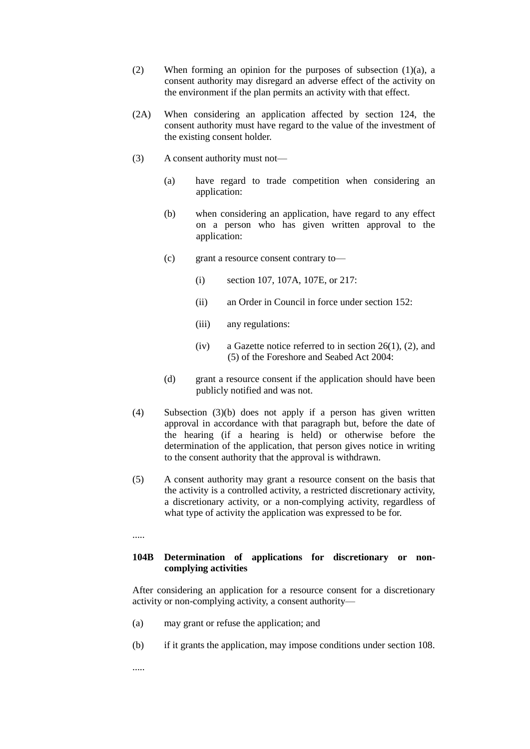(2) When forming an opinion for the purposes of subsection (1)(a), a consent authority may disregard an adverse effect of the activity on the environment if the plan permits an activity with that effect.

(2A) When considering an application affected by section 124, the consent authority must have regard to the value of the investment of the existing consent holder.

(3) A consent authority must not—

(a) have regard to trade competition when considering an application:

(b) when considering an application, have regard to any effect on a person who has given written approval to the application:

(c) grant a resource consent contrary to—

(i) section 107, 107A, 107E, or 217:

(ii) an Order in Council in force under section 152:

(iii) any regulations:

(iv) a Gazette notice referred to in section 26(1), (2), and (5) of the Foreshore and Seabed Act 2004:

(d) grant a resource consent if the application should have been publicly notified and was not.

(4) Subsection (3)(b) does not apply if a person has given written approval in accordance with that paragraph but, before the date of the hearing (if a hearing is held) or otherwise before the determination of the application, that person gives notice in writing to the consent authority that the approval is withdrawn.

(5) A consent authority may grant a resource consent on the basis that the activity is a controlled activity, a restricted discretionary activity, a discretionary activity, or a non-complying activity, regardless of what type of activity the application was expressed to be for.

.....

**104B Determination of applications for discretionary or non-complying activities**

After considering an application for a resource consent for a discretionary activity or non-complying activity, a consent authority—

(a) may grant or refuse the application; and

(b) if it grants the application, may impose conditions under section 108.

.....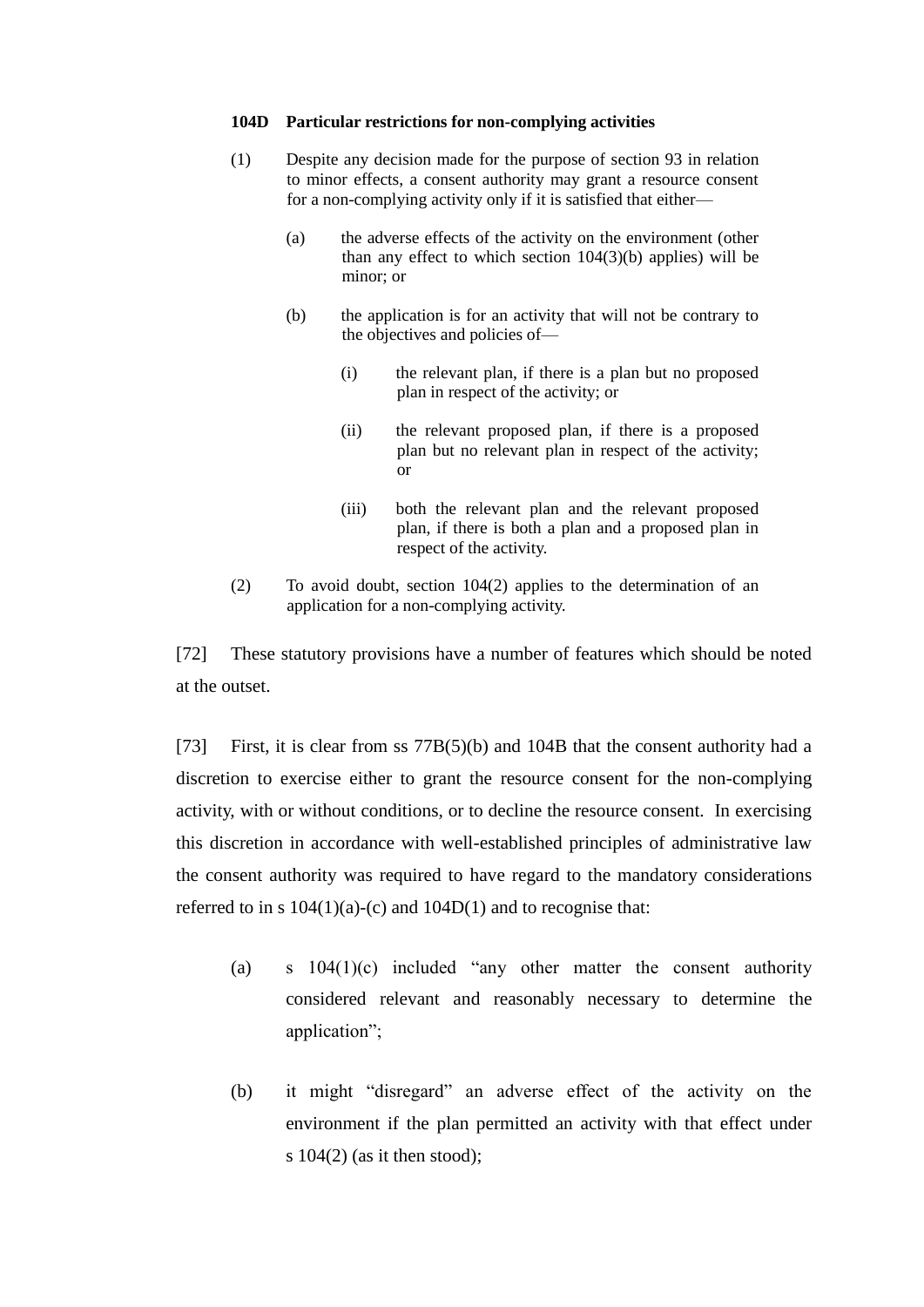**104D Particular restrictions for non-complying activities**

(1) Despite any decision made for the purpose of section 93 in relation to minor effects, a consent authority may grant a resource consent for a non-complying activity only if it is satisfied that either—

> (a) the adverse effects of the activity on the environment (other than any effect to which section 104(3)(b) applies) will be minor; or
>
> (b) the application is for an activity that will not be contrary to the objectives and policies of—
>
> > (i) the relevant plan, if there is a plan but no proposed plan in respect of the activity; or
> >
> > (ii) the relevant proposed plan, if there is a proposed plan but no relevant plan in respect of the activity; or
> >
> > (iii) both the relevant plan and the relevant proposed plan, if there is both a plan and a proposed plan in respect of the activity.

(2) To avoid doubt, section 104(2) applies to the determination of an application for a non-complying activity.

[72] These statutory provisions have a number of features which should be noted at the outset.

[73] First, it is clear from ss 77B(5)(b) and 104B that the consent authority had a discretion to exercise either to grant the resource consent for the non-complying activity, with or without conditions, or to decline the resource consent. In exercising this discretion in accordance with well-established principles of administrative law the consent authority was required to have regard to the mandatory considerations referred to in s 104(1)(a)-(c) and 104D(1) and to recognise that:

> (a) s 104(1)(c) included "any other matter the consent authority considered relevant and reasonably necessary to determine the application";
>
> (b) it might "disregard" an adverse effect of the activity on the environment if the plan permitted an activity with that effect under s 104(2) (as it then stood);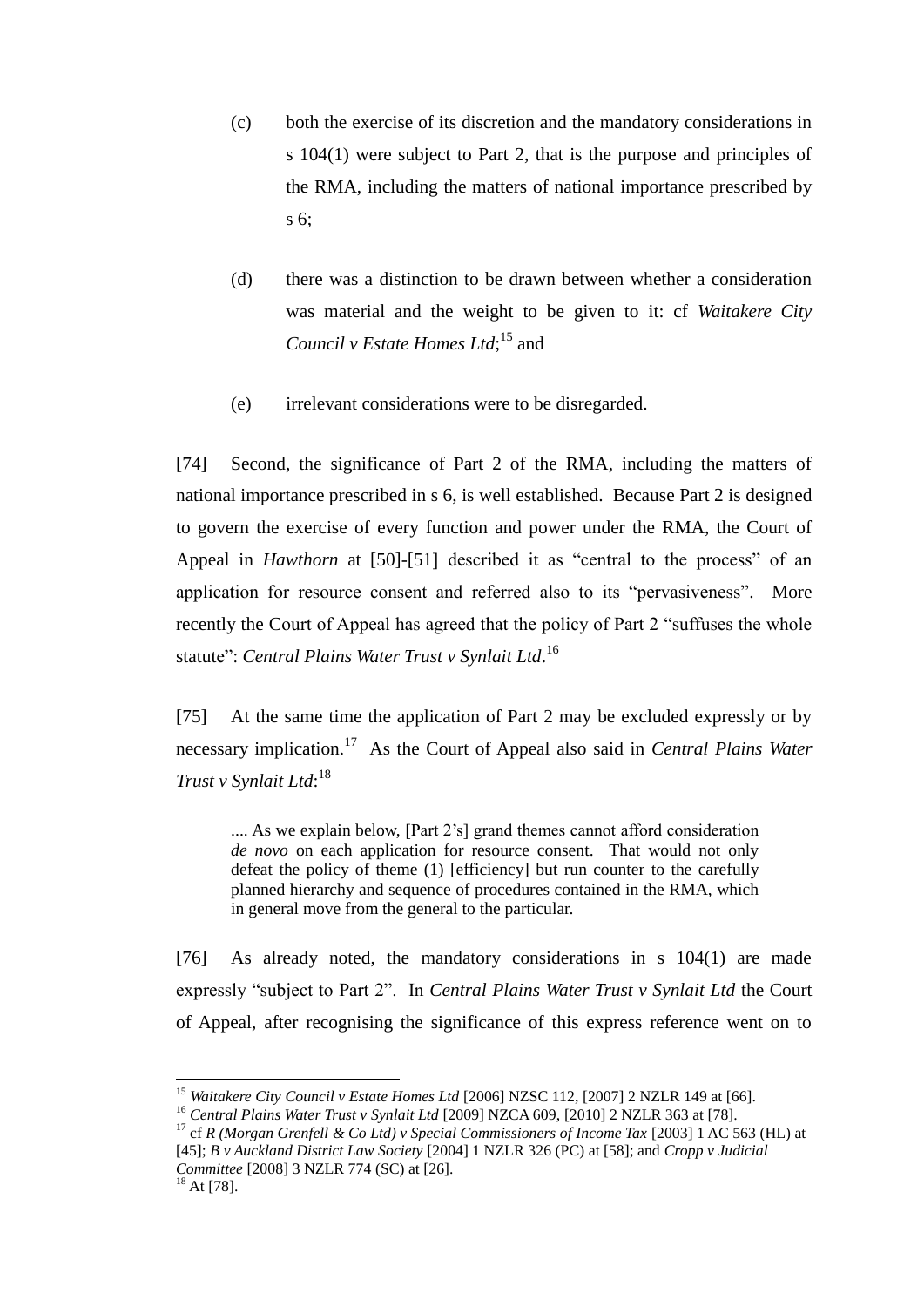(c) both the exercise of its discretion and the mandatory considerations in s 104(1) were subject to Part 2, that is the purpose and principles of the RMA, including the matters of national importance prescribed by s 6;

(d) there was a distinction to be drawn between whether a consideration was material and the weight to be given to it: cf *Waitakere City Council v Estate Homes Ltd*;[15] and

(e) irrelevant considerations were to be disregarded.

[74] Second, the significance of Part 2 of the RMA, including the matters of national importance prescribed in s 6, is well established. Because Part 2 is designed to govern the exercise of every function and power under the RMA, the Court of Appeal in *Hawthorn* at [50]-[51] described it as "central to the process" of an application for resource consent and referred also to its "pervasiveness". More recently the Court of Appeal has agreed that the policy of Part 2 "suffuses the whole statute": *Central Plains Water Trust v Synlait Ltd*.[16]

[75] At the same time the application of Part 2 may be excluded expressly or by necessary implication.[17] As the Court of Appeal also said in *Central Plains Water Trust v Synlait Ltd*:[18]

> .... As we explain below, [Part 2's] grand themes cannot afford consideration *de novo* on each application for resource consent. That would not only defeat the policy of theme (1) [efficiency] but run counter to the carefully planned hierarchy and sequence of procedures contained in the RMA, which in general move from the general to the particular.

[76] As already noted, the mandatory considerations in s 104(1) are made expressly "subject to Part 2". In *Central Plains Water Trust v Synlait Ltd* the Court of Appeal, after recognising the significance of this express reference went on to

---

[15] *Waitakere City Council v Estate Homes Ltd* [2006] NZSC 112, [2007] 2 NZLR 149 at [66].

[16] *Central Plains Water Trust v Synlait Ltd* [2009] NZCA 609, [2010] 2 NZLR 363 at [78].

[17] cf *R (Morgan Grenfell & Co Ltd) v Special Commissioners of Income Tax* [2003] 1 AC 563 (HL) at [45]; *B v Auckland District Law Society* [2004] 1 NZLR 326 (PC) at [58]; and *Cropp v Judicial Committee* [2008] 3 NZLR 774 (SC) at [26].

[18] At [78].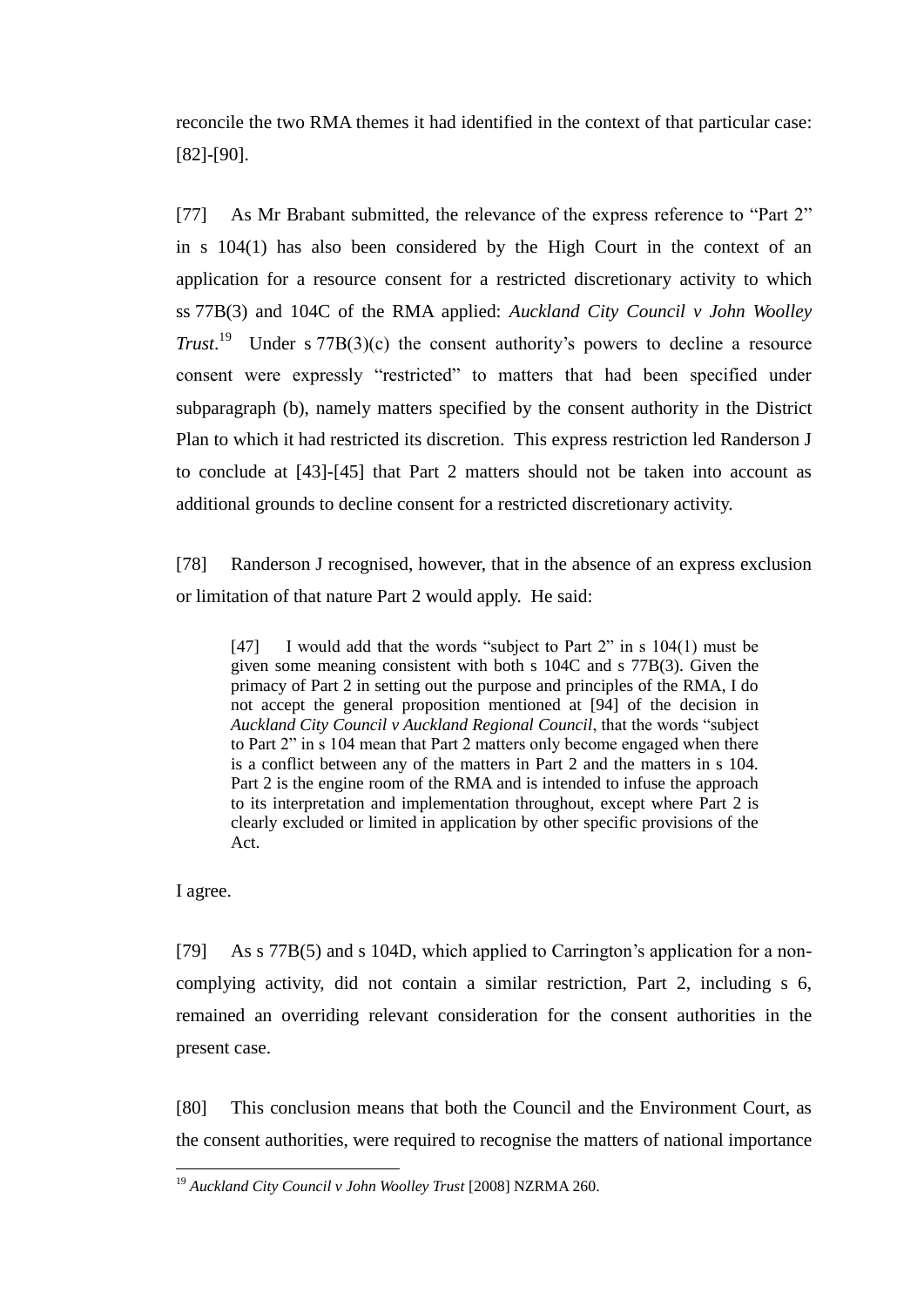reconcile the two RMA themes it had identified in the context of that particular case: [82]-[90].

[77] As Mr Brabant submitted, the relevance of the express reference to "Part 2" in s 104(1) has also been considered by the High Court in the context of an application for a resource consent for a restricted discretionary activity to which ss 77B(3) and 104C of the RMA applied: *Auckland City Council v John Woolley Trust*.[19] Under s 77B(3)(c) the consent authority's powers to decline a resource consent were expressly "restricted" to matters that had been specified under subparagraph (b), namely matters specified by the consent authority in the District Plan to which it had restricted its discretion. This express restriction led Randerson J to conclude at [43]-[45] that Part 2 matters should not be taken into account as additional grounds to decline consent for a restricted discretionary activity.

[78] Randerson J recognised, however, that in the absence of an express exclusion or limitation of that nature Part 2 would apply. He said:

> [47] I would add that the words "subject to Part 2" in s 104(1) must be given some meaning consistent with both s 104C and s 77B(3). Given the primacy of Part 2 in setting out the purpose and principles of the RMA, I do not accept the general proposition mentioned at [94] of the decision in *Auckland City Council v Auckland Regional Council*, that the words "subject to Part 2" in s 104 mean that Part 2 matters only become engaged when there is a conflict between any of the matters in Part 2 and the matters in s 104. Part 2 is the engine room of the RMA and is intended to infuse the approach to its interpretation and implementation throughout, except where Part 2 is clearly excluded or limited in application by other specific provisions of the Act.

I agree.

[79] As s 77B(5) and s 104D, which applied to Carrington's application for a non-complying activity, did not contain a similar restriction, Part 2, including s 6, remained an overriding relevant consideration for the consent authorities in the present case.

[80] This conclusion means that both the Council and the Environment Court, as the consent authorities, were required to recognise the matters of national importance

[19] *Auckland City Council v John Woolley Trust* [2008] NZRMA 260.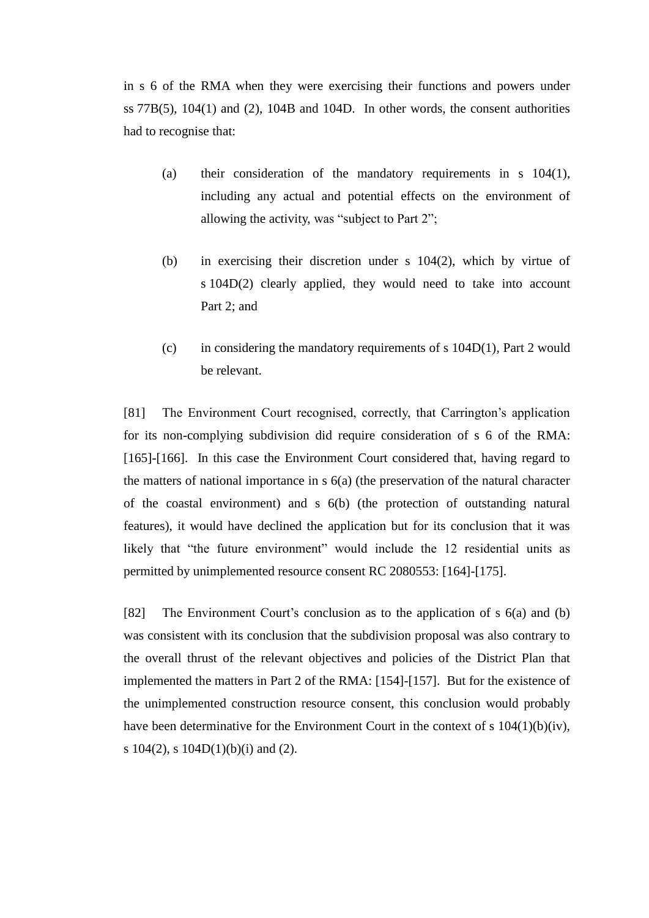in s 6 of the RMA when they were exercising their functions and powers under ss 77B(5), 104(1) and (2), 104B and 104D. In other words, the consent authorities had to recognise that:

(a) their consideration of the mandatory requirements in s 104(1), including any actual and potential effects on the environment of allowing the activity, was "subject to Part 2";

(b) in exercising their discretion under s 104(2), which by virtue of s 104D(2) clearly applied, they would need to take into account Part 2; and

(c) in considering the mandatory requirements of s 104D(1), Part 2 would be relevant.

[81] The Environment Court recognised, correctly, that Carrington's application for its non-complying subdivision did require consideration of s 6 of the RMA: [165]-[166]. In this case the Environment Court considered that, having regard to the matters of national importance in s 6(a) (the preservation of the natural character of the coastal environment) and s 6(b) (the protection of outstanding natural features), it would have declined the application but for its conclusion that it was likely that "the future environment" would include the 12 residential units as permitted by unimplemented resource consent RC 2080553: [164]-[175].

[82] The Environment Court's conclusion as to the application of s 6(a) and (b) was consistent with its conclusion that the subdivision proposal was also contrary to the overall thrust of the relevant objectives and policies of the District Plan that implemented the matters in Part 2 of the RMA: [154]-[157]. But for the existence of the unimplemented construction resource consent, this conclusion would probably have been determinative for the Environment Court in the context of s 104(1)(b)(iv), s 104(2), s 104D(1)(b)(i) and (2).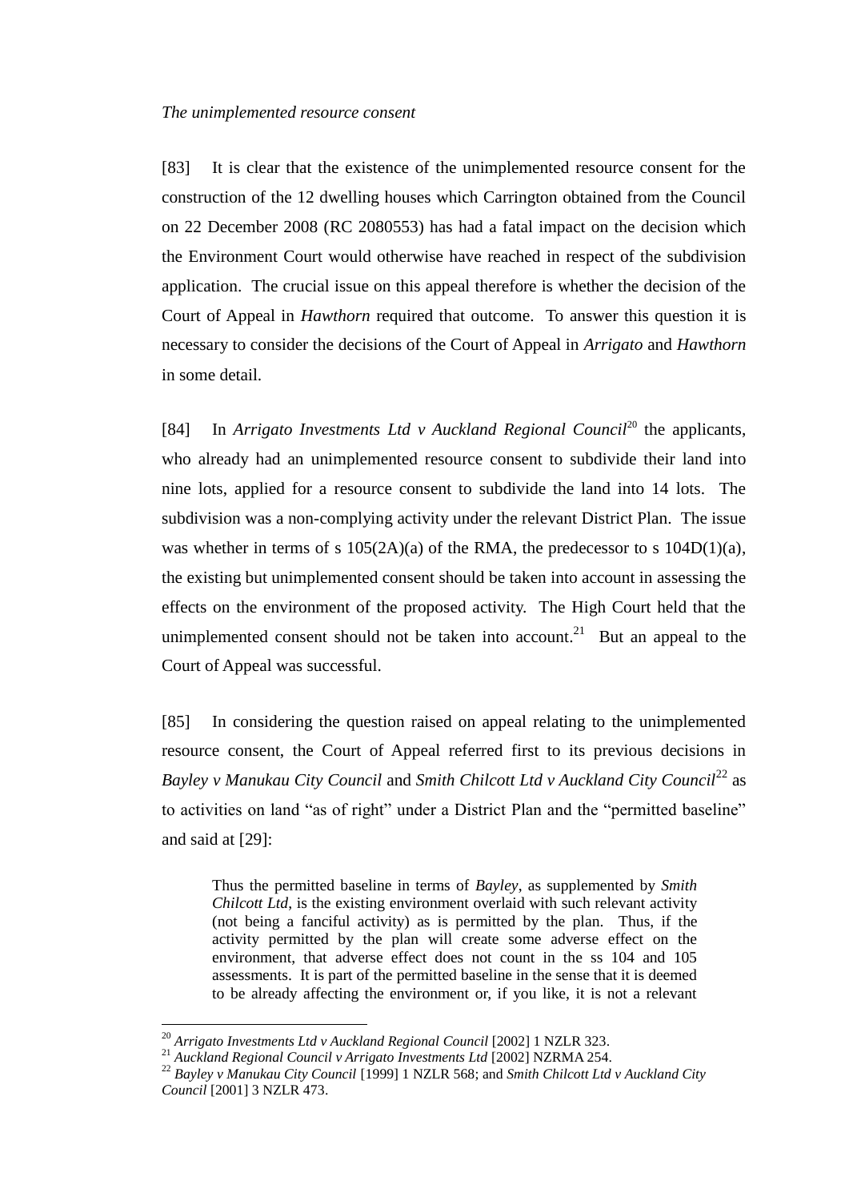*The unimplemented resource consent*

[83] It is clear that the existence of the unimplemented resource consent for the construction of the 12 dwelling houses which Carrington obtained from the Council on 22 December 2008 (RC 2080553) has had a fatal impact on the decision which the Environment Court would otherwise have reached in respect of the subdivision application. The crucial issue on this appeal therefore is whether the decision of the Court of Appeal in *Hawthorn* required that outcome. To answer this question it is necessary to consider the decisions of the Court of Appeal in *Arrigato* and *Hawthorn* in some detail.

[84] In *Arrigato Investments Ltd v Auckland Regional Council*[20] the applicants, who already had an unimplemented resource consent to subdivide their land into nine lots, applied for a resource consent to subdivide the land into 14 lots. The subdivision was a non-complying activity under the relevant District Plan. The issue was whether in terms of s 105(2A)(a) of the RMA, the predecessor to s 104D(1)(a), the existing but unimplemented consent should be taken into account in assessing the effects on the environment of the proposed activity. The High Court held that the unimplemented consent should not be taken into account.[21] But an appeal to the Court of Appeal was successful.

[85] In considering the question raised on appeal relating to the unimplemented resource consent, the Court of Appeal referred first to its previous decisions in *Bayley v Manukau City Council* and *Smith Chilcott Ltd v Auckland City Council*[22] as to activities on land "as of right" under a District Plan and the "permitted baseline" and said at [29]:

> Thus the permitted baseline in terms of *Bayley*, as supplemented by *Smith Chilcott Ltd*, is the existing environment overlaid with such relevant activity (not being a fanciful activity) as is permitted by the plan. Thus, if the activity permitted by the plan will create some adverse effect on the environment, that adverse effect does not count in the ss 104 and 105 assessments. It is part of the permitted baseline in the sense that it is deemed to be already affecting the environment or, if you like, it is not a relevant

[20] *Arrigato Investments Ltd v Auckland Regional Council* [2002] 1 NZLR 323.

[21] *Auckland Regional Council v Arrigato Investments Ltd* [2002] NZRMA 254.

[22] *Bayley v Manukau City Council* [1999] 1 NZLR 568; and *Smith Chilcott Ltd v Auckland City Council* [2001] 3 NZLR 473.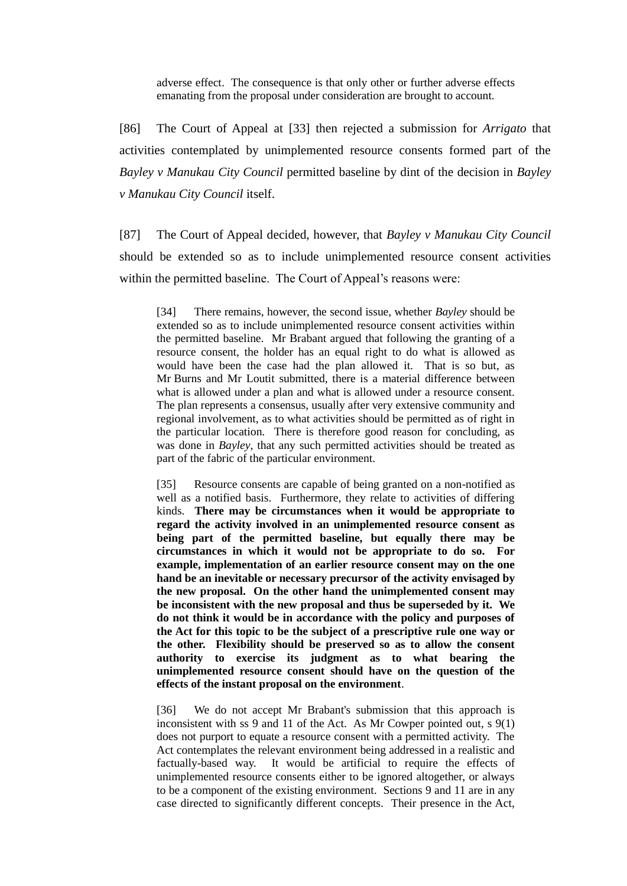> adverse effect. The consequence is that only other or further adverse effects emanating from the proposal under consideration are brought to account.

[86] The Court of Appeal at [33] then rejected a submission for *Arrigato* that activities contemplated by unimplemented resource consents formed part of the *Bayley v Manukau City Council* permitted baseline by dint of the decision in *Bayley v Manukau City Council* itself.

[87] The Court of Appeal decided, however, that *Bayley v Manukau City Council* should be extended so as to include unimplemented resource consent activities within the permitted baseline. The Court of Appeal's reasons were:

> [34] There remains, however, the second issue, whether *Bayley* should be extended so as to include unimplemented resource consent activities within the permitted baseline. Mr Brabant argued that following the granting of a resource consent, the holder has an equal right to do what is allowed as would have been the case had the plan allowed it. That is so but, as Mr Burns and Mr Loutit submitted, there is a material difference between what is allowed under a plan and what is allowed under a resource consent. The plan represents a consensus, usually after very extensive community and regional involvement, as to what activities should be permitted as of right in the particular location. There is therefore good reason for concluding, as was done in *Bayley*, that any such permitted activities should be treated as part of the fabric of the particular environment.
>
> [35] Resource consents are capable of being granted on a non-notified as well as a notified basis. Furthermore, they relate to activities of differing kinds. **There may be circumstances when it would be appropriate to regard the activity involved in an unimplemented resource consent as being part of the permitted baseline, but equally there may be circumstances in which it would not be appropriate to do so. For example, implementation of an earlier resource consent may on the one hand be an inevitable or necessary precursor of the activity envisaged by the new proposal. On the other hand the unimplemented consent may be inconsistent with the new proposal and thus be superseded by it. We do not think it would be in accordance with the policy and purposes of the Act for this topic to be the subject of a prescriptive rule one way or the other. Flexibility should be preserved so as to allow the consent authority to exercise its judgment as to what bearing the unimplemented resource consent should have on the question of the effects of the instant proposal on the environment**.
>
> [36] We do not accept Mr Brabant's submission that this approach is inconsistent with ss 9 and 11 of the Act. As Mr Cowper pointed out, s 9(1) does not purport to equate a resource consent with a permitted activity. The Act contemplates the relevant environment being addressed in a realistic and factually-based way. It would be artificial to require the effects of unimplemented resource consents either to be ignored altogether, or always to be a component of the existing environment. Sections 9 and 11 are in any case directed to significantly different concepts. Their presence in the Act,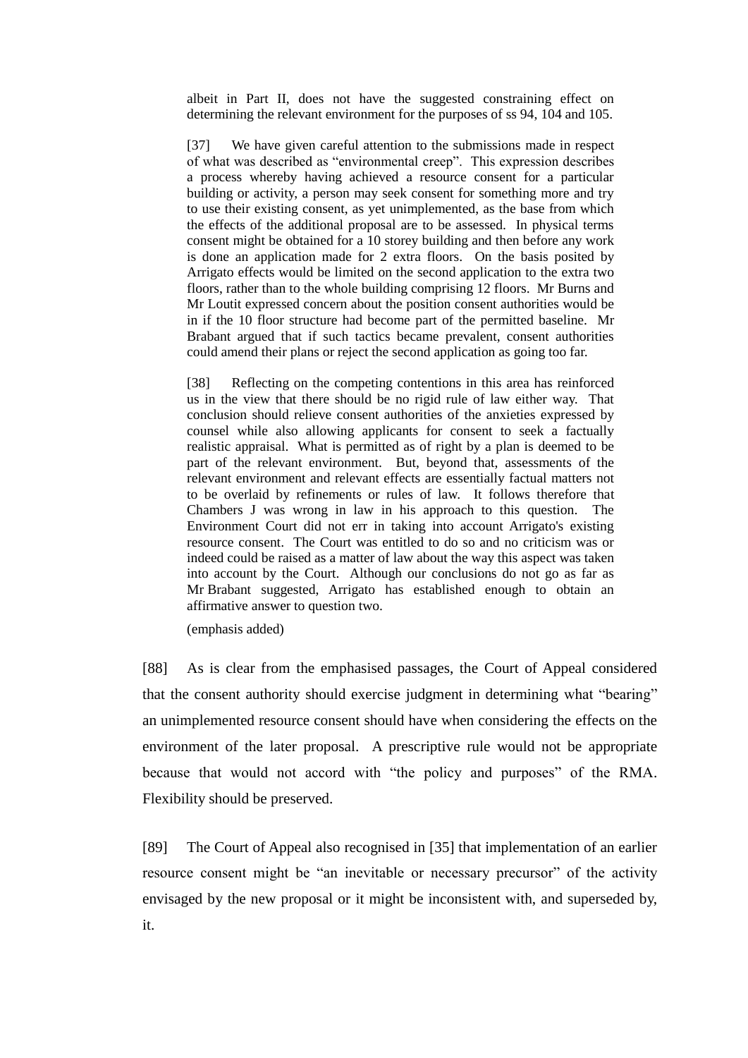> albeit in Part II, does not have the suggested constraining effect on determining the relevant environment for the purposes of ss 94, 104 and 105.
>
> [37] We have given careful attention to the submissions made in respect of what was described as "environmental creep". This expression describes a process whereby having achieved a resource consent for a particular building or activity, a person may seek consent for something more and try to use their existing consent, as yet unimplemented, as the base from which the effects of the additional proposal are to be assessed. In physical terms consent might be obtained for a 10 storey building and then before any work is done an application made for 2 extra floors. On the basis posited by Arrigato effects would be limited on the second application to the extra two floors, rather than to the whole building comprising 12 floors. Mr Burns and Mr Loutit expressed concern about the position consent authorities would be in if the 10 floor structure had become part of the permitted baseline. Mr Brabant argued that if such tactics became prevalent, consent authorities could amend their plans or reject the second application as going too far.
>
> [38] Reflecting on the competing contentions in this area has reinforced us in the view that there should be no rigid rule of law either way. That conclusion should relieve consent authorities of the anxieties expressed by counsel while also allowing applicants for consent to seek a factually realistic appraisal. What is permitted as of right by a plan is deemed to be part of the relevant environment. But, beyond that, assessments of the relevant environment and relevant effects are essentially factual matters not to be overlaid by refinements or rules of law. It follows therefore that Chambers J was wrong in law in his approach to this question. The Environment Court did not err in taking into account Arrigato's existing resource consent. The Court was entitled to do so and no criticism was or indeed could be raised as a matter of law about the way this aspect was taken into account by the Court. Although our conclusions do not go as far as Mr Brabant suggested, Arrigato has established enough to obtain an affirmative answer to question two.
>
> (emphasis added)

[88] As is clear from the emphasised passages, the Court of Appeal considered that the consent authority should exercise judgment in determining what "bearing" an unimplemented resource consent should have when considering the effects on the environment of the later proposal. A prescriptive rule would not be appropriate because that would not accord with "the policy and purposes" of the RMA. Flexibility should be preserved.

[89] The Court of Appeal also recognised in [35] that implementation of an earlier resource consent might be "an inevitable or necessary precursor" of the activity envisaged by the new proposal or it might be inconsistent with, and superseded by, it.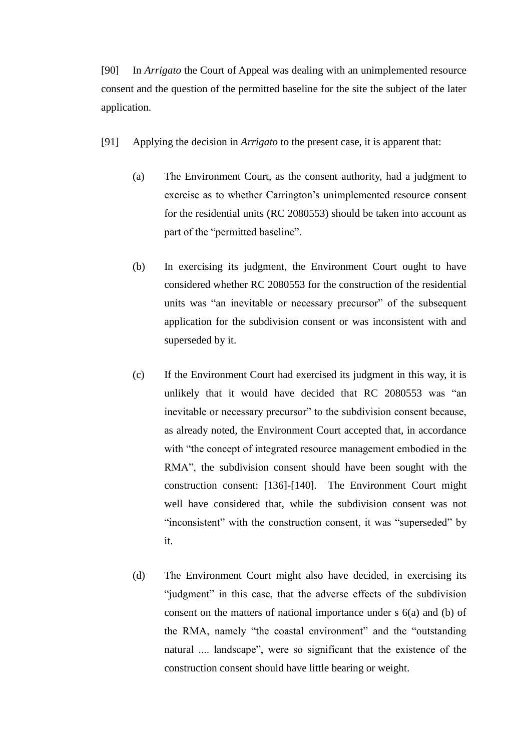[90] In *Arrigato* the Court of Appeal was dealing with an unimplemented resource consent and the question of the permitted baseline for the site the subject of the later application.

[91] Applying the decision in *Arrigato* to the present case, it is apparent that:

(a) The Environment Court, as the consent authority, had a judgment to exercise as to whether Carrington's unimplemented resource consent for the residential units (RC 2080553) should be taken into account as part of the "permitted baseline".

(b) In exercising its judgment, the Environment Court ought to have considered whether RC 2080553 for the construction of the residential units was "an inevitable or necessary precursor" of the subsequent application for the subdivision consent or was inconsistent with and superseded by it.

(c) If the Environment Court had exercised its judgment in this way, it is unlikely that it would have decided that RC 2080553 was "an inevitable or necessary precursor" to the subdivision consent because, as already noted, the Environment Court accepted that, in accordance with "the concept of integrated resource management embodied in the RMA", the subdivision consent should have been sought with the construction consent: [136]-[140]. The Environment Court might well have considered that, while the subdivision consent was not "inconsistent" with the construction consent, it was "superseded" by it.

(d) The Environment Court might also have decided, in exercising its "judgment" in this case, that the adverse effects of the subdivision consent on the matters of national importance under s 6(a) and (b) of the RMA, namely "the coastal environment" and the "outstanding natural .... landscape", were so significant that the existence of the construction consent should have little bearing or weight.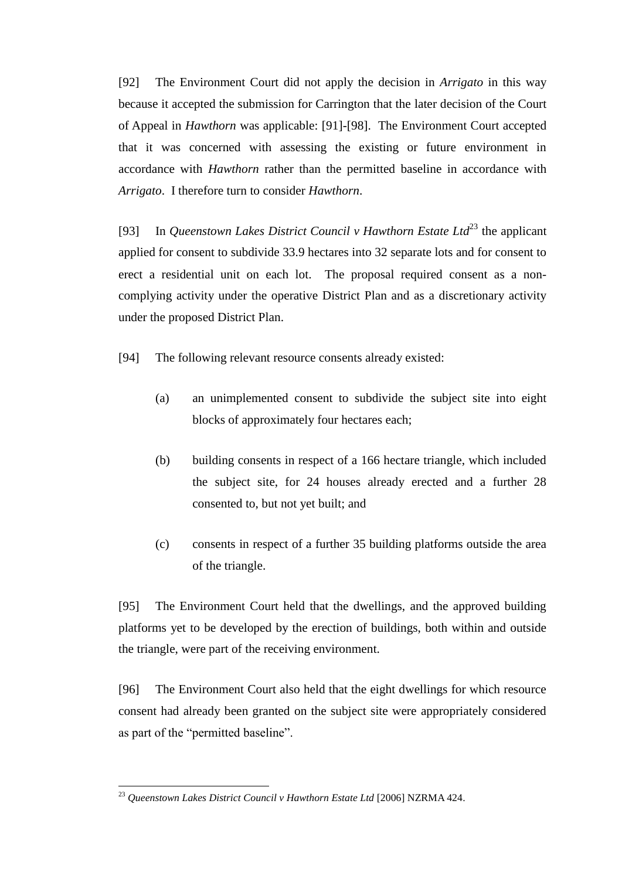[92] The Environment Court did not apply the decision in *Arrigato* in this way because it accepted the submission for Carrington that the later decision of the Court of Appeal in *Hawthorn* was applicable: [91]-[98]. The Environment Court accepted that it was concerned with assessing the existing or future environment in accordance with *Hawthorn* rather than the permitted baseline in accordance with *Arrigato*. I therefore turn to consider *Hawthorn*.

[93] In *Queenstown Lakes District Council v Hawthorn Estate Ltd*[23] the applicant applied for consent to subdivide 33.9 hectares into 32 separate lots and for consent to erect a residential unit on each lot. The proposal required consent as a non-complying activity under the operative District Plan and as a discretionary activity under the proposed District Plan.

[94] The following relevant resource consents already existed:

(a) an unimplemented consent to subdivide the subject site into eight blocks of approximately four hectares each;

(b) building consents in respect of a 166 hectare triangle, which included the subject site, for 24 houses already erected and a further 28 consented to, but not yet built; and

(c) consents in respect of a further 35 building platforms outside the area of the triangle.

[95] The Environment Court held that the dwellings, and the approved building platforms yet to be developed by the erection of buildings, both within and outside the triangle, were part of the receiving environment.

[96] The Environment Court also held that the eight dwellings for which resource consent had already been granted on the subject site were appropriately considered as part of the "permitted baseline".

---

[23] *Queenstown Lakes District Council v Hawthorn Estate Ltd* [2006] NZRMA 424.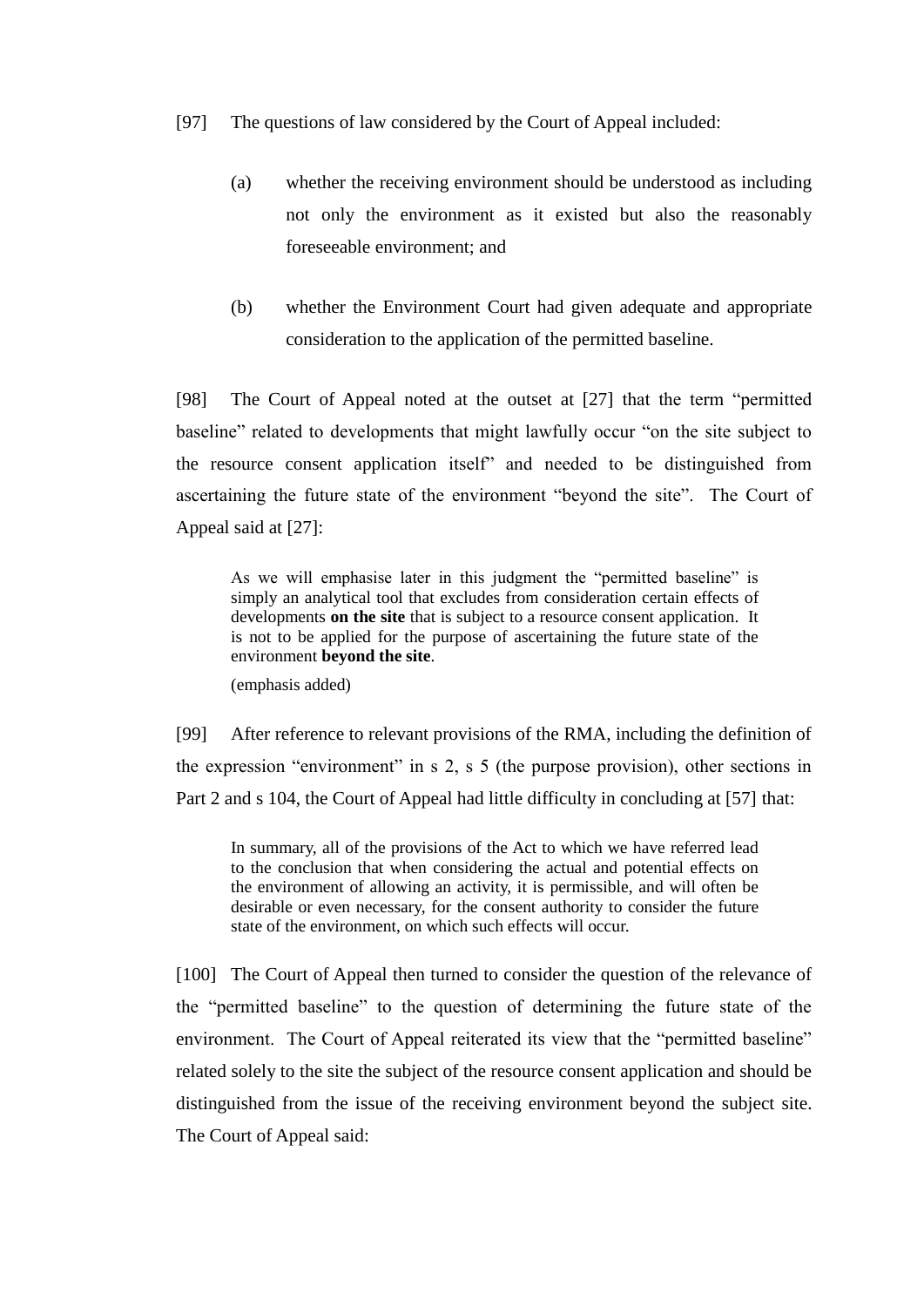[97] The questions of law considered by the Court of Appeal included:

(a) whether the receiving environment should be understood as including not only the environment as it existed but also the reasonably foreseeable environment; and

(b) whether the Environment Court had given adequate and appropriate consideration to the application of the permitted baseline.

[98] The Court of Appeal noted at the outset at [27] that the term "permitted baseline" related to developments that might lawfully occur "on the site subject to the resource consent application itself" and needed to be distinguished from ascertaining the future state of the environment "beyond the site". The Court of Appeal said at [27]:

> As we will emphasise later in this judgment the "permitted baseline" is simply an analytical tool that excludes from consideration certain effects of developments **on the site** that is subject to a resource consent application. It is not to be applied for the purpose of ascertaining the future state of the environment **beyond the site**.
>
> (emphasis added)

[99] After reference to relevant provisions of the RMA, including the definition of the expression "environment" in s 2, s 5 (the purpose provision), other sections in Part 2 and s 104, the Court of Appeal had little difficulty in concluding at [57] that:

> In summary, all of the provisions of the Act to which we have referred lead to the conclusion that when considering the actual and potential effects on the environment of allowing an activity, it is permissible, and will often be desirable or even necessary, for the consent authority to consider the future state of the environment, on which such effects will occur.

[100] The Court of Appeal then turned to consider the question of the relevance of the "permitted baseline" to the question of determining the future state of the environment. The Court of Appeal reiterated its view that the "permitted baseline" related solely to the site the subject of the resource consent application and should be distinguished from the issue of the receiving environment beyond the subject site. The Court of Appeal said: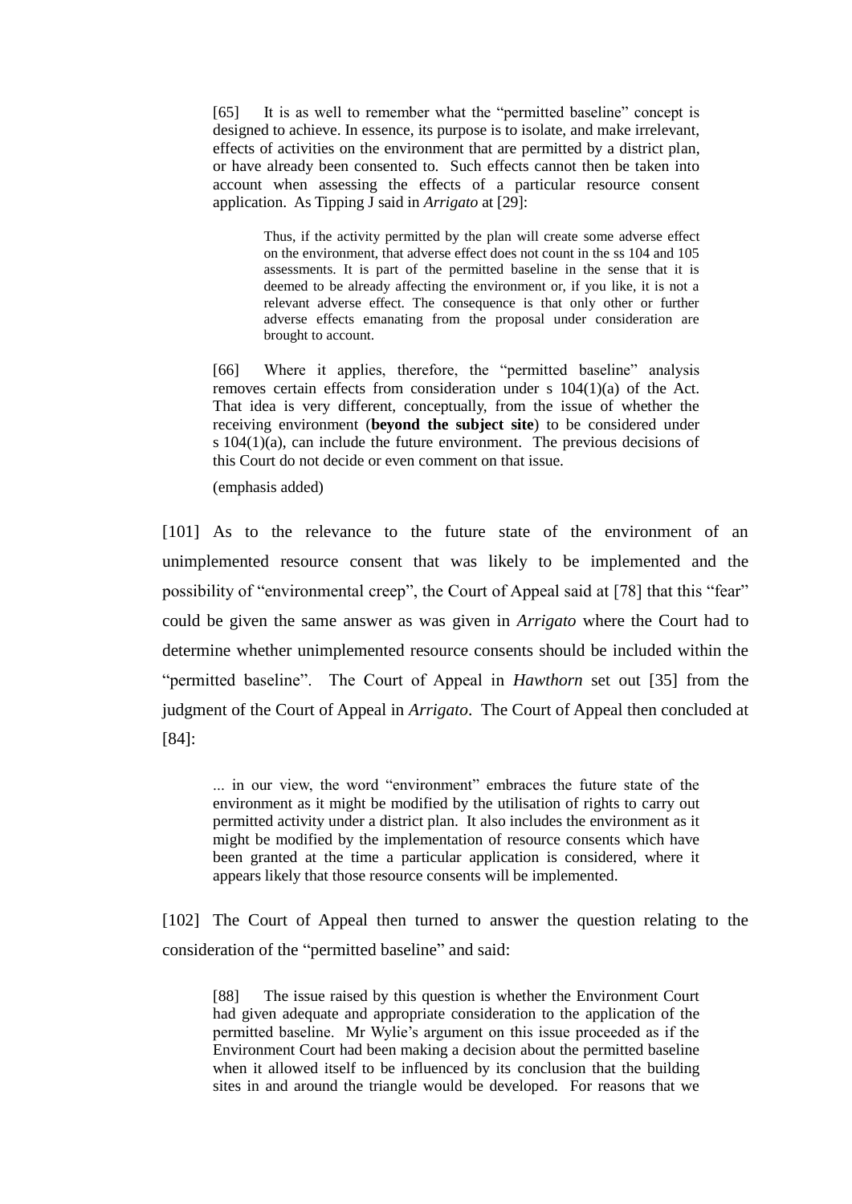> [65] It is as well to remember what the "permitted baseline" concept is designed to achieve. In essence, its purpose is to isolate, and make irrelevant, effects of activities on the environment that are permitted by a district plan, or have already been consented to. Such effects cannot then be taken into account when assessing the effects of a particular resource consent application. As Tipping J said in *Arrigato* at [29]:
>
> > Thus, if the activity permitted by the plan will create some adverse effect on the environment, that adverse effect does not count in the ss 104 and 105 assessments. It is part of the permitted baseline in the sense that it is deemed to be already affecting the environment or, if you like, it is not a relevant adverse effect. The consequence is that only other or further adverse effects emanating from the proposal under consideration are brought to account.
>
> [66] Where it applies, therefore, the "permitted baseline" analysis removes certain effects from consideration under s 104(1)(a) of the Act. That idea is very different, conceptually, from the issue of whether the receiving environment (**beyond the subject site**) to be considered under s 104(1)(a), can include the future environment. The previous decisions of this Court do not decide or even comment on that issue.
>
> (emphasis added)

[101] As to the relevance to the future state of the environment of an unimplemented resource consent that was likely to be implemented and the possibility of "environmental creep", the Court of Appeal said at [78] that this "fear" could be given the same answer as was given in *Arrigato* where the Court had to determine whether unimplemented resource consents should be included within the "permitted baseline". The Court of Appeal in *Hawthorn* set out [35] from the judgment of the Court of Appeal in *Arrigato*. The Court of Appeal then concluded at [84]:

> ... in our view, the word "environment" embraces the future state of the environment as it might be modified by the utilisation of rights to carry out permitted activity under a district plan. It also includes the environment as it might be modified by the implementation of resource consents which have been granted at the time a particular application is considered, where it appears likely that those resource consents will be implemented.

[102] The Court of Appeal then turned to answer the question relating to the consideration of the "permitted baseline" and said:

> [88] The issue raised by this question is whether the Environment Court had given adequate and appropriate consideration to the application of the permitted baseline. Mr Wylie's argument on this issue proceeded as if the Environment Court had been making a decision about the permitted baseline when it allowed itself to be influenced by its conclusion that the building sites in and around the triangle would be developed. For reasons that we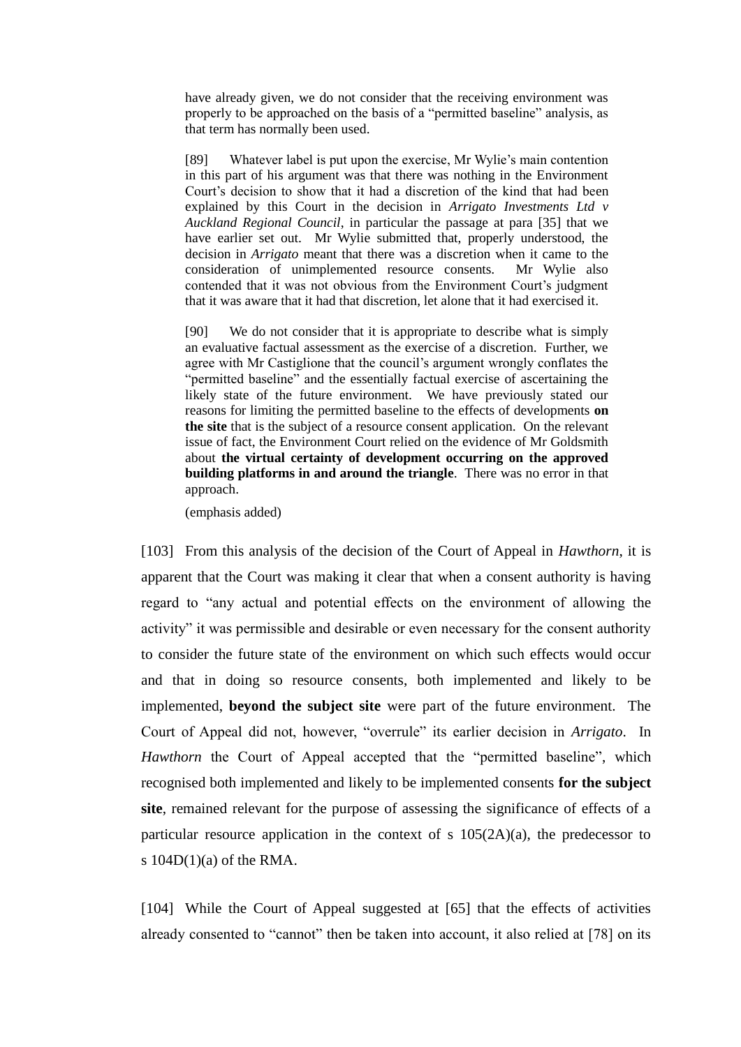> have already given, we do not consider that the receiving environment was properly to be approached on the basis of a "permitted baseline" analysis, as that term has normally been used.
>
> [89] Whatever label is put upon the exercise, Mr Wylie's main contention in this part of his argument was that there was nothing in the Environment Court's decision to show that it had a discretion of the kind that had been explained by this Court in the decision in *Arrigato Investments Ltd v Auckland Regional Council*, in particular the passage at para [35] that we have earlier set out. Mr Wylie submitted that, properly understood, the decision in *Arrigato* meant that there was a discretion when it came to the consideration of unimplemented resource consents. Mr Wylie also contended that it was not obvious from the Environment Court's judgment that it was aware that it had that discretion, let alone that it had exercised it.
>
> [90] We do not consider that it is appropriate to describe what is simply an evaluative factual assessment as the exercise of a discretion. Further, we agree with Mr Castiglione that the council's argument wrongly conflates the "permitted baseline" and the essentially factual exercise of ascertaining the likely state of the future environment. We have previously stated our reasons for limiting the permitted baseline to the effects of developments **on the site** that is the subject of a resource consent application. On the relevant issue of fact, the Environment Court relied on the evidence of Mr Goldsmith about **the virtual certainty of development occurring on the approved building platforms in and around the triangle**. There was no error in that approach.
>
> (emphasis added)

[103] From this analysis of the decision of the Court of Appeal in *Hawthorn*, it is apparent that the Court was making it clear that when a consent authority is having regard to "any actual and potential effects on the environment of allowing the activity" it was permissible and desirable or even necessary for the consent authority to consider the future state of the environment on which such effects would occur and that in doing so resource consents, both implemented and likely to be implemented, **beyond the subject site** were part of the future environment. The Court of Appeal did not, however, "overrule" its earlier decision in *Arrigato*. In *Hawthorn* the Court of Appeal accepted that the "permitted baseline", which recognised both implemented and likely to be implemented consents **for the subject site**, remained relevant for the purpose of assessing the significance of effects of a particular resource application in the context of s 105(2A)(a), the predecessor to s 104D(1)(a) of the RMA.

[104] While the Court of Appeal suggested at [65] that the effects of activities already consented to "cannot" then be taken into account, it also relied at [78] on its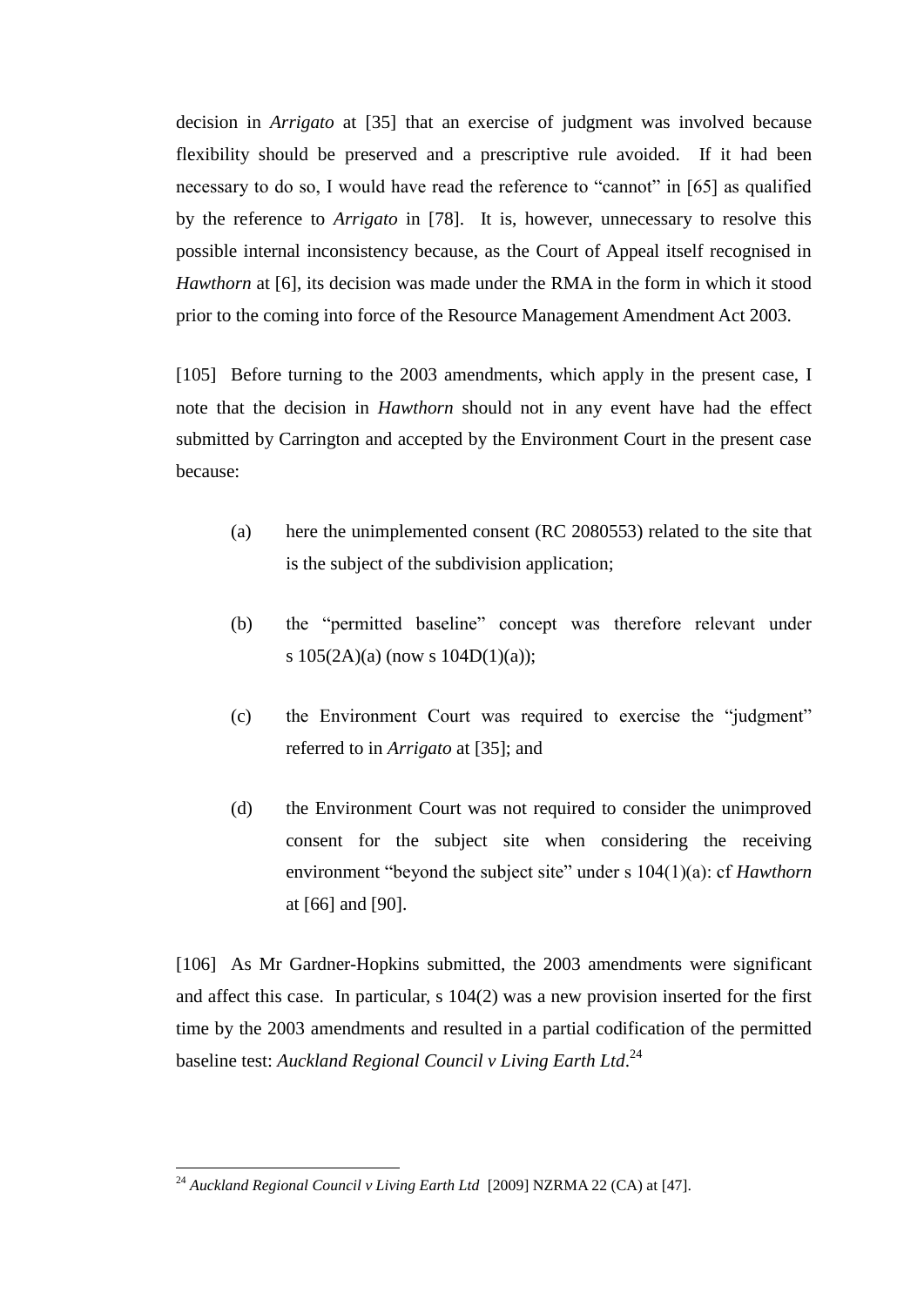decision in *Arrigato* at [35] that an exercise of judgment was involved because flexibility should be preserved and a prescriptive rule avoided. If it had been necessary to do so, I would have read the reference to "cannot" in [65] as qualified by the reference to *Arrigato* in [78]. It is, however, unnecessary to resolve this possible internal inconsistency because, as the Court of Appeal itself recognised in *Hawthorn* at [6], its decision was made under the RMA in the form in which it stood prior to the coming into force of the Resource Management Amendment Act 2003.

[105] Before turning to the 2003 amendments, which apply in the present case, I note that the decision in *Hawthorn* should not in any event have had the effect submitted by Carrington and accepted by the Environment Court in the present case because:

(a) here the unimplemented consent (RC 2080553) related to the site that is the subject of the subdivision application;

(b) the "permitted baseline" concept was therefore relevant under s 105(2A)(a) (now s 104D(1)(a));

(c) the Environment Court was required to exercise the "judgment" referred to in *Arrigato* at [35]; and

(d) the Environment Court was not required to consider the unimproved consent for the subject site when considering the receiving environment "beyond the subject site" under s 104(1)(a): cf *Hawthorn* at [66] and [90].

[106] As Mr Gardner-Hopkins submitted, the 2003 amendments were significant and affect this case. In particular, s 104(2) was a new provision inserted for the first time by the 2003 amendments and resulted in a partial codification of the permitted baseline test: *Auckland Regional Council v Living Earth Ltd*.[24]

---

[24] *Auckland Regional Council v Living Earth Ltd* [2009] NZRMA 22 (CA) at [47].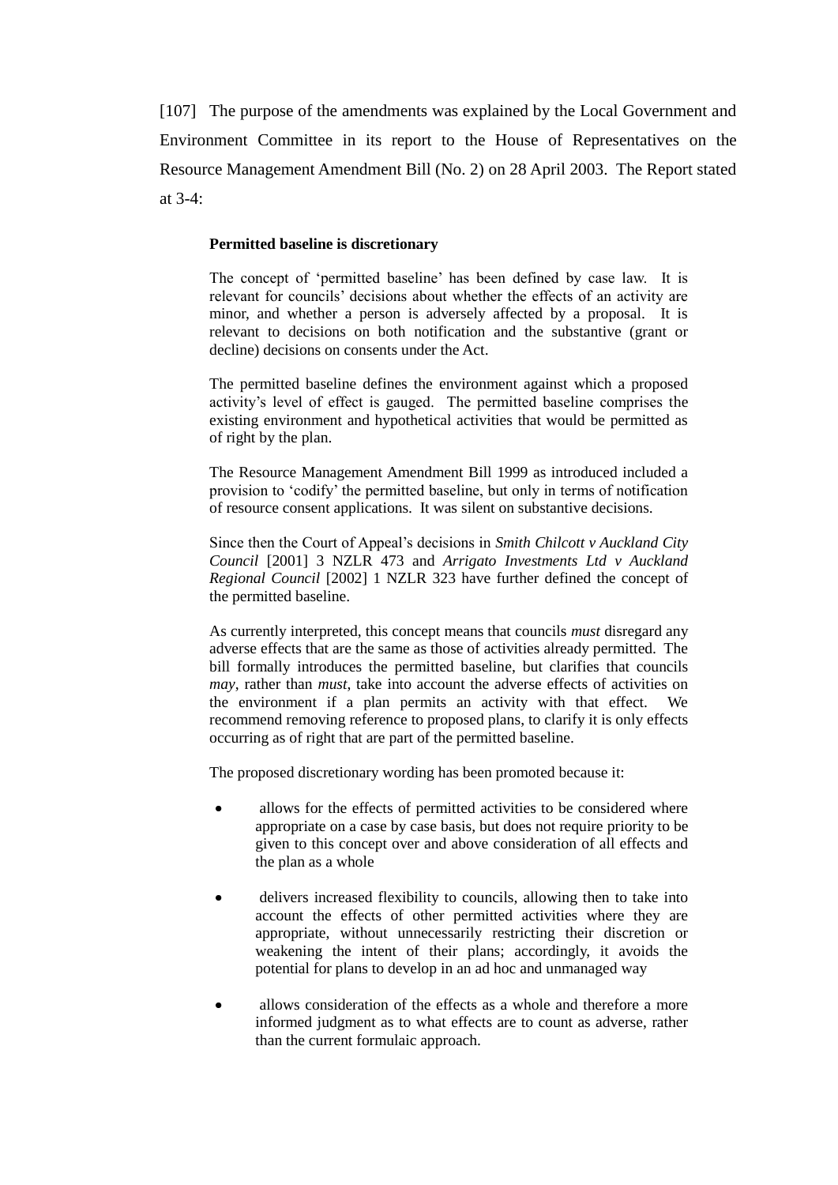[107] The purpose of the amendments was explained by the Local Government and Environment Committee in its report to the House of Representatives on the Resource Management Amendment Bill (No. 2) on 28 April 2003. The Report stated at 3-4:

> **Permitted baseline is discretionary**
>
> The concept of 'permitted baseline' has been defined by case law. It is relevant for councils' decisions about whether the effects of an activity are minor, and whether a person is adversely affected by a proposal. It is relevant to decisions on both notification and the substantive (grant or decline) decisions on consents under the Act.
>
> The permitted baseline defines the environment against which a proposed activity's level of effect is gauged. The permitted baseline comprises the existing environment and hypothetical activities that would be permitted as of right by the plan.
>
> The Resource Management Amendment Bill 1999 as introduced included a provision to 'codify' the permitted baseline, but only in terms of notification of resource consent applications. It was silent on substantive decisions.
>
> Since then the Court of Appeal's decisions in *Smith Chilcott v Auckland City Council* [2001] 3 NZLR 473 and *Arrigato Investments Ltd v Auckland Regional Council* [2002] 1 NZLR 323 have further defined the concept of the permitted baseline.
>
> As currently interpreted, this concept means that councils *must* disregard any adverse effects that are the same as those of activities already permitted. The bill formally introduces the permitted baseline, but clarifies that councils *may*, rather than *must*, take into account the adverse effects of activities on the environment if a plan permits an activity with that effect. We recommend removing reference to proposed plans, to clarify it is only effects occurring as of right that are part of the permitted baseline.
>
> The proposed discretionary wording has been promoted because it:
>
> - allows for the effects of permitted activities to be considered where appropriate on a case by case basis, but does not require priority to be given to this concept over and above consideration of all effects and the plan as a whole
> - delivers increased flexibility to councils, allowing then to take into account the effects of other permitted activities where they are appropriate, without unnecessarily restricting their discretion or weakening the intent of their plans; accordingly, it avoids the potential for plans to develop in an ad hoc and unmanaged way
> - allows consideration of the effects as a whole and therefore a more informed judgment as to what effects are to count as adverse, rather than the current formulaic approach.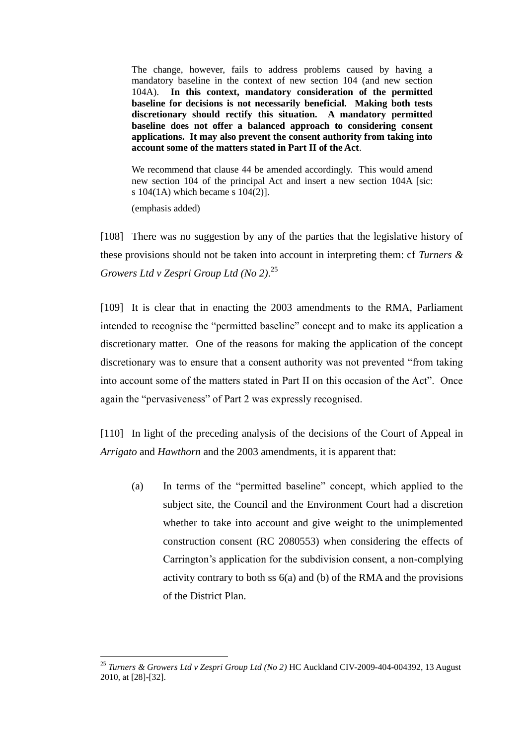> The change, however, fails to address problems caused by having a mandatory baseline in the context of new section 104 (and new section 104A). **In this context, mandatory consideration of the permitted baseline for decisions is not necessarily beneficial. Making both tests discretionary should rectify this situation. A mandatory permitted baseline does not offer a balanced approach to considering consent applications. It may also prevent the consent authority from taking into account some of the matters stated in Part II of the Act**.
>
> We recommend that clause 44 be amended accordingly. This would amend new section 104 of the principal Act and insert a new section 104A [sic: s 104(1A) which became s 104(2)].
>
> (emphasis added)

[108] There was no suggestion by any of the parties that the legislative history of these provisions should not be taken into account in interpreting them: cf *Turners & Growers Ltd v Zespri Group Ltd (No 2)*.[25]

[109] It is clear that in enacting the 2003 amendments to the RMA, Parliament intended to recognise the "permitted baseline" concept and to make its application a discretionary matter. One of the reasons for making the application of the concept discretionary was to ensure that a consent authority was not prevented "from taking into account some of the matters stated in Part II on this occasion of the Act". Once again the "pervasiveness" of Part 2 was expressly recognised.

[110] In light of the preceding analysis of the decisions of the Court of Appeal in *Arrigato* and *Hawthorn* and the 2003 amendments, it is apparent that:

(a) In terms of the "permitted baseline" concept, which applied to the subject site, the Council and the Environment Court had a discretion whether to take into account and give weight to the unimplemented construction consent (RC 2080553) when considering the effects of Carrington's application for the subdivision consent, a non-complying activity contrary to both ss 6(a) and (b) of the RMA and the provisions of the District Plan.

---

[25] *Turners & Growers Ltd v Zespri Group Ltd (No 2)* HC Auckland CIV-2009-404-004392, 13 August 2010, at [28]-[32].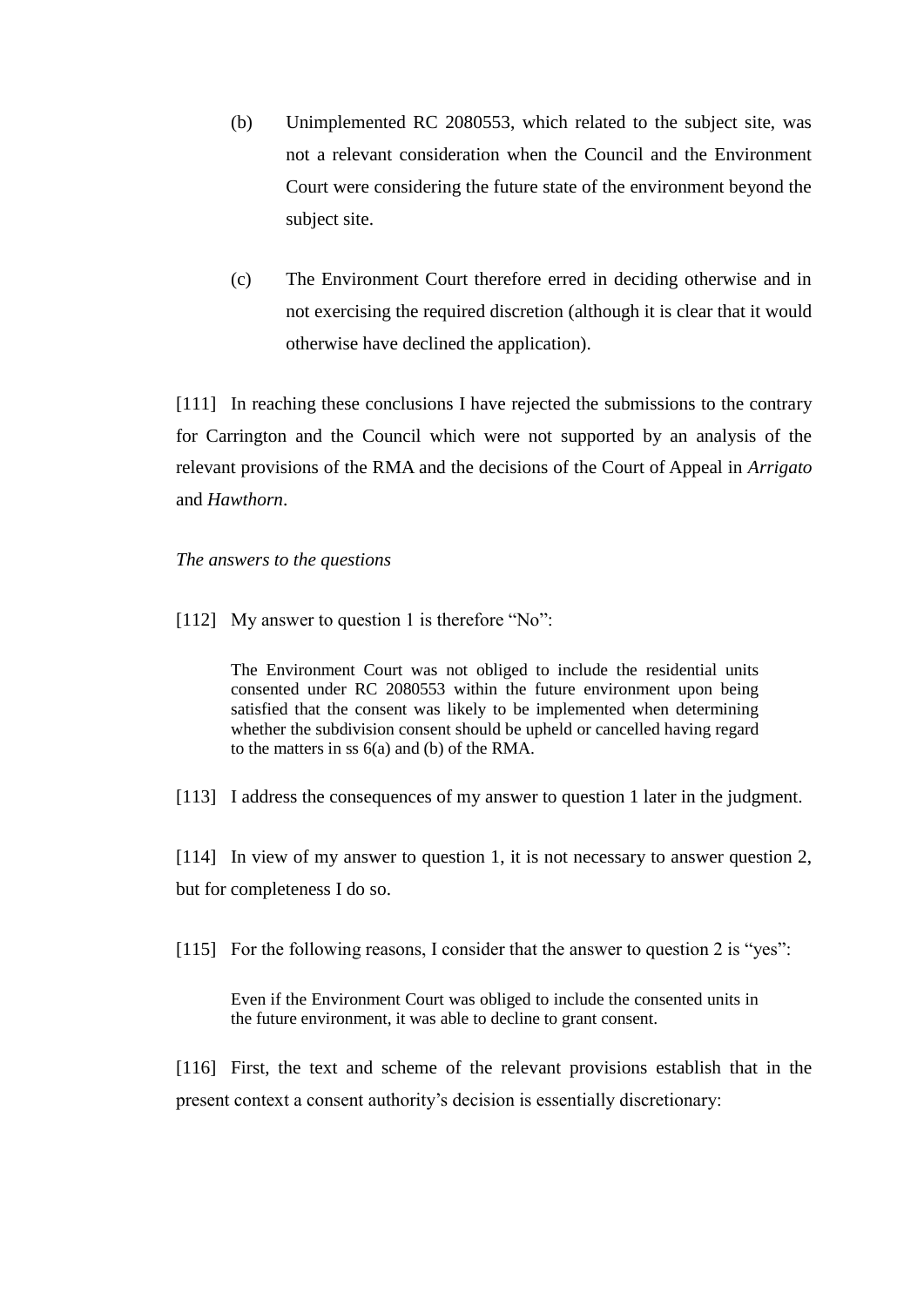(b) Unimplemented RC 2080553, which related to the subject site, was not a relevant consideration when the Council and the Environment Court were considering the future state of the environment beyond the subject site.

(c) The Environment Court therefore erred in deciding otherwise and in not exercising the required discretion (although it is clear that it would otherwise have declined the application).

[111] In reaching these conclusions I have rejected the submissions to the contrary for Carrington and the Council which were not supported by an analysis of the relevant provisions of the RMA and the decisions of the Court of Appeal in *Arrigato* and *Hawthorn*.

*The answers to the questions*

[112] My answer to question 1 is therefore "No":

> The Environment Court was not obliged to include the residential units consented under RC 2080553 within the future environment upon being satisfied that the consent was likely to be implemented when determining whether the subdivision consent should be upheld or cancelled having regard to the matters in ss 6(a) and (b) of the RMA.

[113] I address the consequences of my answer to question 1 later in the judgment.

[114] In view of my answer to question 1, it is not necessary to answer question 2, but for completeness I do so.

[115] For the following reasons, I consider that the answer to question 2 is "yes":

> Even if the Environment Court was obliged to include the consented units in the future environment, it was able to decline to grant consent.

[116] First, the text and scheme of the relevant provisions establish that in the present context a consent authority's decision is essentially discretionary: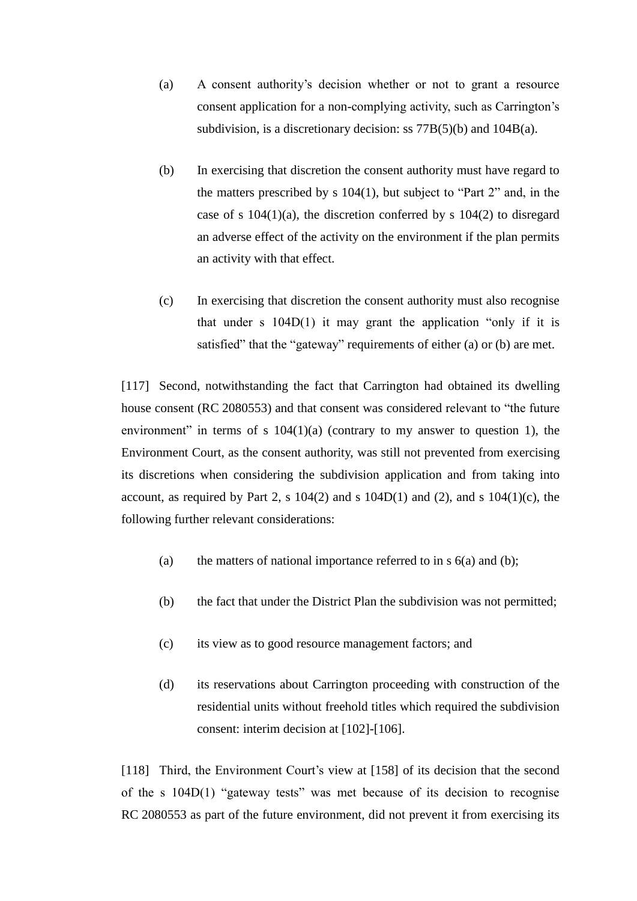(a) A consent authority's decision whether or not to grant a resource consent application for a non-complying activity, such as Carrington's subdivision, is a discretionary decision: ss 77B(5)(b) and 104B(a).

(b) In exercising that discretion the consent authority must have regard to the matters prescribed by s 104(1), but subject to "Part 2" and, in the case of s 104(1)(a), the discretion conferred by s 104(2) to disregard an adverse effect of the activity on the environment if the plan permits an activity with that effect.

(c) In exercising that discretion the consent authority must also recognise that under s 104D(1) it may grant the application "only if it is satisfied" that the "gateway" requirements of either (a) or (b) are met.

[117] Second, notwithstanding the fact that Carrington had obtained its dwelling house consent (RC 2080553) and that consent was considered relevant to "the future environment" in terms of s 104(1)(a) (contrary to my answer to question 1), the Environment Court, as the consent authority, was still not prevented from exercising its discretions when considering the subdivision application and from taking into account, as required by Part 2, s 104(2) and s 104D(1) and (2), and s 104(1)(c), the following further relevant considerations:

(a) the matters of national importance referred to in s 6(a) and (b);

(b) the fact that under the District Plan the subdivision was not permitted;

(c) its view as to good resource management factors; and

(d) its reservations about Carrington proceeding with construction of the residential units without freehold titles which required the subdivision consent: interim decision at [102]-[106].

[118] Third, the Environment Court's view at [158] of its decision that the second of the s 104D(1) "gateway tests" was met because of its decision to recognise RC 2080553 as part of the future environment, did not prevent it from exercising its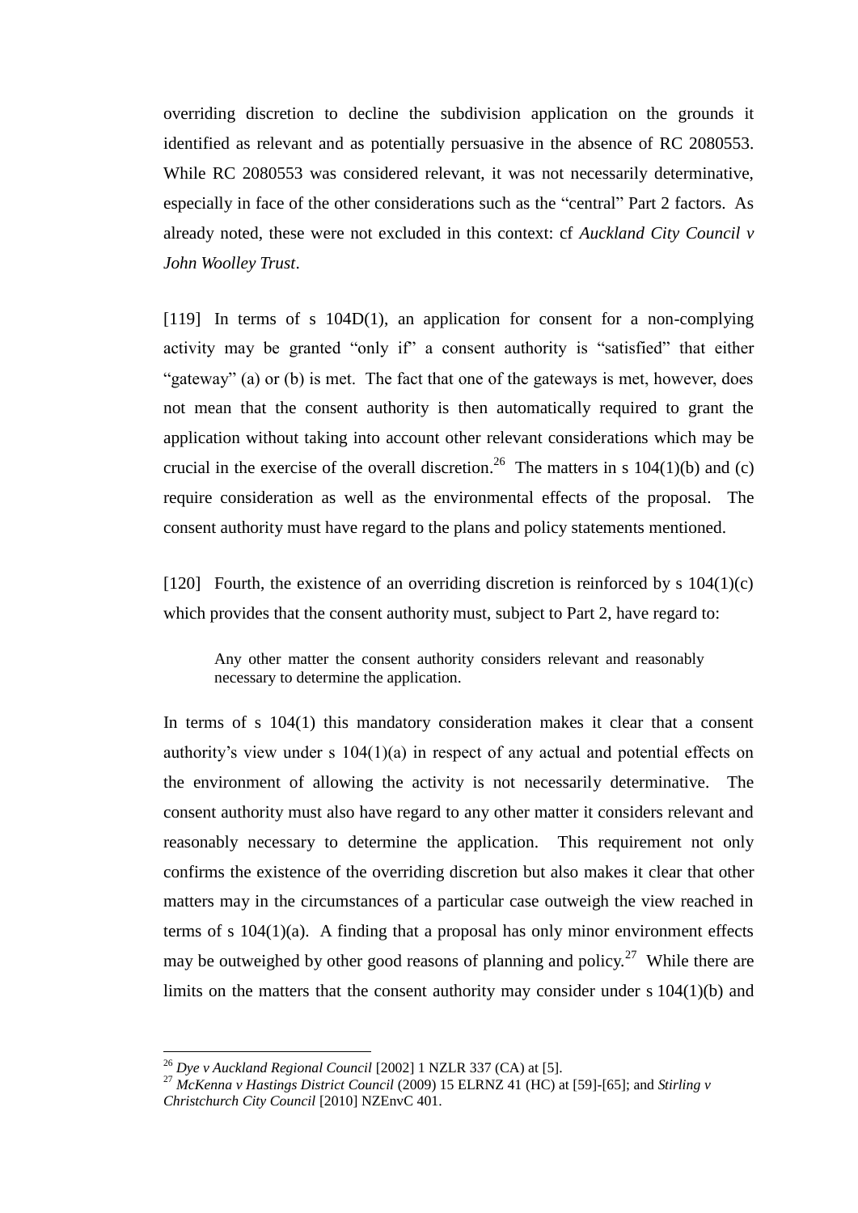overriding discretion to decline the subdivision application on the grounds it identified as relevant and as potentially persuasive in the absence of RC 2080553. While RC 2080553 was considered relevant, it was not necessarily determinative, especially in face of the other considerations such as the "central" Part 2 factors. As already noted, these were not excluded in this context: cf *Auckland City Council v John Woolley Trust*.

[119] In terms of s 104D(1), an application for consent for a non-complying activity may be granted "only if" a consent authority is "satisfied" that either "gateway" (a) or (b) is met. The fact that one of the gateways is met, however, does not mean that the consent authority is then automatically required to grant the application without taking into account other relevant considerations which may be crucial in the exercise of the overall discretion.[26] The matters in s 104(1)(b) and (c) require consideration as well as the environmental effects of the proposal. The consent authority must have regard to the plans and policy statements mentioned.

[120] Fourth, the existence of an overriding discretion is reinforced by s 104(1)(c) which provides that the consent authority must, subject to Part 2, have regard to:

> Any other matter the consent authority considers relevant and reasonably necessary to determine the application.

In terms of s 104(1) this mandatory consideration makes it clear that a consent authority's view under s 104(1)(a) in respect of any actual and potential effects on the environment of allowing the activity is not necessarily determinative. The consent authority must also have regard to any other matter it considers relevant and reasonably necessary to determine the application. This requirement not only confirms the existence of the overriding discretion but also makes it clear that other matters may in the circumstances of a particular case outweigh the view reached in terms of s 104(1)(a). A finding that a proposal has only minor environment effects may be outweighed by other good reasons of planning and policy.[27] While there are limits on the matters that the consent authority may consider under s 104(1)(b) and

---

[26] *Dye v Auckland Regional Council* [2002] 1 NZLR 337 (CA) at [5].

[27] *McKenna v Hastings District Council* (2009) 15 ELRNZ 41 (HC) at [59]-[65]; and *Stirling v Christchurch City Council* [2010] NZEnvC 401.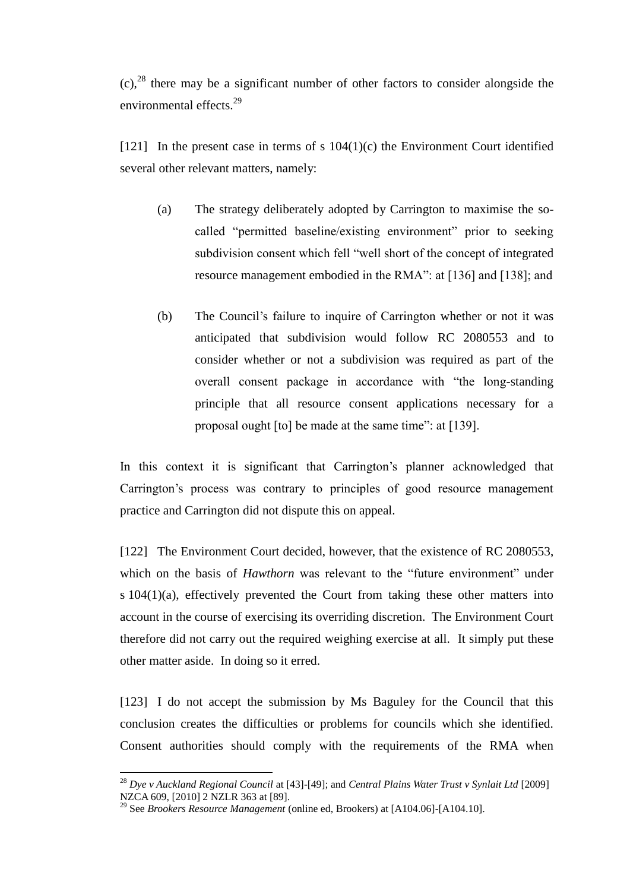(c),[28] there may be a significant number of other factors to consider alongside the environmental effects.[29]

[121] In the present case in terms of s 104(1)(c) the Environment Court identified several other relevant matters, namely:

(a) The strategy deliberately adopted by Carrington to maximise the so-called "permitted baseline/existing environment" prior to seeking subdivision consent which fell "well short of the concept of integrated resource management embodied in the RMA": at [136] and [138]; and

(b) The Council's failure to inquire of Carrington whether or not it was anticipated that subdivision would follow RC 2080553 and to consider whether or not a subdivision was required as part of the overall consent package in accordance with "the long-standing principle that all resource consent applications necessary for a proposal ought [to] be made at the same time": at [139].

In this context it is significant that Carrington's planner acknowledged that Carrington's process was contrary to principles of good resource management practice and Carrington did not dispute this on appeal.

[122] The Environment Court decided, however, that the existence of RC 2080553, which on the basis of *Hawthorn* was relevant to the "future environment" under s 104(1)(a), effectively prevented the Court from taking these other matters into account in the course of exercising its overriding discretion. The Environment Court therefore did not carry out the required weighing exercise at all. It simply put these other matter aside. In doing so it erred.

[123] I do not accept the submission by Ms Baguley for the Council that this conclusion creates the difficulties or problems for councils which she identified. Consent authorities should comply with the requirements of the RMA when

---

[28] *Dye v Auckland Regional Council* at [43]-[49]; and *Central Plains Water Trust v Synlait Ltd* [2009] NZCA 609, [2010] 2 NZLR 363 at [89].

[29] See *Brookers Resource Management* (online ed, Brookers) at [A104.06]-[A104.10].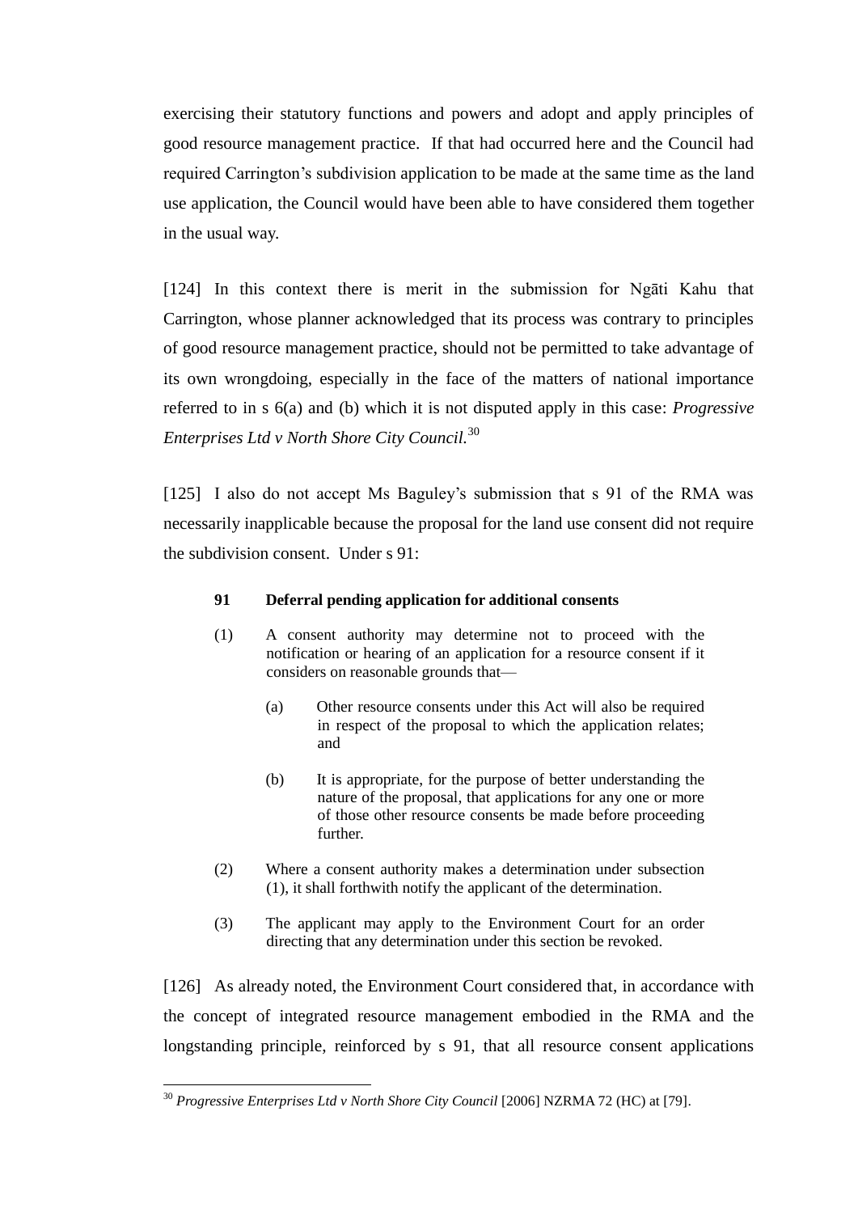exercising their statutory functions and powers and adopt and apply principles of good resource management practice. If that had occurred here and the Council had required Carrington's subdivision application to be made at the same time as the land use application, the Council would have been able to have considered them together in the usual way.

[124] In this context there is merit in the submission for Ngāti Kahu that Carrington, whose planner acknowledged that its process was contrary to principles of good resource management practice, should not be permitted to take advantage of its own wrongdoing, especially in the face of the matters of national importance referred to in s 6(a) and (b) which it is not disputed apply in this case: *Progressive Enterprises Ltd v North Shore City Council.*[30]

[125] I also do not accept Ms Baguley's submission that s 91 of the RMA was necessarily inapplicable because the proposal for the land use consent did not require the subdivision consent. Under s 91:

> **91 Deferral pending application for additional consents**
>
> (1) A consent authority may determine not to proceed with the notification or hearing of an application for a resource consent if it considers on reasonable grounds that—
>
> (a) Other resource consents under this Act will also be required in respect of the proposal to which the application relates; and
>
> (b) It is appropriate, for the purpose of better understanding the nature of the proposal, that applications for any one or more of those other resource consents be made before proceeding further.
>
> (2) Where a consent authority makes a determination under subsection (1), it shall forthwith notify the applicant of the determination.
>
> (3) The applicant may apply to the Environment Court for an order directing that any determination under this section be revoked.

[126] As already noted, the Environment Court considered that, in accordance with the concept of integrated resource management embodied in the RMA and the longstanding principle, reinforced by s 91, that all resource consent applications

---

[30] *Progressive Enterprises Ltd v North Shore City Council* [2006] NZRMA 72 (HC) at [79].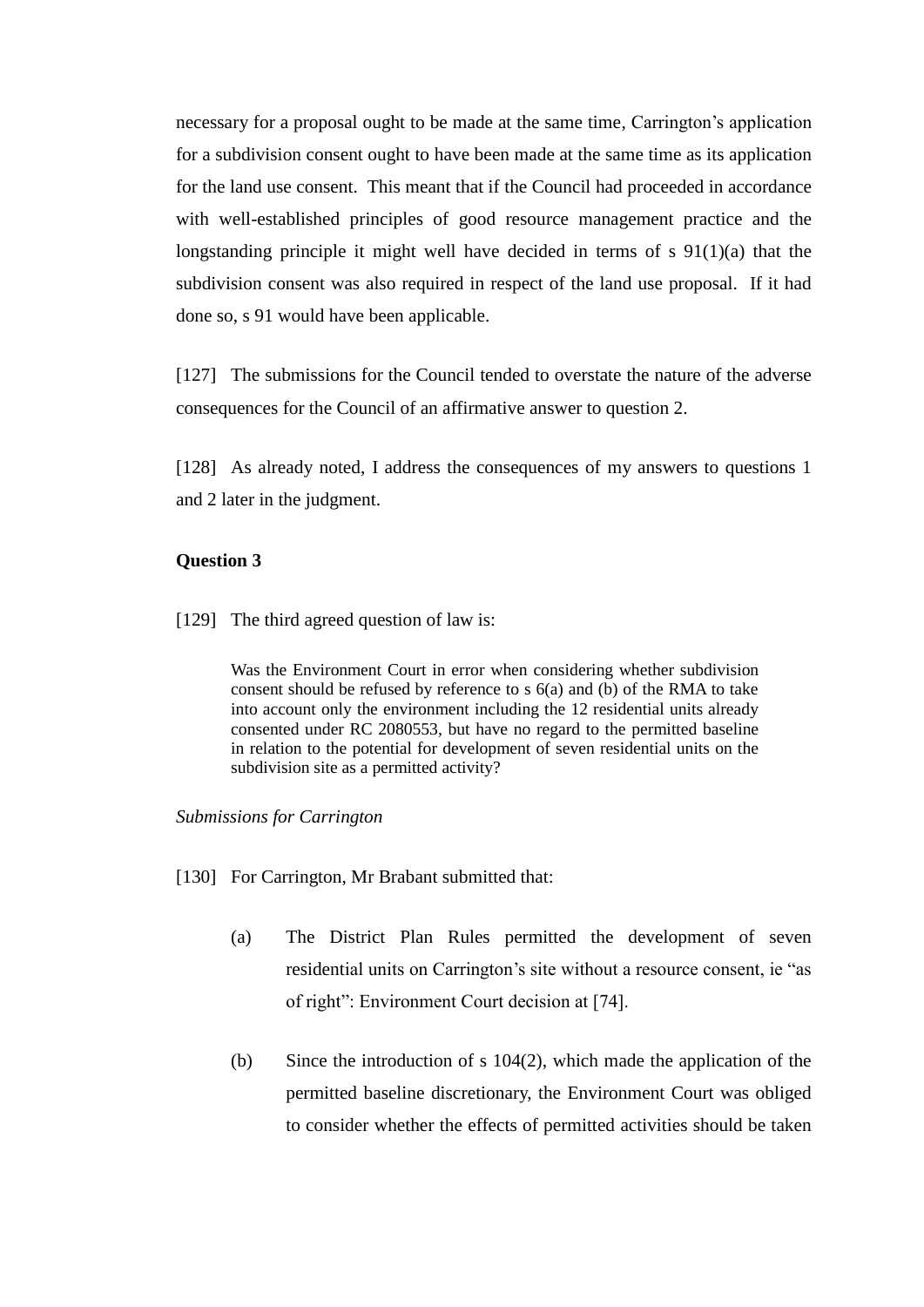necessary for a proposal ought to be made at the same time, Carrington's application for a subdivision consent ought to have been made at the same time as its application for the land use consent. This meant that if the Council had proceeded in accordance with well-established principles of good resource management practice and the longstanding principle it might well have decided in terms of s 91(1)(a) that the subdivision consent was also required in respect of the land use proposal. If it had done so, s 91 would have been applicable.

[127] The submissions for the Council tended to overstate the nature of the adverse consequences for the Council of an affirmative answer to question 2.

[128] As already noted, I address the consequences of my answers to questions 1 and 2 later in the judgment.

**Question 3**

[129] The third agreed question of law is:

> Was the Environment Court in error when considering whether subdivision consent should be refused by reference to s 6(a) and (b) of the RMA to take into account only the environment including the 12 residential units already consented under RC 2080553, but have no regard to the permitted baseline in relation to the potential for development of seven residential units on the subdivision site as a permitted activity?

*Submissions for Carrington*

[130] For Carrington, Mr Brabant submitted that:

(a) The District Plan Rules permitted the development of seven residential units on Carrington's site without a resource consent, ie "as of right": Environment Court decision at [74].

(b) Since the introduction of s 104(2), which made the application of the permitted baseline discretionary, the Environment Court was obliged to consider whether the effects of permitted activities should be taken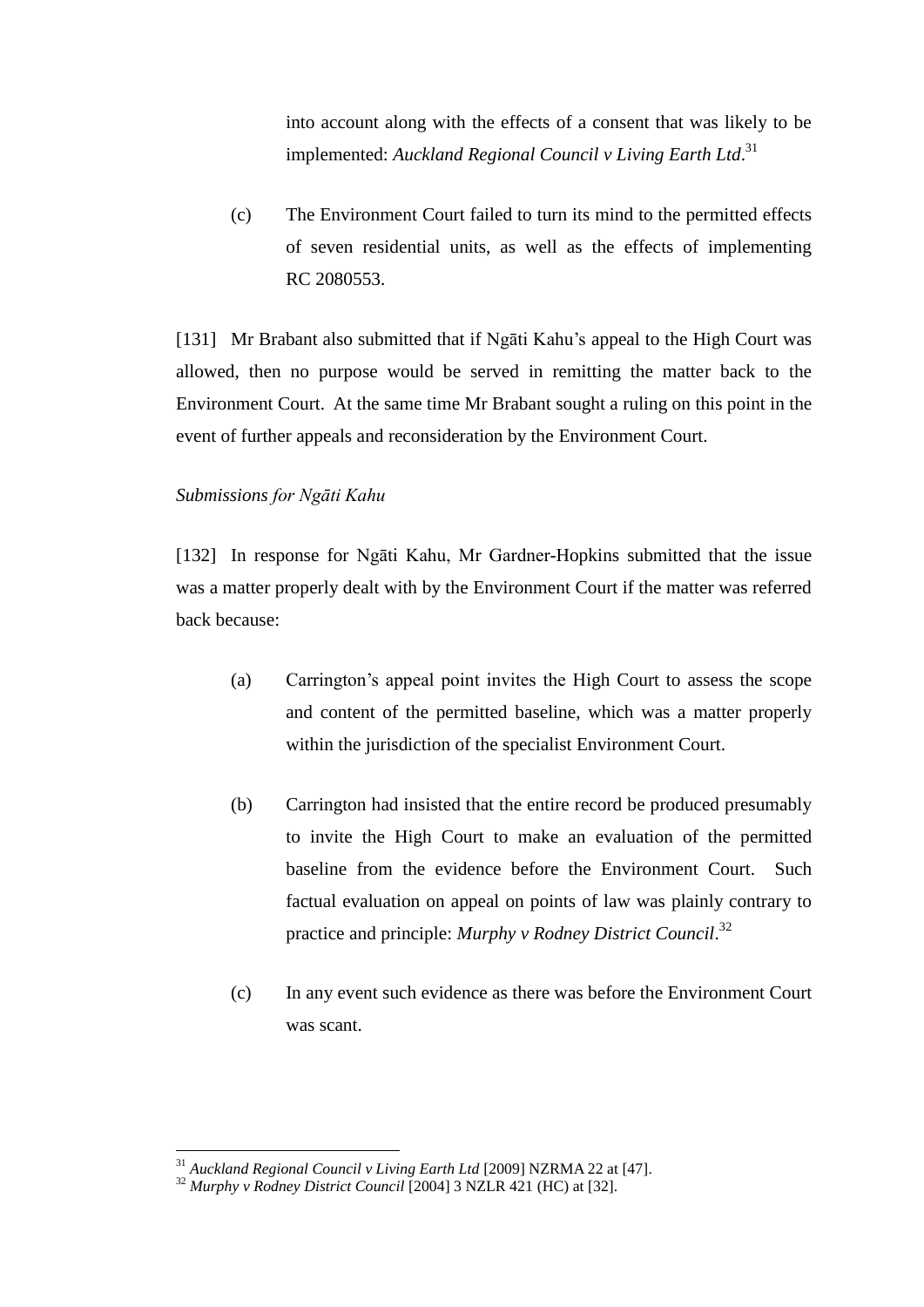into account along with the effects of a consent that was likely to be implemented: *Auckland Regional Council v Living Earth Ltd*.[31]

(c) The Environment Court failed to turn its mind to the permitted effects of seven residential units, as well as the effects of implementing RC 2080553.

[131] Mr Brabant also submitted that if Ngāti Kahu's appeal to the High Court was allowed, then no purpose would be served in remitting the matter back to the Environment Court. At the same time Mr Brabant sought a ruling on this point in the event of further appeals and reconsideration by the Environment Court.

*Submissions for Ngāti Kahu*

[132] In response for Ngāti Kahu, Mr Gardner-Hopkins submitted that the issue was a matter properly dealt with by the Environment Court if the matter was referred back because:

(a) Carrington's appeal point invites the High Court to assess the scope and content of the permitted baseline, which was a matter properly within the jurisdiction of the specialist Environment Court.

(b) Carrington had insisted that the entire record be produced presumably to invite the High Court to make an evaluation of the permitted baseline from the evidence before the Environment Court. Such factual evaluation on appeal on points of law was plainly contrary to practice and principle: *Murphy v Rodney District Council*.[32]

(c) In any event such evidence as there was before the Environment Court was scant.

---

[31] *Auckland Regional Council v Living Earth Ltd* [2009] NZRMA 22 at [47].

[32] *Murphy v Rodney District Council* [2004] 3 NZLR 421 (HC) at [32].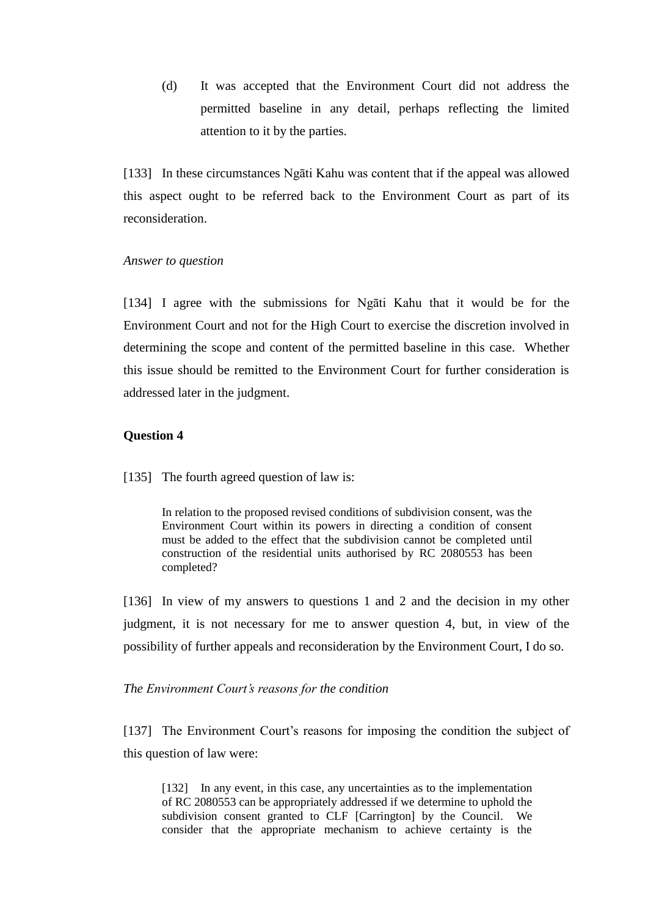(d) It was accepted that the Environment Court did not address the permitted baseline in any detail, perhaps reflecting the limited attention to it by the parties.

[133] In these circumstances Ngāti Kahu was content that if the appeal was allowed this aspect ought to be referred back to the Environment Court as part of its reconsideration.

*Answer to question*

[134] I agree with the submissions for Ngāti Kahu that it would be for the Environment Court and not for the High Court to exercise the discretion involved in determining the scope and content of the permitted baseline in this case. Whether this issue should be remitted to the Environment Court for further consideration is addressed later in the judgment.

**Question 4**

[135] The fourth agreed question of law is:

> In relation to the proposed revised conditions of subdivision consent, was the Environment Court within its powers in directing a condition of consent must be added to the effect that the subdivision cannot be completed until construction of the residential units authorised by RC 2080553 has been completed?

[136] In view of my answers to questions 1 and 2 and the decision in my other judgment, it is not necessary for me to answer question 4, but, in view of the possibility of further appeals and reconsideration by the Environment Court, I do so.

*The Environment Court's reasons for the condition*

[137] The Environment Court's reasons for imposing the condition the subject of this question of law were:

> [132] In any event, in this case, any uncertainties as to the implementation of RC 2080553 can be appropriately addressed if we determine to uphold the subdivision consent granted to CLF [Carrington] by the Council. We consider that the appropriate mechanism to achieve certainty is the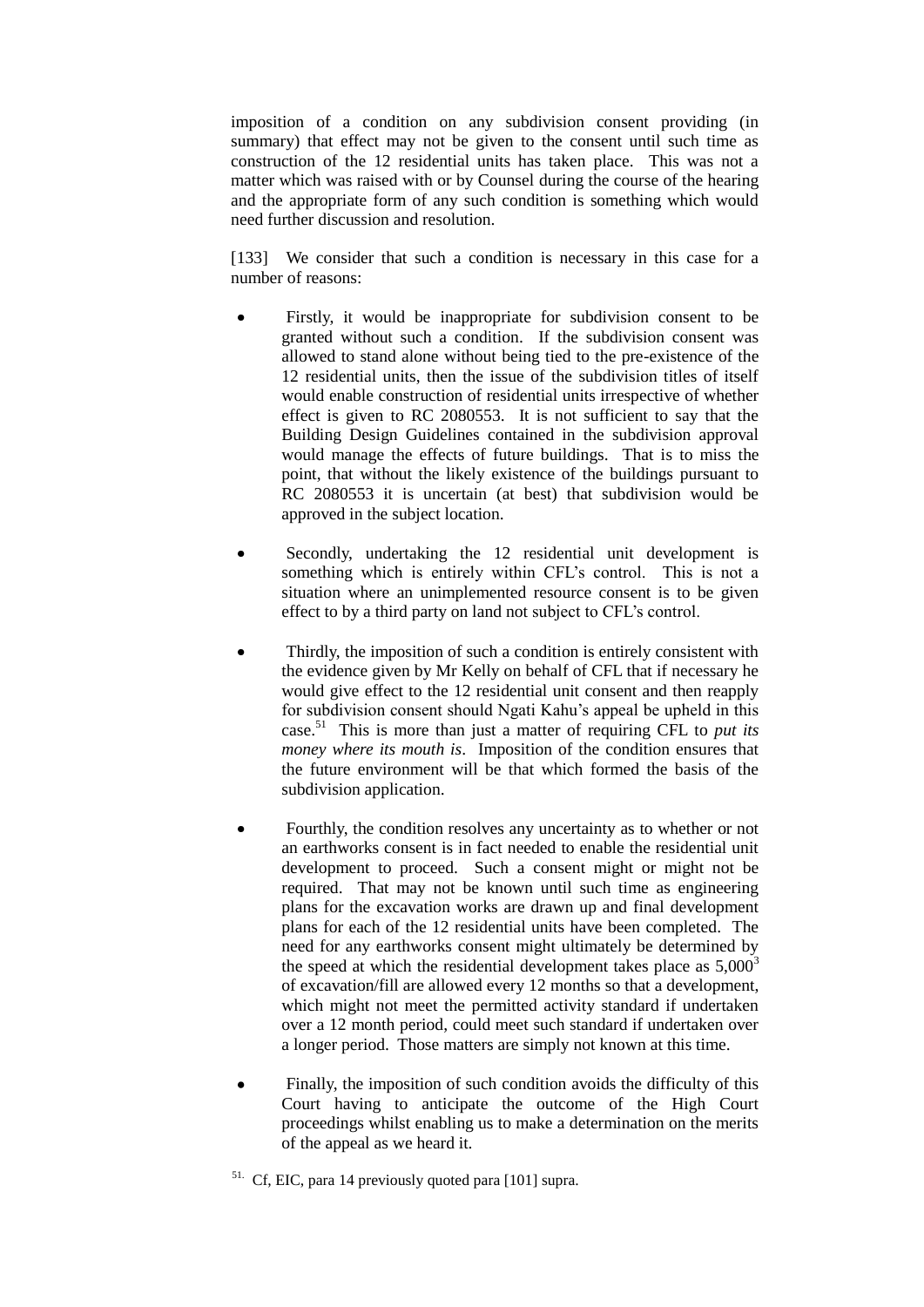imposition of a condition on any subdivision consent providing (in summary) that effect may not be given to the consent until such time as construction of the 12 residential units has taken place. This was not a matter which was raised with or by Counsel during the course of the hearing and the appropriate form of any such condition is something which would need further discussion and resolution.

[133] We consider that such a condition is necessary in this case for a number of reasons:

- Firstly, it would be inappropriate for subdivision consent to be granted without such a condition. If the subdivision consent was allowed to stand alone without being tied to the pre-existence of the 12 residential units, then the issue of the subdivision titles of itself would enable construction of residential units irrespective of whether effect is given to RC 2080553. It is not sufficient to say that the Building Design Guidelines contained in the subdivision approval would manage the effects of future buildings. That is to miss the point, that without the likely existence of the buildings pursuant to RC 2080553 it is uncertain (at best) that subdivision would be approved in the subject location.

- Secondly, undertaking the 12 residential unit development is something which is entirely within CFL's control. This is not a situation where an unimplemented resource consent is to be given effect to by a third party on land not subject to CFL's control.

- Thirdly, the imposition of such a condition is entirely consistent with the evidence given by Mr Kelly on behalf of CFL that if necessary he would give effect to the 12 residential unit consent and then reapply for subdivision consent should Ngati Kahu's appeal be upheld in this case.[51] This is more than just a matter of requiring CFL to *put its money where its mouth is*. Imposition of the condition ensures that the future environment will be that which formed the basis of the subdivision application.

- Fourthly, the condition resolves any uncertainty as to whether or not an earthworks consent is in fact needed to enable the residential unit development to proceed. Such a consent might or might not be required. That may not be known until such time as engineering plans for the excavation works are drawn up and final development plans for each of the 12 residential units have been completed. The need for any earthworks consent might ultimately be determined by the speed at which the residential development takes place as $5,000^3$ of excavation/fill are allowed every 12 months so that a development, which might not meet the permitted activity standard if undertaken over a 12 month period, could meet such standard if undertaken over a longer period. Those matters are simply not known at this time.

- Finally, the imposition of such condition avoids the difficulty of this Court having to anticipate the outcome of the High Court proceedings whilst enabling us to make a determination on the merits of the appeal as we heard it.

[51] Cf, EIC, para 14 previously quoted para [101] supra.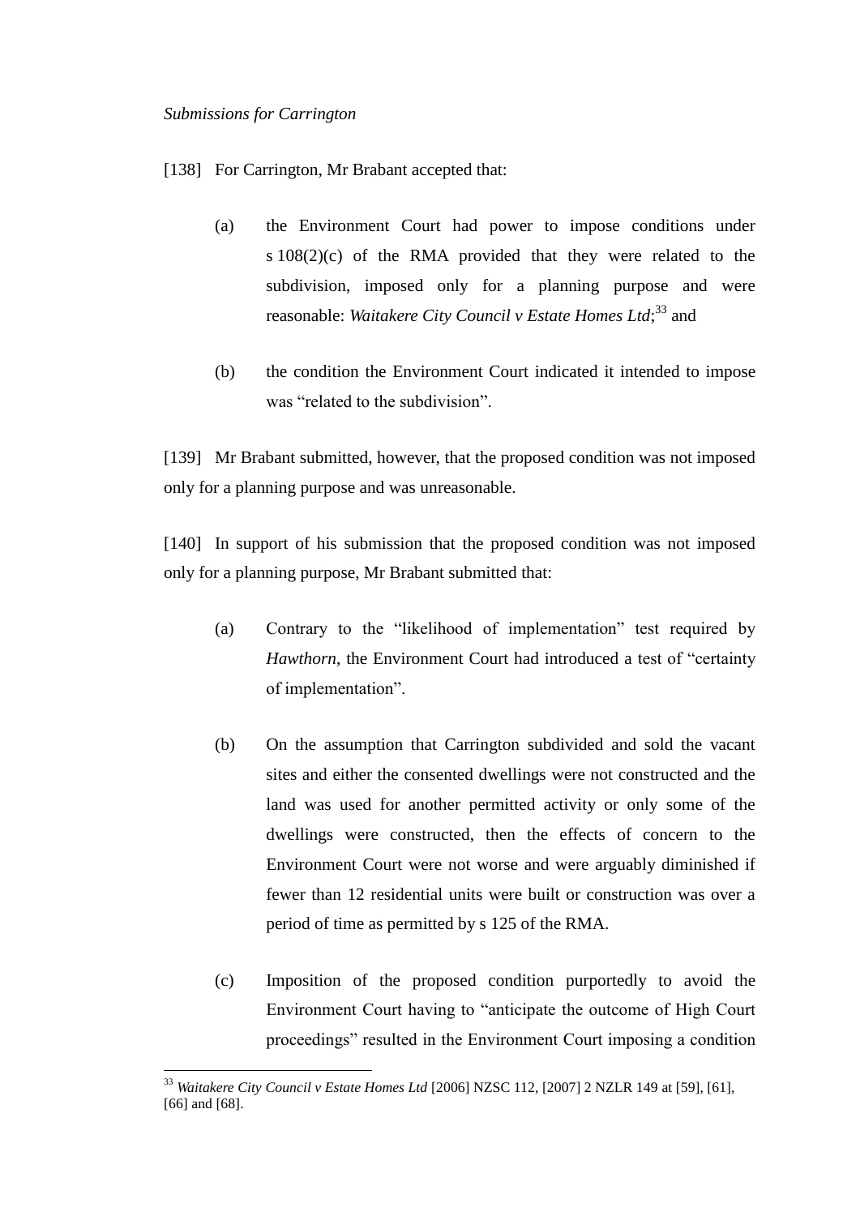*Submissions for Carrington*

[138] For Carrington, Mr Brabant accepted that:

(a) the Environment Court had power to impose conditions under s 108(2)(c) of the RMA provided that they were related to the subdivision, imposed only for a planning purpose and were reasonable: *Waitakere City Council v Estate Homes Ltd*;[33] and

(b) the condition the Environment Court indicated it intended to impose was "related to the subdivision".

[139] Mr Brabant submitted, however, that the proposed condition was not imposed only for a planning purpose and was unreasonable.

[140] In support of his submission that the proposed condition was not imposed only for a planning purpose, Mr Brabant submitted that:

(a) Contrary to the "likelihood of implementation" test required by *Hawthorn*, the Environment Court had introduced a test of "certainty of implementation".

(b) On the assumption that Carrington subdivided and sold the vacant sites and either the consented dwellings were not constructed and the land was used for another permitted activity or only some of the dwellings were constructed, then the effects of concern to the Environment Court were not worse and were arguably diminished if fewer than 12 residential units were built or construction was over a period of time as permitted by s 125 of the RMA.

(c) Imposition of the proposed condition purportedly to avoid the Environment Court having to "anticipate the outcome of High Court proceedings" resulted in the Environment Court imposing a condition

[33] *Waitakere City Council v Estate Homes Ltd* [2006] NZSC 112, [2007] 2 NZLR 149 at [59], [61], [66] and [68].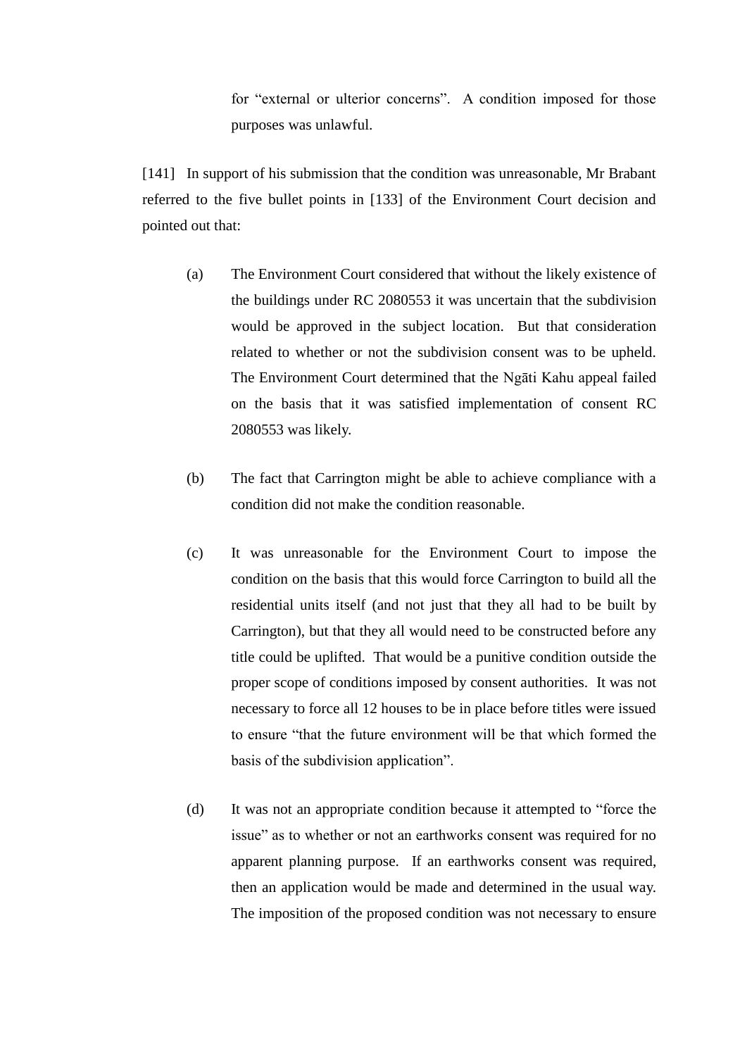for "external or ulterior concerns". A condition imposed for those purposes was unlawful.

[141] In support of his submission that the condition was unreasonable, Mr Brabant referred to the five bullet points in [133] of the Environment Court decision and pointed out that:

(a) The Environment Court considered that without the likely existence of the buildings under RC 2080553 it was uncertain that the subdivision would be approved in the subject location. But that consideration related to whether or not the subdivision consent was to be upheld. The Environment Court determined that the Ngāti Kahu appeal failed on the basis that it was satisfied implementation of consent RC 2080553 was likely.

(b) The fact that Carrington might be able to achieve compliance with a condition did not make the condition reasonable.

(c) It was unreasonable for the Environment Court to impose the condition on the basis that this would force Carrington to build all the residential units itself (and not just that they all had to be built by Carrington), but that they all would need to be constructed before any title could be uplifted. That would be a punitive condition outside the proper scope of conditions imposed by consent authorities. It was not necessary to force all 12 houses to be in place before titles were issued to ensure "that the future environment will be that which formed the basis of the subdivision application".

(d) It was not an appropriate condition because it attempted to "force the issue" as to whether or not an earthworks consent was required for no apparent planning purpose. If an earthworks consent was required, then an application would be made and determined in the usual way. The imposition of the proposed condition was not necessary to ensure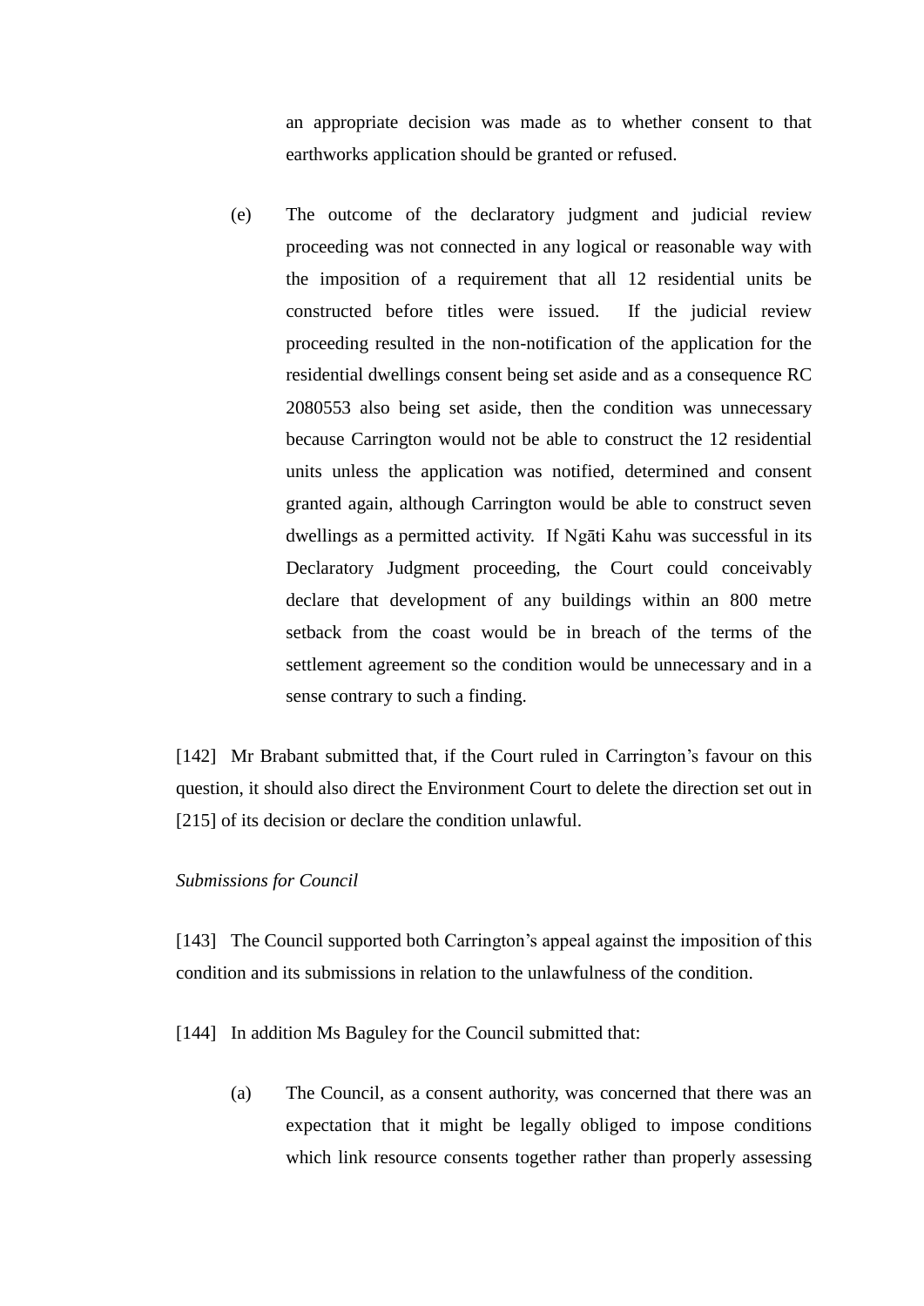an appropriate decision was made as to whether consent to that earthworks application should be granted or refused.

(e) The outcome of the declaratory judgment and judicial review proceeding was not connected in any logical or reasonable way with the imposition of a requirement that all 12 residential units be constructed before titles were issued. If the judicial review proceeding resulted in the non-notification of the application for the residential dwellings consent being set aside and as a consequence RC 2080553 also being set aside, then the condition was unnecessary because Carrington would not be able to construct the 12 residential units unless the application was notified, determined and consent granted again, although Carrington would be able to construct seven dwellings as a permitted activity. If Ngāti Kahu was successful in its Declaratory Judgment proceeding, the Court could conceivably declare that development of any buildings within an 800 metre setback from the coast would be in breach of the terms of the settlement agreement so the condition would be unnecessary and in a sense contrary to such a finding.

[142] Mr Brabant submitted that, if the Court ruled in Carrington's favour on this question, it should also direct the Environment Court to delete the direction set out in [215] of its decision or declare the condition unlawful.

*Submissions for Council*

[143] The Council supported both Carrington's appeal against the imposition of this condition and its submissions in relation to the unlawfulness of the condition.

[144] In addition Ms Baguley for the Council submitted that:

(a) The Council, as a consent authority, was concerned that there was an expectation that it might be legally obliged to impose conditions which link resource consents together rather than properly assessing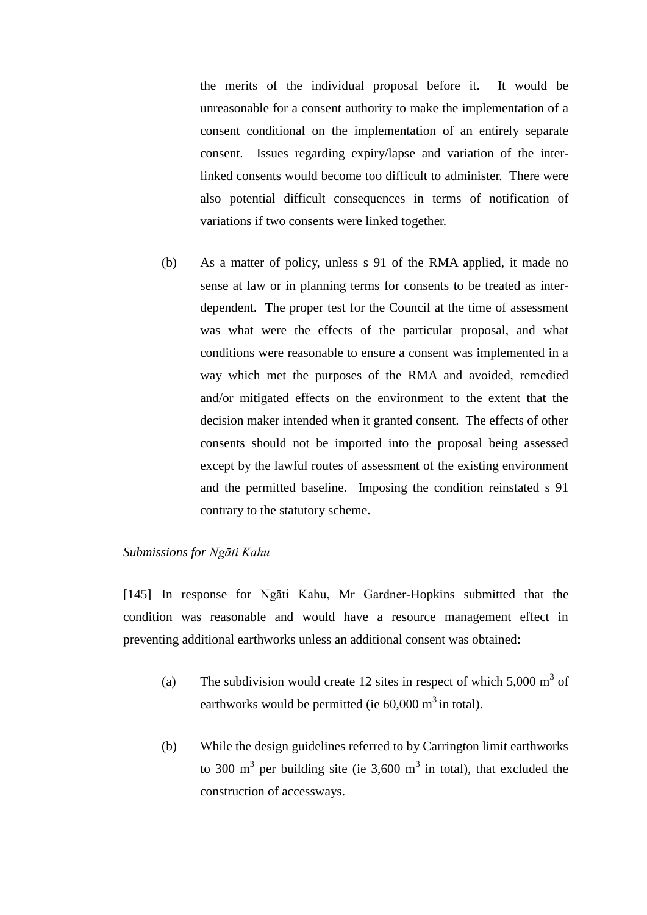the merits of the individual proposal before it. It would be unreasonable for a consent authority to make the implementation of a consent conditional on the implementation of an entirely separate consent. Issues regarding expiry/lapse and variation of the inter-linked consents would become too difficult to administer. There were also potential difficult consequences in terms of notification of variations if two consents were linked together.

(b) As a matter of policy, unless s 91 of the RMA applied, it made no sense at law or in planning terms for consents to be treated as inter-dependent. The proper test for the Council at the time of assessment was what were the effects of the particular proposal, and what conditions were reasonable to ensure a consent was implemented in a way which met the purposes of the RMA and avoided, remedied and/or mitigated effects on the environment to the extent that the decision maker intended when it granted consent. The effects of other consents should not be imported into the proposal being assessed except by the lawful routes of assessment of the existing environment and the permitted baseline. Imposing the condition reinstated s 91 contrary to the statutory scheme.

*Submissions for Ngāti Kahu*

[145] In response for Ngāti Kahu, Mr Gardner-Hopkins submitted that the condition was reasonable and would have a resource management effect in preventing additional earthworks unless an additional consent was obtained:

(a) The subdivision would create 12 sites in respect of which 5,000 $m^3$ of earthworks would be permitted (ie 60,000 $m^3$ in total).

(b) While the design guidelines referred to by Carrington limit earthworks to 300 $m^3$ per building site (ie 3,600 $m^3$ in total), that excluded the construction of accessways.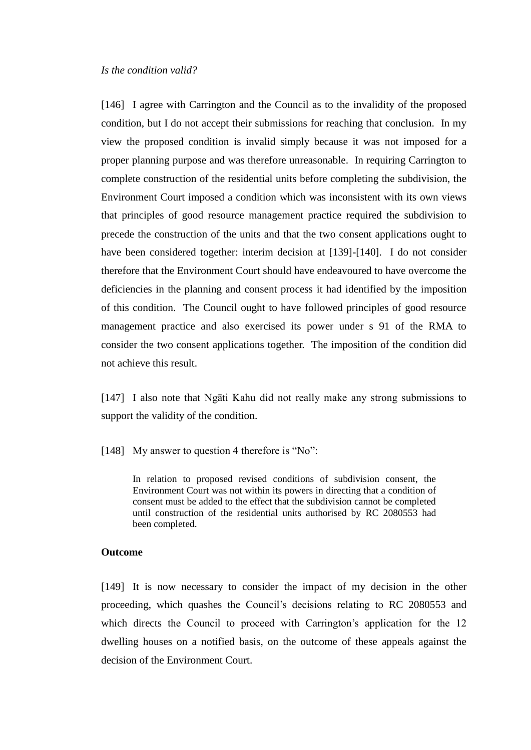*Is the condition valid?*

[146] I agree with Carrington and the Council as to the invalidity of the proposed condition, but I do not accept their submissions for reaching that conclusion. In my view the proposed condition is invalid simply because it was not imposed for a proper planning purpose and was therefore unreasonable. In requiring Carrington to complete construction of the residential units before completing the subdivision, the Environment Court imposed a condition which was inconsistent with its own views that principles of good resource management practice required the subdivision to precede the construction of the units and that the two consent applications ought to have been considered together: interim decision at [139]-[140]. I do not consider therefore that the Environment Court should have endeavoured to have overcome the deficiencies in the planning and consent process it had identified by the imposition of this condition. The Council ought to have followed principles of good resource management practice and also exercised its power under s 91 of the RMA to consider the two consent applications together. The imposition of the condition did not achieve this result.

[147] I also note that Ngāti Kahu did not really make any strong submissions to support the validity of the condition.

[148] My answer to question 4 therefore is "No":

> In relation to proposed revised conditions of subdivision consent, the Environment Court was not within its powers in directing that a condition of consent must be added to the effect that the subdivision cannot be completed until construction of the residential units authorised by RC 2080553 had been completed.

**Outcome**

[149] It is now necessary to consider the impact of my decision in the other proceeding, which quashes the Council's decisions relating to RC 2080553 and which directs the Council to proceed with Carrington's application for the 12 dwelling houses on a notified basis, on the outcome of these appeals against the decision of the Environment Court.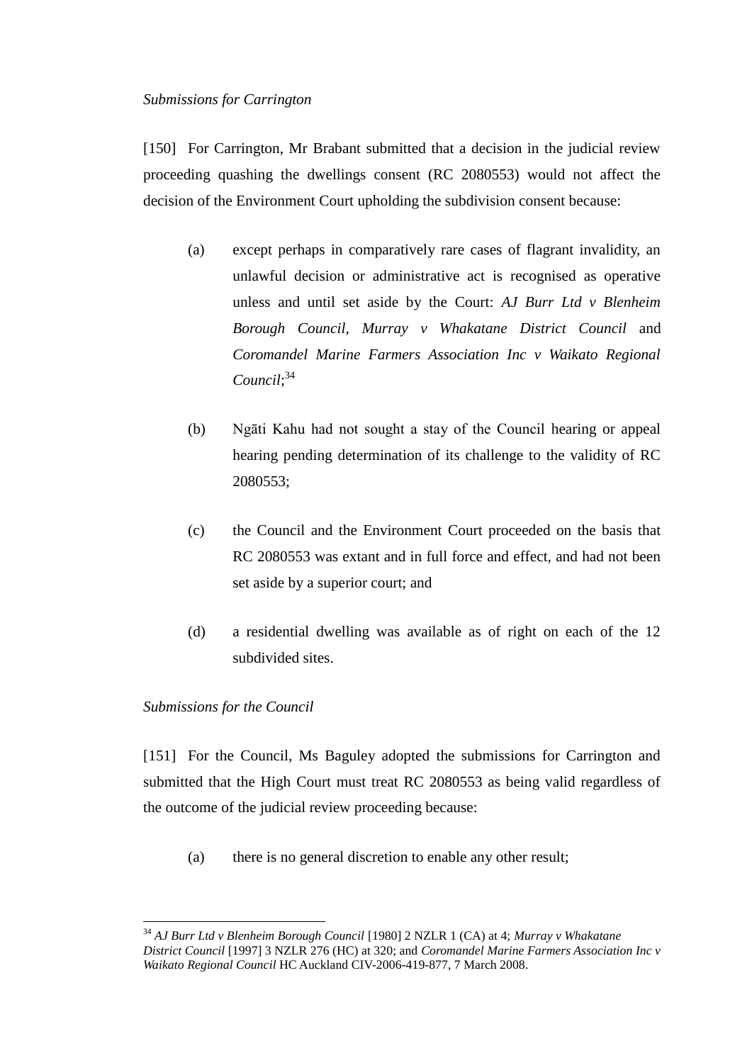*Submissions for Carrington*

[150] For Carrington, Mr Brabant submitted that a decision in the judicial review proceeding quashing the dwellings consent (RC 2080553) would not affect the decision of the Environment Court upholding the subdivision consent because:

(a) except perhaps in comparatively rare cases of flagrant invalidity, an unlawful decision or administrative act is recognised as operative unless and until set aside by the Court: *AJ Burr Ltd v Blenheim Borough Council*, *Murray v Whakatane District Council* and *Coromandel Marine Farmers Association Inc v Waikato Regional Council*;[34]

(b) Ngāti Kahu had not sought a stay of the Council hearing or appeal hearing pending determination of its challenge to the validity of RC 2080553;

(c) the Council and the Environment Court proceeded on the basis that RC 2080553 was extant and in full force and effect, and had not been set aside by a superior court; and

(d) a residential dwelling was available as of right on each of the 12 subdivided sites.

*Submissions for the Council*

[151] For the Council, Ms Baguley adopted the submissions for Carrington and submitted that the High Court must treat RC 2080553 as being valid regardless of the outcome of the judicial review proceeding because:

(a) there is no general discretion to enable any other result;

---

[34] *AJ Burr Ltd v Blenheim Borough Council* [1980] 2 NZLR 1 (CA) at 4; *Murray v Whakatane District Council* [1997] 3 NZLR 276 (HC) at 320; and *Coromandel Marine Farmers Association Inc v Waikato Regional Council* HC Auckland CIV-2006-419-877, 7 March 2008.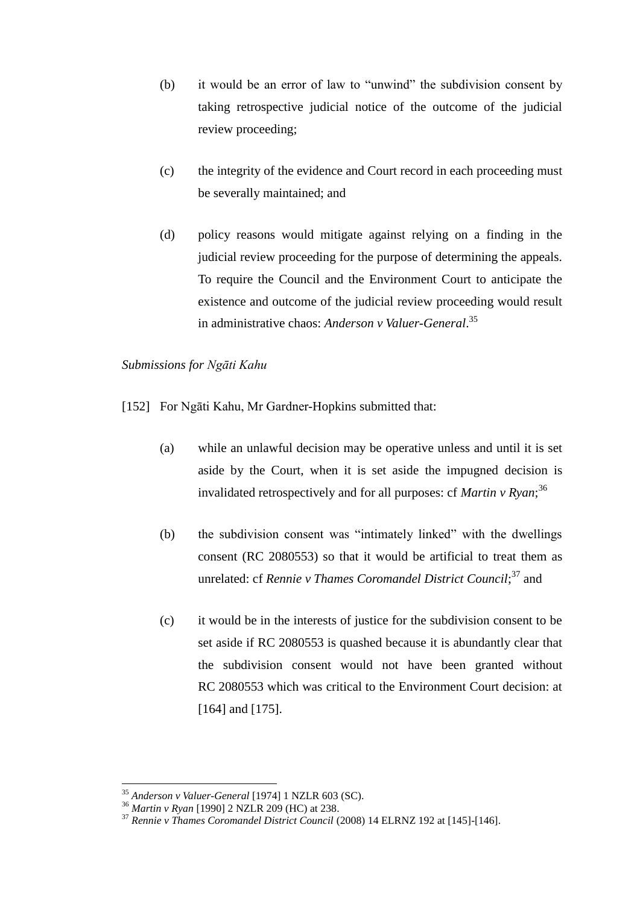(b) it would be an error of law to "unwind" the subdivision consent by taking retrospective judicial notice of the outcome of the judicial review proceeding;

(c) the integrity of the evidence and Court record in each proceeding must be severally maintained; and

(d) policy reasons would mitigate against relying on a finding in the judicial review proceeding for the purpose of determining the appeals. To require the Council and the Environment Court to anticipate the existence and outcome of the judicial review proceeding would result in administrative chaos: *Anderson v Valuer-General*.[35]

*Submissions for Ngāti Kahu*

[152] For Ngāti Kahu, Mr Gardner-Hopkins submitted that:

(a) while an unlawful decision may be operative unless and until it is set aside by the Court, when it is set aside the impugned decision is invalidated retrospectively and for all purposes: cf *Martin v Ryan*;[36]

(b) the subdivision consent was "intimately linked" with the dwellings consent (RC 2080553) so that it would be artificial to treat them as unrelated: cf *Rennie v Thames Coromandel District Council*;[37] and

(c) it would be in the interests of justice for the subdivision consent to be set aside if RC 2080553 is quashed because it is abundantly clear that the subdivision consent would not have been granted without RC 2080553 which was critical to the Environment Court decision: at [164] and [175].

---

[35] *Anderson v Valuer-General* [1974] 1 NZLR 603 (SC).
[36] *Martin v Ryan* [1990] 2 NZLR 209 (HC) at 238.
[37] *Rennie v Thames Coromandel District Council* (2008) 14 ELRNZ 192 at [145]-[146].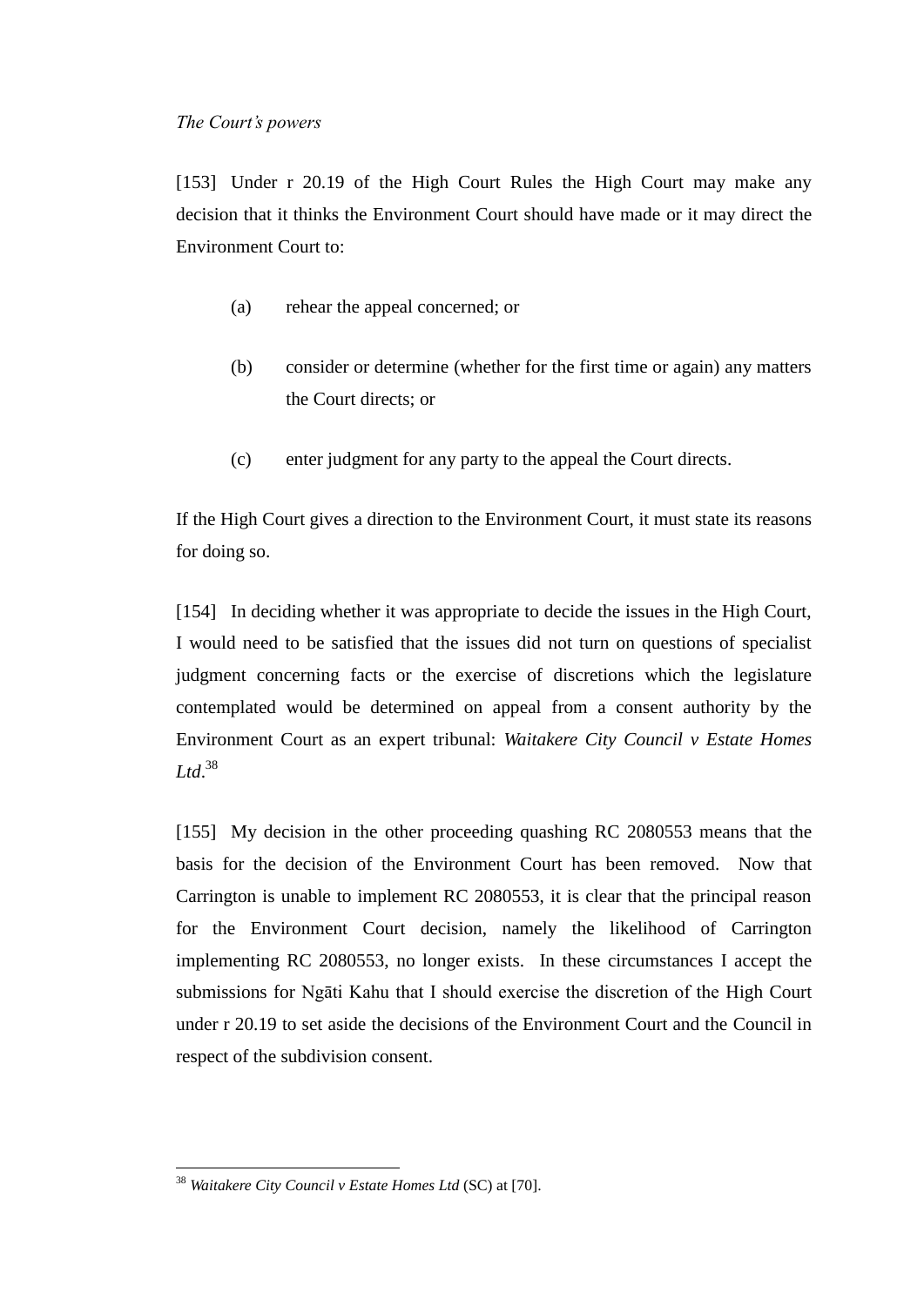*The Court's powers*

[153] Under r 20.19 of the High Court Rules the High Court may make any decision that it thinks the Environment Court should have made or it may direct the Environment Court to:

(a) rehear the appeal concerned; or

(b) consider or determine (whether for the first time or again) any matters the Court directs; or

(c) enter judgment for any party to the appeal the Court directs.

If the High Court gives a direction to the Environment Court, it must state its reasons for doing so.

[154] In deciding whether it was appropriate to decide the issues in the High Court, I would need to be satisfied that the issues did not turn on questions of specialist judgment concerning facts or the exercise of discretions which the legislature contemplated would be determined on appeal from a consent authority by the Environment Court as an expert tribunal: *Waitakere City Council v Estate Homes Ltd*.[38]

[155] My decision in the other proceeding quashing RC 2080553 means that the basis for the decision of the Environment Court has been removed. Now that Carrington is unable to implement RC 2080553, it is clear that the principal reason for the Environment Court decision, namely the likelihood of Carrington implementing RC 2080553, no longer exists. In these circumstances I accept the submissions for Ngāti Kahu that I should exercise the discretion of the High Court under r 20.19 to set aside the decisions of the Environment Court and the Council in respect of the subdivision consent.

---

[38] *Waitakere City Council v Estate Homes Ltd* (SC) at [70].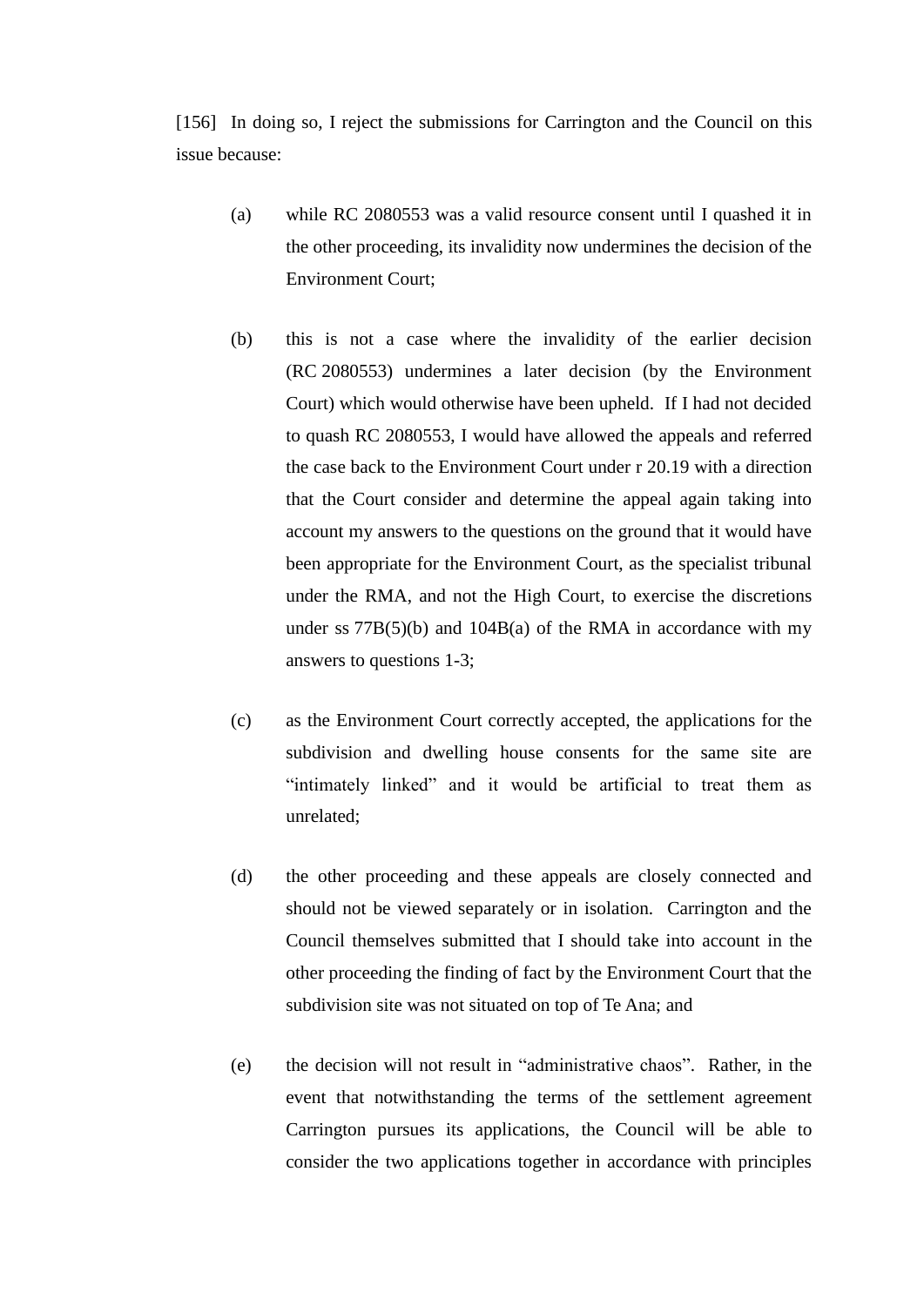[156] In doing so, I reject the submissions for Carrington and the Council on this issue because:

(a) while RC 2080553 was a valid resource consent until I quashed it in the other proceeding, its invalidity now undermines the decision of the Environment Court;

(b) this is not a case where the invalidity of the earlier decision (RC 2080553) undermines a later decision (by the Environment Court) which would otherwise have been upheld. If I had not decided to quash RC 2080553, I would have allowed the appeals and referred the case back to the Environment Court under r 20.19 with a direction that the Court consider and determine the appeal again taking into account my answers to the questions on the ground that it would have been appropriate for the Environment Court, as the specialist tribunal under the RMA, and not the High Court, to exercise the discretions under ss 77B(5)(b) and 104B(a) of the RMA in accordance with my answers to questions 1-3;

(c) as the Environment Court correctly accepted, the applications for the subdivision and dwelling house consents for the same site are "intimately linked" and it would be artificial to treat them as unrelated;

(d) the other proceeding and these appeals are closely connected and should not be viewed separately or in isolation. Carrington and the Council themselves submitted that I should take into account in the other proceeding the finding of fact by the Environment Court that the subdivision site was not situated on top of Te Ana; and

(e) the decision will not result in "administrative chaos". Rather, in the event that notwithstanding the terms of the settlement agreement Carrington pursues its applications, the Council will be able to consider the two applications together in accordance with principles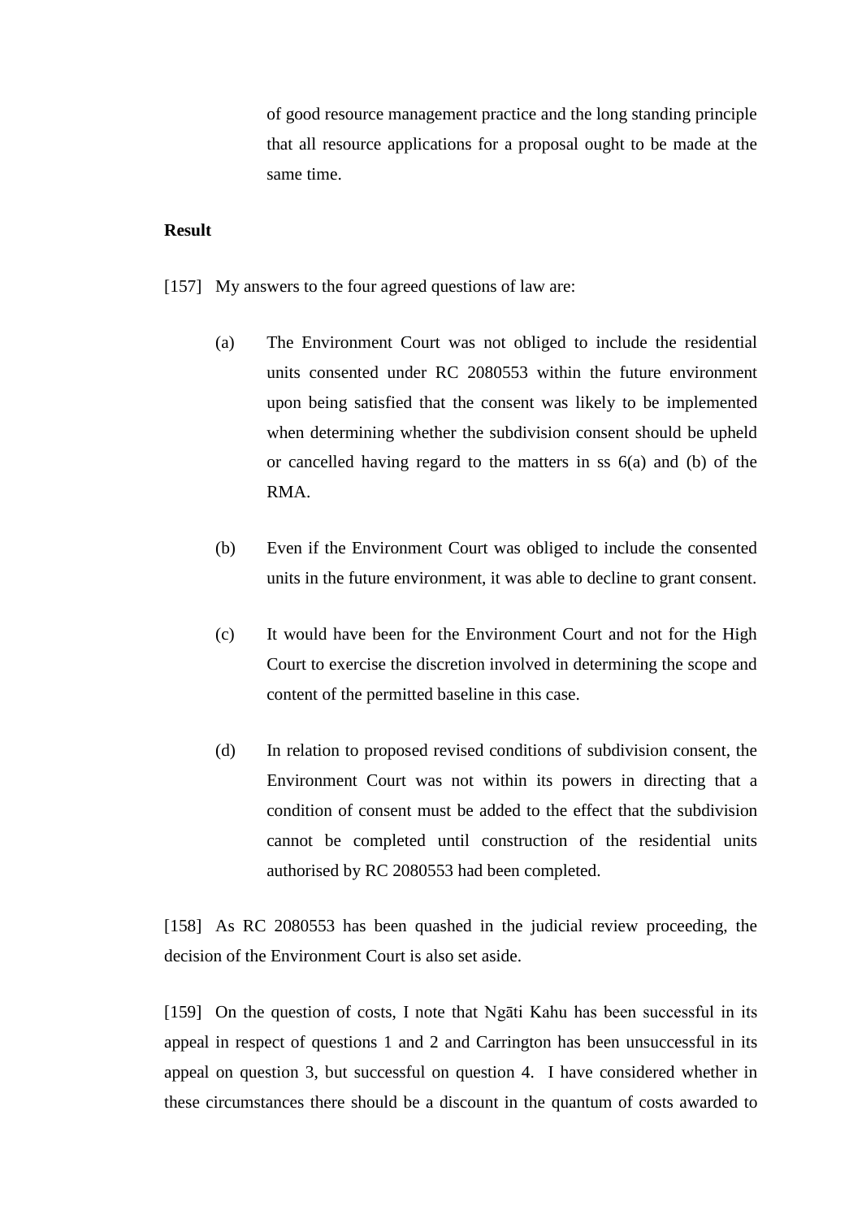of good resource management practice and the long standing principle that all resource applications for a proposal ought to be made at the same time.

**Result**

[157] My answers to the four agreed questions of law are:

(a) The Environment Court was not obliged to include the residential units consented under RC 2080553 within the future environment upon being satisfied that the consent was likely to be implemented when determining whether the subdivision consent should be upheld or cancelled having regard to the matters in ss 6(a) and (b) of the RMA.

(b) Even if the Environment Court was obliged to include the consented units in the future environment, it was able to decline to grant consent.

(c) It would have been for the Environment Court and not for the High Court to exercise the discretion involved in determining the scope and content of the permitted baseline in this case.

(d) In relation to proposed revised conditions of subdivision consent, the Environment Court was not within its powers in directing that a condition of consent must be added to the effect that the subdivision cannot be completed until construction of the residential units authorised by RC 2080553 had been completed.

[158] As RC 2080553 has been quashed in the judicial review proceeding, the decision of the Environment Court is also set aside.

[159] On the question of costs, I note that Ngāti Kahu has been successful in its appeal in respect of questions 1 and 2 and Carrington has been unsuccessful in its appeal on question 3, but successful on question 4. I have considered whether in these circumstances there should be a discount in the quantum of costs awarded to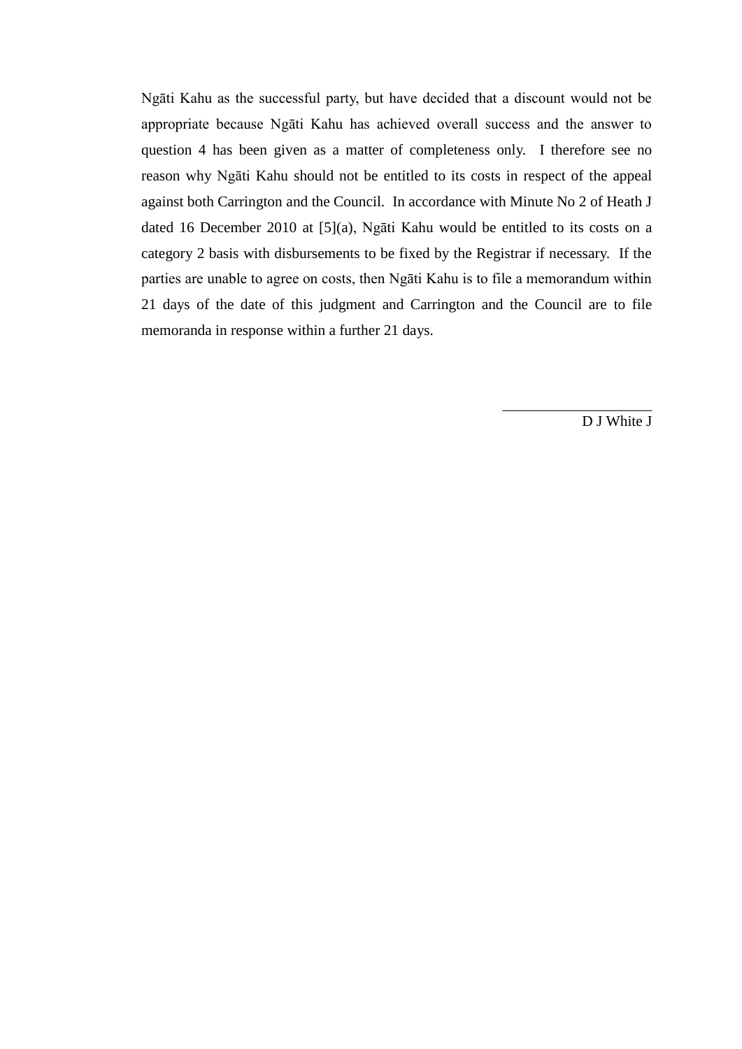Ngāti Kahu as the successful party, but have decided that a discount would not be appropriate because Ngāti Kahu has achieved overall success and the answer to question 4 has been given as a matter of completeness only. I therefore see no reason why Ngāti Kahu should not be entitled to its costs in respect of the appeal against both Carrington and the Council. In accordance with Minute No 2 of Heath J dated 16 December 2010 at [5](a), Ngāti Kahu would be entitled to its costs on a category 2 basis with disbursements to be fixed by the Registrar if necessary. If the parties are unable to agree on costs, then Ngāti Kahu is to file a memorandum within 21 days of the date of this judgment and Carrington and the Council are to file memoranda in response within a further 21 days.

\_\_\_\_\_\_\_\_\_\_\_\_\_\_\_\_\_\_\_\_\_\_

D J White J